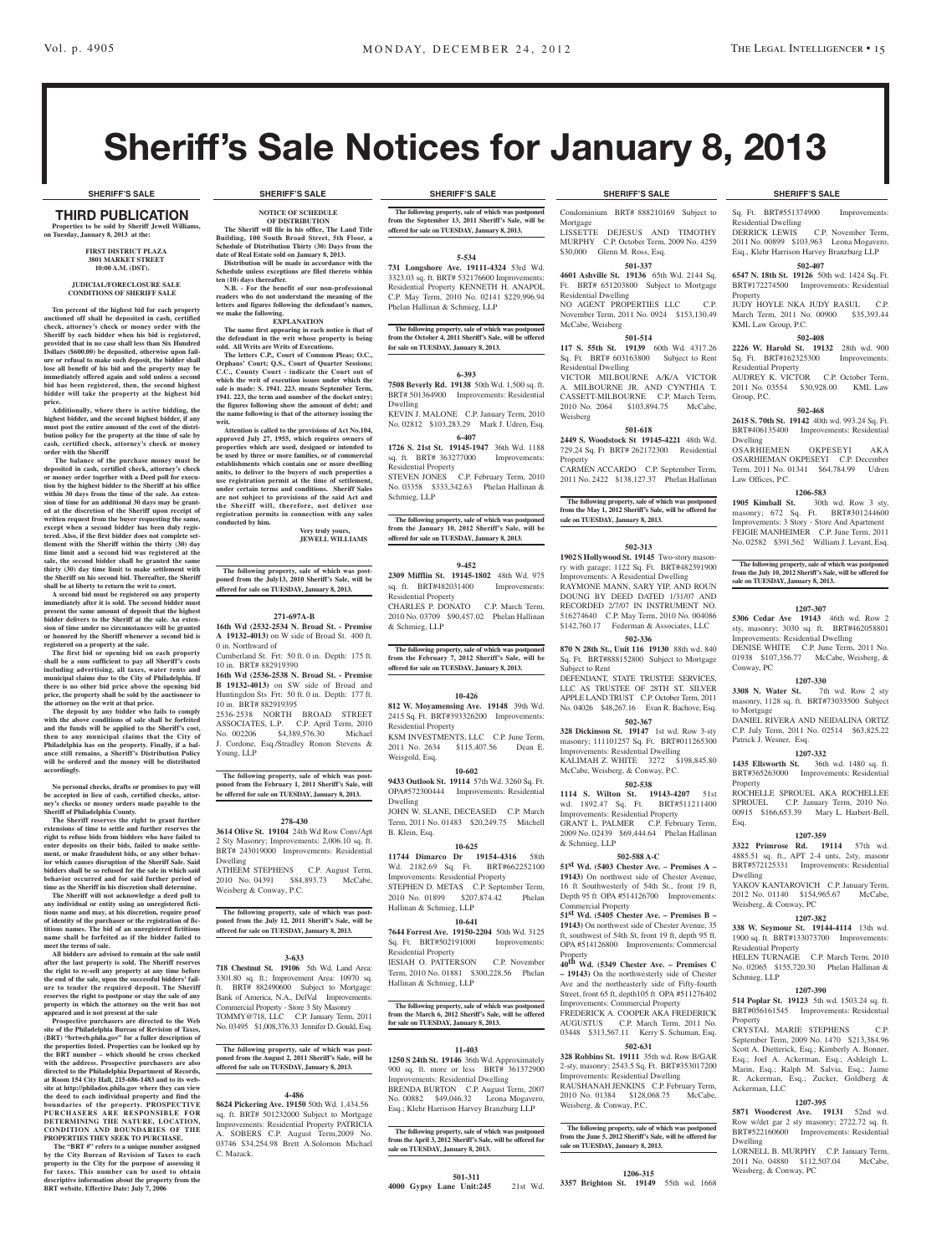# Sheriff's Sale Notices for January 8, 2013

SHERIFF'S SALE

## THIRD PUBLICATION

**Properties to be sold by Sheriff Jewell Williams, on Tuesday, January 8, 2013 at the:**

**FIRST DISTRICT PLAZA**
**3801 MARKET STREET**
**10:00 A.M. (DST).**

**JUDICIAL/FORECLOSURE SALE CONDITIONS OF SHERIFF SALE**

**Ten percent of the highest bid for each property auctioned off shall be deposited in cash, certified check, attorney's check or money order with the Sheriff by each bidder when his bid is registered, provided that in no case shall less than Six Hundred Dollars ($600.00) be deposited, otherwise upon failure or refusal to make such deposit, the bidder shall lose all benefit of his bid and the property may be immediately offered again and sold unless a second bid has been registered, then, the second highest bidder will take the property at the highest bid price.**

**Additionally, where there is active bidding, the highest bidder, and the second highest bidder, if any must post the entire amount of the cost of the distribution policy for the property at the time of sale by cash, certified check, attorney's check or money order with the Sheriff**

**The balance of the purchase money must be deposited in cash, certified check, attorney's check or money order together with a Deed poll for execution by the highest bidder to the Sheriff at his office within 30 days from the time of the sale. An extension of time for an additional 30 days may be granted at the discretion of the Sheriff upon receipt of written request from the buyer requesting the same, except when a second bidder has been duly registered. Also, if the first bidder does not complete settlement with the Sheriff within the thirty (30) day time limit and a second bid was registered at the sale, the second bidder shall be granted the same thirty (30) day time limit to make settlement with the Sheriff on his second bid. Thereafter, the Sheriff shall be at liberty to return the writ to court.**

**A second bid must be registered on any property immediately after it is sold. The second bidder must present the same amount of deposit that the highest bidder delivers to the Sheriff at the sale. An extension of time under no circumstances will be granted or honored by the Sheriff whenever a second bid is registered on a property at the sale.**

**The first bid or opening bid on each property shall be a sum sufficient to pay all Sheriff's costs including advertising, all taxes, water rents and municipal claims due to the City of Philadelphia. If there is no other bid price above the opening bid price, the property shall be sold by the auctioneer to the attorney on the writ at that price.**

**The deposit by any bidder who fails to comply with the above conditions of sale shall be forfeited and the funds will be applied to the Sheriff's cost, then to any municipal claims that the City of Philadelphia has on the property. Finally, if a balance still remains, a Sheriff's Distribution Policy will be ordered and the money will be distributed accordingly.**

**No personal checks, drafts or promises to pay will be accepted in lieu of cash, certified checks, attorney's checks or money orders made payable to the Sheriff of Philadelphia County.**

**The Sheriff reserves the right to grant further extensions of time to settle and further reserves the right to refuse bids from bidders who have failed to enter deposits on their bids, failed to make settlement, or make fraudulent bids, or any other behavior which causes disruption of the Sheriff Sale. Said bidders shall be so refused for the sale in which said behavior occurred and for said further period of time as the Sheriff in his discretion shall determine.**

**The Sheriff will not acknowledge a deed poll to any individual or entity using an unregistered fictitious name and may, at his discretion, require proof of identity of the purchaser or the registration of fictitious names. The bid of an unregistered fictitious name shall be forfeited as if the bidder failed to meet the terms of sale.**

**All bidders are advised to remain at the sale until after the last property is sold. The Sheriff reserves the right to re-sell any property at any time before the end of the sale, upon the successful bidders' failure to tender the required deposit. The Sheriff reserves the right to postpone or stay the sale of any property in which the attorney on the writ has not appeared and is not present at the sale**

**Prospective purchasers are directed to the Web site of the Philadelphia Bureau of Revision of Taxes, (BRT) "brtweb.phila.gov" for a fuller description of the properties listed. Properties can be looked up by the BRT number – which should be cross checked with the address. Prospective purchasers are also directed to the Philadelphia Department of Records, at Room 154 City Hall, 215-686-1483 and to its website at http://philadox.phila.gov where they can view the deed to each individual property and find the boundaries of the property. PROSPECTIVE PURCHASERS ARE RESPONSIBLE FOR DETERMINING THE NATURE, LOCATION, CONDITION AND BOUNDARIES OF THE PROPERTIES THEY SEEK TO PURCHASE.**

**The "BRT #" refers to a unique number assigned by the City Bureau of Revision of Taxes to each property in the City for the purpose of assessing it for taxes. This number can be used to obtain descriptive information about the property from the BRT website. Effective Date: July 7, 2006**

**NOTICE OF SCHEDULE OF DISTRIBUTION**

**The Sheriff will file in his office, The Land Title Building, 100 South Broad Street, 5th Floor, a Schedule of Distribution Thirty (30) Days from the date of Real Estate sold on January 8, 2013.**

**Distribution will be made in accordance with the Schedule unless exceptions are filed thereto within ten (10) days thereafter.**

**N.B. - For the benefit of our non-professional readers who do not understand the meaning of the letters and figures following the defendant's names, we make the following.**

**EXPLANATION**

**The name first appearing in each notice is that of the defendant in the writ whose property is being sold. All Writs are Writs of Executions.**

**The letters C.P., Court of Common Pleas; O.C., Orphans' Court; Q.S., Court of Quarter Sessions; C.C., County Court - indicate the Court out of which the writ of execution issues under which the sale is made: S. 1941. 223. means September Term, 1941. 223, the term and number of the docket entry; the figures following show the amount of debt; and the name following is that of the attorney issuing the writ.**

**Attention is called to the provisions of Act No.104, approved July 27, 1955, which requires owners of properties which are used, designed or intended to be used by three or more families, or of commercial establishments which contain one or more dwelling units, to deliver to the buyers of such properties a use registration permit at the time of settlement, under certain terms and conditions. Sheriff Sales are not subject to provisions of the said Act and the Sheriff will, therefore, not deliver use registration permits in connection with any sales conducted by him.**

**Very truly yours,**
**JEWELL WILLIAMS**

**The following property, sale of which was postponed from the July13, 2010 Sheriff's Sale, will be offered for sale on TUESDAY, January 8, 2013.**

**271-697A-B**

**16th Wd (2532-2534 N. Broad St. - Premise A 19132-4013)** on W side of Broad St. 400 ft. 0 in. Northward of Cumberland St. Frt: 50 ft. 0 in. Depth: 175 ft. 10 in. BRT# 882919390
**16th Wd (2536-2538 N. Broad St. - Premise B 19132-4013)** on SW side of Broad and Huntingdon Sts Frt: 50 ft. 0 in. Depth: 177 ft. 10 in. BRT# 882919395
2536-2538 NORTH BROAD STREET ASSOCIATES, L.P. C.P. April Term, 2010 No. 002206 $4,389,576.30 Michael J. Cordone, Esq./Stradley Ronon Stevens & Young, LLP

**The following property, sale of which was postponed from the February 1, 2011 Sheriff's Sale, will be offered for sale on TUESDAY, January 8, 2013.**

**278-430**

**3614 Olive St. 19104** 24th Wd Row Conv/Apt 2 Sty Masonry; Improvements: 2,006.10 sq. ft. BRT# 243019000 Improvements: Residential Dwelling
ATHEEM STEPHENS C.P. August Term, 2010 No. 04391 $84,893.73 McCabe, Weisberg & Conway, P.C.

**The following property, sale of which was postponed from the July 12, 2011 Sheriff's Sale, will be offered for sale on TUESDAY, January 8, 2013.**

**3-633**

**718 Chestnut St. 19106** 5th Wd. Land Area: 3301.80 sq. ft.; Improvement Area: 10970 sq. ft. BRT# 882490600 Subject to Mortgage: Bank of America, N.A., DelVal Improvements: Commercial Property - Store 3 Sty Masonry
TOMMY@718, LLC C.P. January Term, 2011 No. 03495 $1,008,376.33 Jennifer D. Gould, Esq.

**The following property, sale of which was postponed from the August 2, 2011 Sheriff's Sale, will be offered for sale on TUESDAY, January 8, 2013.**

**4-486**

**8624 Pickering Ave. 19150** 50th Wd. 1,434.56 sq. ft. BRT# 501232000 Subject to Mortgage Improvements: Residential Property PATRICIA A. SOBERS C.P. August Term,2009 No. 03746 $34,254.98 Brett A.Solomon Michael C. Mazack.

**The following property, sale of which was postponed from the September 13, 2011 Sheriff's Sale, will be offered for sale on TUESDAY, January 8, 2013.**

**5-534**

**731 Longshore Ave. 19111-4324** 53rd Wd. 3323.03 sq. ft. BRT# 532176600 Improvements: Residential Property KENNETH H. ANAPOL C.P. May Term, 2010 No. 02141 $229,996.94 Phelan Hallinan & Schmieg, LLP

**The following property, sale of which was postponed from the October 4, 2011 Sheriff's Sale, will be offered for sale on TUESDAY, January 8, 2013.**

**6-393**

**7508 Beverly Rd. 19138** 50th Wd. 1,500 sq. ft. BRT# 501364900 Improvements: Residential Dwelling
KEVIN J. MALONE C.P. January Term, 2010 No. 02812 $103,283.29 Mark J. Udren, Esq.

**6-407**

**1726 S. 21st St. 19145-1947** 36th Wd. 1188 sq. ft. BRT# 363277000 Improvements: Residential Property
STEVEN JONES C.P. February Term, 2010 No. 03358 $333,342.63 Phelan Hallinan & Schmieg, LLP

**The following property, sale of which was postponed from the January 10, 2012 Sheriff's Sale, will be offered for sale on TUESDAY, January 8, 2013.**

**9-452**

**2309 Mifflin St. 19145-1802** 48th Wd. 975 sq. ft. BRT#482031400 Improvements: Residential Property
CHARLES P. DONATO C.P. March Term, 2010 No. 03709 $90,457.02 Phelan Hallinan & Schmieg, LLP

**The following property, sale of which was postponed from the February 7, 2012 Sheriff's Sale, will be offered for sale on TUESDAY, January 8, 2013.**

**10-426**

**812 W. Moyamensing Ave. 19148** 39th Wd. 2415 Sq. Ft. BRT#393326200 Improvements: Residential Property
KSM INVESTMENTS, LLC C.P. June Term, 2011 No. 2634 $115,407.56 Dean E. Weisgold, Esq.

**10-602**

**9433 Outlook St. 19114** 57th Wd. 3260 Sq. Ft. OPA#572300444 Improvements: Residential Dwelling
JOHN W. SLANE, DECEASED C.P. March Term, 2011 No. 01483 $20,249.75 Mitchell B. Klein, Esq.

**10-625**

**11744 Dimarco Dr 19154-4316** 58th Wd. 2182.69 Sq. Ft. BRT#662252100 Improvements: Residential Property
STEPHEN D. METAS C.P. September Term, 2010 No. 01899 $207,874.42 Phelan Hallinan & Schmieg, LLP

**10-641**

**7644 Forrest Ave. 19150-2204** 50th Wd. 3125 Sq. Ft. BRT#502191000 Improvements: Residential Property
IESIAH O. PATTERSON C.P. November Term, 2010 No. 01881 $300,228.56 Phelan Hallinan & Schmieg, LLP

**The following property, sale of which was postponed from the March 6, 2012 Sheriff's Sale, will be offered for sale on TUESDAY, January 8, 2013.**

**11-403**

**1250 S 24th St. 19146** 36th Wd. Approximately 900 sq. ft. more or less BRT# 361372900 Improvements: Residential Dwelling
BRENDA BURTON C.P. August Term, 2007 No. 00882 $49,046.32 Leona Mogavero, Esq.; Klehr Harrison Harvey Branzburg LLP

**The following property, sale of which was postponed from the April 3, 2012 Sheriff's Sale, will be offered for sale on TUESDAY, January 8, 2013.**

**501-311**

**4000 Gypsy Lane Unit:245** 21st Wd. Condominium BRT# 888210169 Subject to Mortgage
LISSETTE DEJESUS AND TIMOTHY MURPHY C.P. October Term, 2009 No. 4259 $30,000 Glenn M. Ross, Esq.

**501-337**

**4601 Ashville St. 19136** 65th Wd. 2144 Sq. Ft. BRT# 651203800 Subject to Mortgage Residential Dwelling
NO AGENT PROPERTIES LLC C.P. November Term, 2011 No. 0924 $153,130.49 McCabe, Weisberg

**501-514**

**117 S. 55th St. 19139** 60th Wd. 4317.26 Sq. Ft. BRT# 603163800 Subject to Rent Residential Dwelling
VICTOR MILBOURNE A/K/A VICTOR A. MILBOURNE JR. AND CYNTHIA T. CASSETT-MILBOURNE C.P. March Term, 2010 No. 2064 $103,894.75 McCabe, Weisberg

**501-618**

**2449 S. Woodstock St 19145-4221** 48th Wd. 729.24 Sq Ft BRT# 262172300 Residential Property
CARMEN ACCARDO C.P. September Term, 2011 No. 2422 $138,127.37 Phelan Hallinan

**The following property, sale of which was postponed from the May 1, 2012 Sheriff's Sale, will be offered for sale on TUESDAY, January 8, 2013.**

**502-313**

**1902 S Hollywood St. 19145** Two-story masonry with garage; 1122 Sq. Ft. BRT#482391900 Improvements: A Residential Dwelling
RAYMONE MANN, SARY YIP, AND ROUN DOUNG BY DEED DATED 1/31/07 AND RECORDED 2/7/07 IN INSTRUMENT NO. 516274640 C.P. May Term, 2010 No. 004086 $142,760.17 Federman & Associates, LLC

**502-336**

**870 N 28th St., Unit 116 19130** 88th wd. 840 Sq. Ft. BRT#888152800 Subject to Mortgage Subject to Rent
DEFENDANT, STATE TRUSTEE SERVICES, LLC AS TRUSTEE OF 28TH ST. SILVER APPLE LAND TRUST C.P. October Term, 2011 No. 04026 $48,267.16 Evan R. Bachove, Esq.

**502-367**

**328 Dickinson St. 19147** 1st wd. Row 3-sty masonry; 111101257 Sq. Ft. BRT#011265300 Improvements: Residential Dwelling
KALIMAH Z. WHITE 3272 $198,845.80 McCabe, Weisberg, & Conway, P.C.

**502-538**

**1114 S. Wilton St. 19143-4207** 51st wd. 1892.47 Sq. Ft. BRT#511211400 Improvements: Residential Property
GRANT L. PALMER C.P. February Term, 2009 No. 02439 $69,444.64 Phelan Hallinan & Schmieg, LLP

**502-588 A-C**

**51st Wd. (5403 Chester Ave. – Premises A – 19143)** On northwest side of Chester Avenue, 16 ft Southwesterly of 54th St., front 19 ft, Depth 95 ft OPA #514126700 Improvements: Commercial Property
**51st Wd. (5405 Chester Ave. – Premises B – 19143)** On northwest side of Chester Avenue, 35 ft, southwest of 54th St, front 19 ft, depth 95 ft. OPA #514126800 Improvements: Commercial Property
**40th Wd. (5349 Chester Ave. – Premises C – 19143)** On the northwesterly side of Chester Ave and the northeasterly side of Fifty-fourth Street, front 65 ft, depth105 ft OPA #511276402 Improvements: Commercial Property
FREDERICK A. COOPER AKA FREDERICK AUGUSTUS C.P. March Term, 2011 No. 03448 $313,567.11 Kerry S. Schuman, Esq.

**502-631**

**328 Robbins St. 19111** 35th wd. Row B/GAR 2-sty, masonry; 2543.5 Sq. Ft. BRT#353017200 Improvements: Residential Dwelling
RAUSHANAH JENKINS C.P. February Term, 2010 No. 01384 $128,068.75 McCabe, Weisberg, & Conway, P.C.

**The following property, sale of which was postponed from the June 5, 2012 Sheriff's Sale, will be offered for sale on TUESDAY, January 8, 2013.**

**1206-315**

**3357 Brighton St. 19149** 55th wd. 1668 Sq. Ft. BRT#551374900 Improvements: Residential Dwelling
DERRICK LEWIS C.P. November Term, 2011 No. 00899 $103,963 Leona Mogavero, Esq., Klehr Harrison Harvey Branzburg LLP

**502-407**

**6547 N. 18th St. 19126** 50th wd. 1424 Sq. Ft. BRT#172274500 Improvements: Residential Property
JUDY HOYLE NKA JUDY RASUL C.P. March Term, 2011 No. 00900 $35,393.44 KML Law Group, P.C.

**502-408**

**2226 W. Harold St. 19132** 28th wd. 900 Sq. Ft. BRT#162325300 Improvements: Residential Property
AUDREY K. VICTOR C.P. October Term, 2011 No. 03554 $30,928.00 KML Law Group, P.C.

**502-468**

**2615 S. 70th St. 19142** 40th wd. 993.24 Sq. Ft. BRT#406135400 Improvements: Residential Dwelling
OSARHIEMEN OKPESEYI AKA OSARHIEMAN OKPESEYI C.P. December Term, 2011 No. 01341 $64,784.99 Udren Law Offices, P.C.

**1206-583**

**1905 Kimball St.** 30th wd. Row 3 sty, masonry; 672 Sq. Ft. BRT#301244600 Improvements: 3 Story - Store And Apartment
FEIGIE MANHEIMER C.P. June Term, 2011 No. 02582 $391,562 William J. Levant, Esq.

**The following property, sale of which was postponed from the July 10, 2012 Sheriff's Sale, will be offered for sale on TUESDAY, January 8, 2013.**

**1207-307**

**5306 Cedar Ave 19143** 46th wd. Row 2 sty, masonry; 3030 sq. ft. BRT#462058801 Improvements: Residential Dwelling
DENISE WHITE C.P. June Term, 2011 No. 01938 $107,356.77 McCabe, Weisberg, & Conway, PC

**1207-330**

**3308 N. Water St.** 7th wd. Row 2 sty masonry, 1128 sq. ft. BRT#73033500 Subject to Mortgage
DANIEL RIVERA AND NEIDALINA ORTIZ C.P. July Term, 2011 No. 02514 $63,825.22 Patrick J. Wesner, Esq.

**1207-332**

**1435 Ellsworth St.** 36th wd. 1480 sq. ft. BRT#365263000 Improvements: Residential Property
ROCHELLE SPROUEL AKA ROCHELLEE SPROUEL C.P. January Term, 2010 No. 00915 $166,653.39 Mary L. Harbert-Bell, Esq.

**1207-359**

**3322 Primrose Rd. 19114** 57th wd. 4885.51 sq. ft., APT 2-4 unts, 2sty, masonr BRT#572125331 Improvements: Residential Dwelling
YAKOV KANTAROVICH C.P. January Term, 2012 No. 01140 $154,965.67 McCabe, Weisberg, & Conway PC

**1207-382**

**338 W. Seymour St. 19144-4114** 13th wd. 1900 sq. ft. BRT#133073700 Improvements: Residential Property
HELEN TURNAGE C.P. March Term, 2010 No. 02065 $155,720.30 Phelan Hallinan & Schmieg, LLP

**1207-390**

**514 Poplar St. 19123** 5th wd. 1503.24 sq. ft. BRT#056161545 Improvements: Residential Property
CRYSTAL MARIE STEPHENS C.P. September Term, 2009 No. 1470 $213,384.96 Scott A. Dietterick, Esq.; Kimberly A. Bonner, Esq.; Joel A. Ackerman, Esq.; Ashleigh L. Marin, Esq.; Ralph M. Salvia, Esq.; Jaime R. Ackerman, Esq.; Zucker, Goldberg & Ackerman, LLC

**1207-395**

**5871 Woodcrest Ave. 19131** 52nd wd. Row w/det gar 2 sty masonry; 2722.72 sq. ft. BRT#522160600 Improvements: Residential Dwelling
LORNELL B. MURPHY C.P. January Term, 2011 No. 04880 $112,507.04 McCabe, Weisberg, & Conway, PC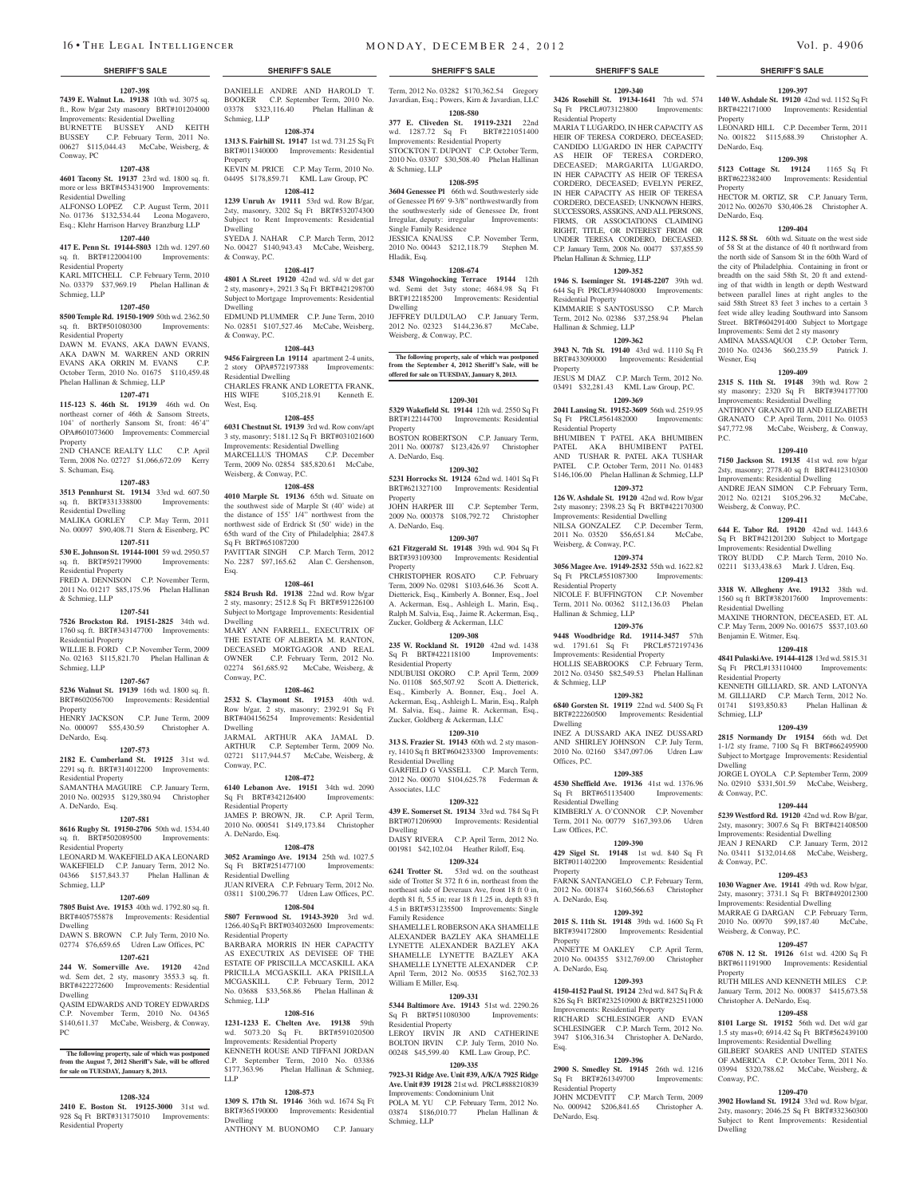## SHERIFF'S SALE

**1207-398**

**7439 E. Walnut Ln. 19138** 10th wd. 3075 sq. ft., Row b/gar 2sty masonry BRT#101204000 Improvements: Residential Dwelling
BURNETTE BUSSEY AND KEITH BUSSEY C.P. February Term, 2011 No. 00627 $115,044.43 McCabe, Weisberg, & Conway, PC

**1207-438**

**4601 Tacony St. 19137** 23rd wd. 1800 sq. ft. more or less BRT#453431900 Improvements: Residential Dwelling
ALFONSO LOPEZ C.P. August Term, 2011 No. 01736 $132,534.44 Leona Mogavero, Esq.; Klehr Harrison Harvey Branzburg LLP

**1207-440**

**417 E. Penn St. 19144-5803** 12th wd. 1297.60 sq. ft. BRT#122004100 Improvements: Residential Property
KARL MITCHELL C.P. February Term, 2010 No. 03379 $37,969.19 Phelan Hallinan & Schmieg, LLP

**1207-450**

**8500 Temple Rd. 19150-1909** 50th wd. 2362.50 sq. ft. BRT#501080300 Improvements: Residential Property
DAWN M. EVANS, AKA DAWN EVANS, AKA DAWN M. WARREN AND ORRIN EVANS AKA ORRIN M. EVANS C.P. October Term, 2010 No. 01675 $110,459.48 Phelan Hallinan & Schmieg, LLP

**1207-471**

**115-123 S. 46th St. 19139** 46th wd. On northeast corner of 46th & Sansom Streets, 104' of northerly Sansom St, front: 46'4" OPA#601073600 Improvements: Commercial Property
2ND CHANCE REALTY LLC C.P. April Term, 2008 No. 02727 $1,066,672.09 Kerry S. Schuman, Esq.

**1207-483**

**3513 Pennhurst St. 19134** 33rd wd. 607.50 sq. ft. BRT#331338800 Improvements: Residential Dwelling
MALIKA GORLEY C.P. May Term, 2011 No. 00097 $90,408.71 Stern & Eisenberg, PC

**1207-511**

**530 E. Johnson St. 19144-1001** 59 wd. 2950.57 sq. ft. BRT#592179900 Improvements: Residential Property
FRED A. DENNISON C.P. November Term, 2011 No. 01217 $85,175.96 Phelan Hallinan & Schmieg, LLP

**1207-541**

**7526 Brockston Rd. 19151-2825** 34th wd. 1760 sq. ft. BRT#343147700 Improvements: Residential Property
WILLIE B. FORD C.P. November Term, 2009 No. 02163 $115,821.70 Phelan Hallinan & Schmieg, LLP

**1207-567**

**5236 Walnut St. 19139** 16th wd. 1800 sq. ft. BRT#602056700 Improvements: Residential Property
HENRY JACKSON C.P. June Term, 2009 No. 000097 $55,430.59 Christopher A. DeNardo, Esq.

**1207-573**

**2182 E. Cumberland St. 19125** 31st wd. 2291 sq. ft. BRT#314012200 Improvements: Residential Property
SAMANTHA MAGUIRE C.P. January Term, 2010 No. 002935 $129,380.94 Christopher A. DeNardo, Esq.

**1207-581**

**8616 Rugby St. 19150-2706** 50th wd. 1534.40 sq. ft. BRT#502089500 Improvements: Residential Property
LEONARD M. WAKEFIELD AKA LEONARD WAKEFIELD C.P. January Term, 2012 No. 04366 $157,843.37 Phelan Hallinan & Schmieg, LLP

**1207-609**

**7805 Buist Ave. 19153** 40th wd. 1792.80 sq. ft. BRT#405755878 Improvements: Residential Dwelling
DAWN S. BROWN C.P. July Term, 2010 No. 02774 $76,659.65 Udren Law Offices, PC

**1207-621**

**244 W. Somerville Ave. 19120** 42nd wd. Sem det, 2 sty, masonry 3553.3 sq. ft. BRT#422272600 Improvements: Residential Dwelling
QASIM EDWARDS AND TOREY EDWARDS C.P. November Term, 2010 No. 04365 $140,611.37 McCabe, Weisberg, & Conway, PC

**The following property, sale of which was postponed from the August 7, 2012 Sheriff's Sale, will be offered for sale on TUESDAY, January 8, 2013.**

**1208-324**

**2410 E. Boston St. 19125-3000** 31st wd. 928 Sq Ft BRT#313175010 Improvements: Residential Property
DANIELLE ANDRE AND HAROLD T. BOOKER C.P. September Term, 2010 No. 03378 $323,116.40 Phelan Hallinan & Schmieg, LLP

**1208-374**

**1313 S. Fairhill St. 19147** 1st wd. 731.25 Sq Ft BRT#011340000 Improvements: Residential Property
KEVIN M. PRICE C.P. May Term, 2010 No. 04495 $178,859.71 KML Law Group, PC

**1208-412**

**1239 Unruh Av 19111** 53rd wd. Row B/gar, 2sty, masonry, 3202 Sq Ft BRT#532074300 Subject to Rent Improvements: Residential Dwelling
SYEDA J. NAHAR C.P. March Term, 2012 No. 00427 $140,943.43 McCabe, Weisberg, & Conway, P.C.

**1208-417**

**4801 A St.reet 19120** 42nd wd. s/d w det gar 2 sty, masonry+, 2921.3 Sq Ft BRT#421298700 Subject to Mortgage Improvements: Residential Dwelling
EDMUND PLUMMER C.P. June Term, 2010 No. 02851 $107,527.46 McCabe, Weisberg, & Conway, P.C.

**1208-443**

**9456 Fairgreen Ln 19114** apartment 2-4 units, 2 story OPA#572197388 Improvements: Residential Dwelling
CHARLES FRANK AND LORETTA FRANK, HIS WIFE $105,218.91 Kenneth E. West, Esq.

**1208-455**

**6031 Chestnut St. 19139** 3rd wd. Row conv/apt 3 sty, masonry; 5181.12 Sq Ft BRT#031021600 Improvements: Residential Dwelling
MARCELLUS THOMAS C.P. December Term, 2009 No. 02854 $85,820.61 McCabe, Weisberg, & Conway, P.C.

**1208-458**

**4010 Marple St. 19136** 65th wd. Situate on the southwest side of Marple St (40' wide) at the distance of 155' 1/4" northwest from the northwest side of Erdrick St (50' wide) in the 65th ward of the City of Philadelphia; 2847.8 Sq Ft BRT#651087200
PAVITTAR SINGH C.P. March Term, 2012 No. 2287 $97,165.62 Alan C. Gershenson, Esq.

**1208-461**

**5824 Brush Rd. 19138** 22nd wd. Row b/gar 2 sty, masonry; 2512.8 Sq Ft BRT#591226100 Subject to Mortgage Improvements: Residential Dwelling
MARY ANN FARRELL, EXECUTRIX OF THE ESTATE OF ALBERTA M. RANTON, DECEASED MORTGAGOR AND REAL OWNER C.P. February Term, 2012 No. 02274 $61,685.92 McCabe, Weisberg, & Conway, P.C.

**1208-462**

**2532 S. Claymont St. 19153** 40th wd. Row b/gar, 2 sty, masonry; 2392.91 Sq Ft BRT#404156254 Improvements: Residential Dwelling
JARMAL ARTHUR AKA JAMAL D. ARTHUR C.P. September Term, 2009 No. 02721 $117,944.57 McCabe, Weisberg, & Conway, P.C.

**1208-472**

**6140 Lebanon Ave. 19151** 34th wd. 2090 Sq Ft BRT#342126400 Improvements: Residential Property
JAMES P. BROWN, JR. C.P. April Term, 2010 No. 000541 $149,173.84 Christopher A. DeNardo, Esq.

**1208-478**

**3052 Aramingo Ave. 19134** 25th wd. 1027.5 Sq Ft BRT#251477100 Improvements: Residential Dwelling
JUAN RIVERA C.P. February Term, 2012 No. 03811 $100,296.77 Udren Law Offices, P.C.

**1208-504**

**5807 Fernwood St. 19143-3920** 3rd wd. 1266.40 Sq Ft BRT#034032600 Improvements: Residential Property
BARBARA MORRIS IN HER CAPACITY AS EXECUTRIX AS DEVISEE OF THE ESTATE OF PRISCILLA MCCASKILL AKA PRICILLA MCGASKILL AKA PRISILLA MCGASKILL C.P. February Term, 2012 No. 03688 $33,568.86 Phelan Hallinan & Schmieg, LLP

**1208-516**

**1231-1233 E. Chelten Ave. 19138** 59th wd. 5073.20 Sq Ft BRT#591020500 Improvements: Residential Property
KENNETH ROUSE AND TIFFANI JORDAN C.P. September Term, 2010 No. 03386 $177,363.96 Phelan Hallinan & Schmieg, LLP

**1208-573**

**1309 S. 17th St. 19146** 36th wd. 1674 Sq Ft BRT#365190000 Improvements: Residential Dwelling
ANTHONY M. BUONOMO C.P. January Term, 2012 No. 03282 $170,362.54 Gregory Javardian, Esq.; Powers, Kirn & Javardian, LLC

**1208-580**

**377 E. Cliveden St. 19119-2321** 22nd wd. 1287.72 Sq Ft BRT#221051400 Improvements: Residential Property
STOCKTON T. DUPONT C.P. October Term, 2010 No. 03307 $30,508.40 Phelan Hallinan & Schmieg, LLP

**1208-595**

**3604 Genessee Pl** 66th wd. Southwesterly side of Genessee Pl 69' 9-3/8" northwestwardly from the southwesterly side of Genessee Dr, front Irregular, depth: irregular Improvements: Single Family Residence
JESSICA KNAUSS C.P. November Term, 2010 No. 00443 $212,118.79 Stephen M. Hladik, Esq.

**1208-674**

**5348 Wingohocking Terrace 19144** 12th wd. Semi det 3sty stone; 4684.98 Sq Ft BRT#122185200 Improvements: Residential Dwelling
JEFFREY DULDULAO C.P. January Term, 2012 No. 02323 $144,236.87 McCabe, Weisberg, & Conway, P.C.

**The following property, sale of which was postponed from the September 4, 2012 Sheriff's Sale, will be offered for sale on TUESDAY, January 8, 2013.**

**1209-301**

**5329 Wakefield St. 19144** 12th wd. 2550 Sq Ft BRT#122144700 Improvements: Residential Property
BOSTON ROBERTSON C.P. January Term, 2011 No. 000787 $123,426.97 Christopher A. DeNardo, Esq.

**1209-302**

**5231 Horrocks St. 19124** 62nd wd. 1401 Sq Ft BRT#621327100 Improvements: Residential Property
JOHN HARPER III C.P. September Term, 2009 No. 000378 $108,792.72 Christopher A. DeNardo, Esq.

**1209-307**

**621 Fitzgerald St. 19148** 39th wd. 904 Sq Ft BRT#393109300 Improvements: Residential Property
CHRISTOPHER ROSATO C.P. February Term, 2009 No. 02981 $103,646.36 Scott A. Dietterick, Esq., Kimberly A. Bonner, Esq., Joel A. Ackerman, Esq., Ashleigh L. Marin, Esq., Ralph M. Salvia, Esq., Jaime R. Ackerman, Esq., Zucker, Goldberg & Ackerman, LLC

**1209-308**

**235 W. Rockland St. 19120** 42nd wd. 1438 Sq Ft BRT#422118100 Improvements: Residential Property
NDUBUISI OKORO C.P. April Term, 2009 No. 01108 $65,507.92 Scott A. Dietterick, Esq., Kimberly A. Bonner, Esq., Joel A. Ackerman, Esq., Ashleigh L. Marin, Esq., Ralph M. Salvia, Esq., Jaime R. Ackerman, Esq., Zucker, Goldberg & Ackerman, LLC

**1209-310**

**313 S. Frazier St. 19143** 60th wd. 2 sty masonry, 1410 Sq Ft BRT#604233300 Improvements: Residential Dwelling
GARFIELD G VASSELL C.P. March Term, 2012 No. 00070 $104,625.78 Federman & Associates, LLC

**1209-322**

**439 E. Somerset St. 19134** 33rd wd. 784 Sq Ft BRT#071206900 Improvements: Residential Dwelling
DAISY RIVERA C.P. April Term, 2012 No. 001981 $42,102.04 Heather Riloff, Esq.

**1209-324**

**6241 Trotter St.** 53rd wd. on the southeast side of Trotter St 372 ft 6 in, northeast from the northeast side of Deveraux Ave, front 18 ft 0 in, depth 81 ft, 5.5 in; rear 18 ft 1.25 in, depth 83 ft 4.5 in BRT#531235500 Improvements: Single Family Residence
SHAMELLE L ROBERSON AKA SHAMELLE ALEXANDER BAZLEY AKA SHAMELLE LYNETTE ALEXANDER BAZLEY AKA SHAMELLE LYNETTE BAZLEY AKA SHAMELLE LYNETTE ALEXANDER C.P. April Term, 2012 No. 00535 $162,702.33 William E Miller, Esq.

**1209-331**

**5344 Baltimore Ave. 19143** 51st wd. 2290.26 Sq Ft BRT#511080300 Improvements: Residential Property
LEROY IRVIN JR AND CATHERINE BOLTON IRVIN C.P. July Term, 2010 No. 00248 $45,599.40 KML Law Group, P.C.

**1209-335**

**7923-31 Ridge Ave. Unit #39, A/K/A 7925 Ridge Ave. Unit #39 19128** 21st wd. PRCL#888210839 Improvements: Condominium Unit
POLA M. YU C.P. February Term, 2012 No. 03874 $186,010.77 Phelan Hallinan & Schmieg, LLP

**1209-340**

**3426 Rosehill St. 19134-1641** 7th wd. 574 Sq Ft PRCL#073123800 Improvements: Residential Property
MARIA T LUGARDO, IN HER CAPACITY AS HEIR OF TERESA CORDERO, DECEASED; CANDIDO LUGARDO IN HER CAPACITY AS HEIR OF TERESA CORDERO, DECEASED; MARGARITA LUGARDO, IN HER CAPACITY AS HEIR OF TERESA CORDERO, DECEASED; EVELYN PEREZ, IN HER CAPACITY AS HEIR OF TERESA CORDERO, DECEASED; UNKNOWN HEIRS, SUCCESSORS, ASSIGNS, AND ALL PERSONS, FIRMS, OR ASSOCIATIONS CLAIMING RIGHT, TITLE, OR INTEREST FROM OR UNDER TERESA CORDERO, DECEASED. C.P. January Term, 2008 No. 00477 $37,855.59 Phelan Hallinan & Schmieg, LLP

**1209-352**

**1946 S. Iseminger St. 19148-2207** 39th wd. 644 Sq Ft PRCL#394408000 Improvements: Residential Property
KIMMARIE S SANTOSUSSO C.P. March Term, 2012 No. 02386 $37,258.94 Phelan Hallinan & Schmieg, LLP

**1209-362**

**3943 N. 7th St. 19140** 43rd wd. 1110 Sq Ft BRT#433090000 Improvements: Residential Property
JESUS M DIAZ C.P. March Term, 2012 No. 03491 $32,281.43 KML Law Group, P.C.

**1209-369**

**2041 Lansing St. 19152-3609** 56th wd. 2519.95 Sq Ft PRCL#561482000 Improvements: Residential Property
BHUMIBEN T PATEL AKA BHUMIBEN PATEL AKA BHUMIBENT PATEL AND TUSHAR R. PATEL AKA TUSHAR PATEL C.P. October Term, 2011 No. 01483 $146,106.00 Phelan Hallinan & Schmieg, LLP

**1209-372**

**126 W. Ashdale St. 19120** 42nd wd. Row b/gar 2sty masonry; 2398.23 Sq Ft BRT#422170300 Improvements: Residential Dwelling
NILSA GONZALEZ C.P. December Term, 2011 No. 03520 $56,651.84 McCabe, Weisberg, & Conway, P.C.

**1209-374**

**3056 Magee Ave. 19149-2532** 55th wd. 1622.82 Sq Ft PRCL#551087300 Improvements: Residential Property
NICOLE F. BUFFINGTON C.P. November Term, 2011 No. 00362 $112,136.03 Phelan Hallinan & Schmieg, LLP

**1209-376**

**9448 Woodbridge Rd. 19114-3457** 57th wd. 1791.61 Sq Ft PRCL#572197436 Improvements: Residential Property
HOLLIS SEABROOKS C.P. February Term, 2012 No. 03450 $82,549.53 Phelan Hallinan & Schmieg, LLP

**1209-382**

**6840 Gorsten St. 19119** 22nd wd. 5400 Sq Ft BRT#222260500 Improvements: Residential Dwelling
INEZ A DUSSARD AKA INEZ DUSSARD AND SHIRLEY JOHNSON C.P. July Term, 2010 No. 02160 $347,097.06 Udren Law Offices, P.C.

**1209-385**

**4530 Sheffield Ave. 19136** 41st wd. 1376.96 Sq Ft BRT#651135400 Improvements: Residential Dwelling
KIMBERLY A. O'CONNOR C.P. November Term, 2011 No. 00779 $167,393.06 Udren Law Offices, P.C.

**1209-390**

**429 Sigel St. 19148** 1st wd. 840 Sq Ft BRT#011402200 Improvements: Residential Property
FARNK SANTANGELO C.P. February Term, 2012 No. 001874 $160,566.63 Christopher A. DeNardo, Esq.

**1209-392**

**2015 S. 11th St. 19148** 39th wd. 1600 Sq Ft BRT#394172800 Improvements: Residential Property
ANNETTE M OAKLEY C.P. April Term, 2010 No. 004355 $312,769.00 Christopher A. DeNardo, Esq.

**1209-393**

**4150-4152 Paul St. 19124** 23rd wd. 847 Sq Ft & 826 Sq Ft BRT#232510900 & BRT#232511000 Improvements: Residential Property
RICHARD SCHLESINGER AND EVAN SCHLESINGER C.P. March Term, 2012 No. 3947 $106,316.34 Christopher A. DeNardo, Esq.

**1209-396**

**2900 S. Smedley St. 19145** 26th wd. 1216 Sq Ft BRT#261349700 Improvements: Residential Property
JOHN MCDEVITT C.P. March Term, 2009 No. 000942 $206,841.65 Christopher A. DeNardo, Esq.

**1209-397**

**140 W. Ashdale St. 19120** 42nd wd. 1152 Sq Ft BRT#422171000 Improvements: Residential Property
LEONARD HILL C.P. December Term, 2011 No. 001822 $115,688.39 Christopher A. DeNardo, Esq.

**1209-398**

**5123 Cottage St. 19124** 1165 Sq Ft BRT#622382400 Improvements: Residential Property
HECTOR M. ORTIZ, SR C.P. January Term, 2012 No. 002670 $30,406.28 Christopher A. DeNardo, Esq.

**1209-404**

**112 S. 58 St.** 60th wd. Situate on the west side of 58 St at the distance of 40 ft northward from the north side of Sansom St in the 60th Ward of the city of Philadelphia. Containing in front or breadth on the said 58th St, 20 ft and extending of that width in length or depth Westward between parallel lines at right angles to the said 58th Street 83 feet 3 inches to a certain 3 feet wide alley leading Southward into Sansom Street. BRT#604291400 Subject to Mortgage Improvements: Semi det 2 sty masonry
AMINA MASSAQUOI C.P. October Term, 2010 No. 02436 $60,235.59 Patrick J. Wesner, Esq

**1209-409**

**2315 S. 11th St. 19148** 39th wd. Row 2 sty masonry; 2320 Sq Ft BRT#394177700 Improvements: Residential Dwelling
ANTHONY GRANATO III AND ELIZABETH GRANATO C.P. April Term, 2011 No. 01053 $47,772.98 McCabe, Weisberg, & Conway, P.C.

**1209-410**

**7150 Jackson St. 19135** 41st wd. row b/gar 2sty, masonry; 2778.40 sq Ft BRT#412310300 Improvements: Residential Dwelling
ANDRE JEAN SIMON C.P. February Term, 2012 No. 02121 $105,296.32 McCabe, Weisberg, & Conway, P.C.

**1209-411**

**644 E. Tabor Rd. 19120** 42nd wd. 1443.6 Sq Ft BRT#421201200 Subject to Mortgage Improvements: Residential Dwelling
TROY BUDD C.P. March Term, 2010 No. 02211 $133,438.63 Mark J. Udren, Esq.

**1209-413**

**3318 W. Allegheny Ave. 19132** 38th wd. 1560 sq ft BRT#382017600 Improvements: Residential Dwelling
MAXINE THORNTON, DECEASED, ET. AL C.P. May Term, 2009 No. 001675 $537,103.60 Benjamin E. Witmer, Esq.

**1209-418**

**4841 Pulaski Ave. 19144-4128** 13rd wd. 5815.31 Sq Ft PRCL#133110400 Improvements: Residential Property
KENNETH GILLIARD, SR. AND LATONYA M. GILLIARD C.P. March Term, 2012 No. 01741 $193,850.83 Phelan Hallinan & Schmieg, LLP

**1209-439**

**2815 Normandy Dr 19154** 66th wd. Det 1-1/2 sty frame, 7100 Sq Ft BRT#662495900 Subject to Mortgage Improvements: Residential Dwelling
JORGE L OYOLA C.P. September Term, 2009 No. 02910 $331,501.59 McCabe, Weisberg, & Conway, P.C.

**1209-444**

**5239 Westford Rd. 19120** 42nd wd. Row B/gar, 2sty, masonry; 3007.6 Sq Ft BRT#421408500 Improvements: Residential Dwelling
JEAN J RENARD C.P. January Term, 2012 No. 03411 $132,014.68 McCabe, Weisberg, & Conway, P.C.

**1209-453**

**1030 Wagner Ave. 19141** 49th wd. Row b/gar, 2sty, masonry; 3731.1 Sq Ft BRT#492012300 Improvements: Residential Dwelling
MARRAE G DARGAN C.P. February Term, 2010 No. 00970 $99,187.40 McCabe, Weisberg, & Conway, P.C.

**1209-457**

**6708 N. 12 St. 19126** 61st wd. 4200 Sq Ft BRT#611191900 Improvements: Residential Property
RUTH MILES AND KENNETH MILES C.P. January Term, 2012 No. 000837 $415,673.58 Christopher A. DeNardo, Esq.

**1209-458**

**8101 Large St. 19152** 56th wd. Det w/d gar 1.5 sty mas+0; 6914.42 Sq Ft BRT#562439100 Improvements: Residential Dwelling
GILBERT SOARES AND UNITED STATES OF AMERICA C.P. October Term, 2011 No. 03994 $320,788.62 McCabe, Weisberg, & Conway, P.C.

**1209-470**

**3902 Howland St. 19124** 33rd wd. Row b/gar, 2sty, masonry; 2046.25 Sq Ft BRT#332360300 Subject to Rent Improvements: Residential Dwelling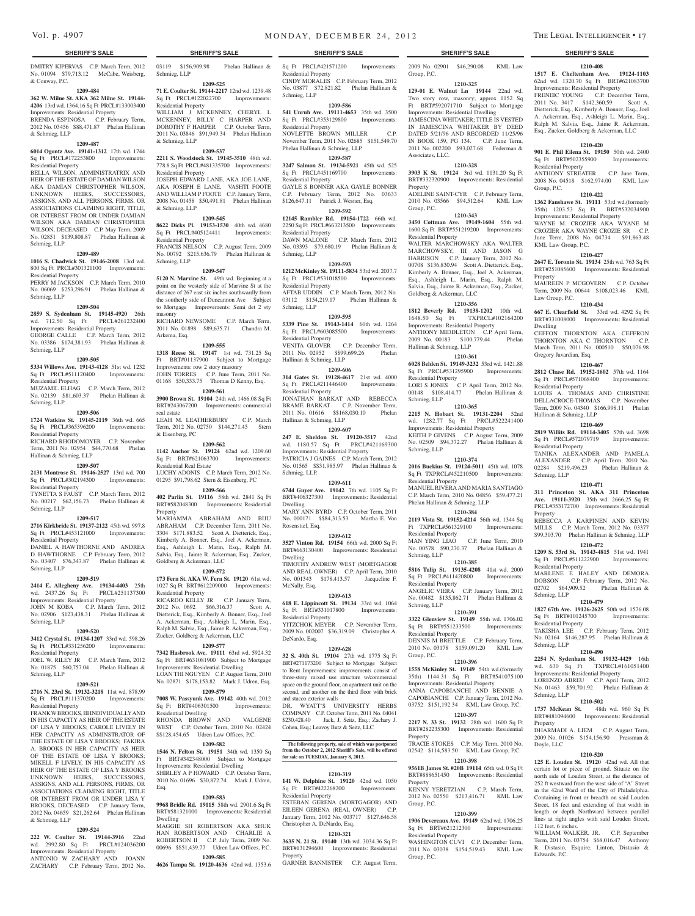DMITRY KIPERVAS C.P. March Term, 2012 No. 01094 $79,713.12 McCabe, Weisberg, & Conway, P.C.

**1209-484**

**362 W. Milne St. AKA 362 Milne St. 19144-4206** 13rd wd. 1364.16 Sq Ft PRCL#133003400 Improvements: Residential Property
BRENDA ESPINOSA C.P. February Term, 2012 No. 03456 $88,471.87 Phelan Hallinan & Schmieg, LLP

**1209-487**

**6014 Ogontz Ave. 19141-1312** 17th wd. 1744 Sq Ft PRCL#172253800 Improvements: Residential Property
BELLA WILSON, ADMINISTRATRIX AND HEIR OF THE ESTATE OF DAMIAN WILSON AKA DAMIAN CHRISTOPHER WILSON, UNKNOWN HEIRS, SUCCESSORS, ASSIGNS, AND ALL PERSONS, FIRMS, OR ASSOCIATIONS CLAIMING RIGHT, TITLE, OR INTEREST FROM OR UNDER DAMIAN WILSON AKA DAMIAN CHRISTOPHER WILSON, DECEASED C.P. May Term, 2009 No. 02851 $139,808.87 Phelan Hallinan & Schmieg, LLP

**1209-489**

**1016 S. Chadwick St. 19146-2008** 13rd wd. 800 Sq Ft PRCL#301321100 Improvements: Residential Property
PERRY M JACKSON C.P. March Term, 2010 No. 06069 $253,296.91 Phelan Hallinan & Schmieg, LLP

**1209-504**

**2859 S. Sydenham St. 19145-4920** 26th wd. 712.50 Sq Ft PRCL#261232400 Improvements: Residential Property
GEORGE CALLE C.P. March Term, 2012 No. 03386 $174,381.93 Phelan Hallinan & Schmieg, LLP

**1209-505**

**5334 Willows Ave. 19143-4128** 51st wd. 1232 Sq Ft PRCL#511120400 Improvements: Residential Property
MUZAMIL ELHAG C.P. March Term, 2012 No. 02139 $81,603.37 Phelan Hallinan & Schmieg, LLP

**1209-506**

**1724 Watkins St. 19145-2119** 36th wd. 665 Sq Ft PRCL#365396200 Improvements: Residential Property
RICHARD RHODOMOYER C.P. November Term, 2011 No. 02954 $44,770.68 Phelan Hallinan & Schmieg, LLP

**1209-507**

**2131 Montrose St. 19146-2527** 13rd wd. 700 Sq Ft PRCL#302194300 Improvements: Residential Property
TYNETTA S FAUST C.P. March Term, 2012 No. 00217 $62,156.73 Phelan Hallinan & Schmieg, LLP

**1209-517**

**2716 Kirkbride St. 19137-2122** 45th wd. 997.8 Sq Ft PRCL#453121000 Improvements: Residential Property
DANIEL A HAWTHORNE AND ANDREA D HAWTHORNE C.P. February Term, 2012 No. 03407 $76,347.87 Phelan Hallinan & Schmieg, LLP

**1209-519**

**2414 E. Allegheny Ave. 19134-4403** 25th wd. 2437.26 Sq Ft PRCL#251137300 Improvements: Residential Property
JOHN M KOBA C.P. March Term, 2012 No. 02906 $123,438.31 Phelan Hallinan & Schmieg, LLP

**1209-520**

**3412 Crystal St. 19134-1207** 33rd wd. 598.26 Sq Ft PRCL#331256200 Improvements: Residential Property
JOEL W. RILEY JR C.P. March Term, 2012 No. 01875 $60,757.04 Phelan Hallinan & Schmieg, LLP

**1209-521**

**2716 N. 23rd St. 19132-3218** 11st wd. 878.99 Sq Ft PRCL#111370200 Improvements: Residential Property
FRANK W BROOKS, III INDIVIDUALLY AND IN HIS CAPACITY AS HEIR OF THE ESTATE OF LISA Y BROOKS; CAROLE LIVELY IN HER CAPACITY AS ADMINSTRATOR OF THE ESTATE OF LISA Y BROOKS; FAKIRA A. BROOKS IN HER CAPACITY AS HEIR OF THE ESTATE OF LISA Y BROOKS; MIKELL F LIVELY, IN HIS CAPACITY AS HEIR OF THE ESTATE OF LISA Y BROOKS UNKNOWN HEIRS, SUCCESSORS, ASSIGNS, AND ALL PERSONS, FIRMS, OR ASSOCIATIONS CLAIMING RIGHT, TITLE OR INTEREST FROM OR UNDER LISA Y BROOKS, DECEASED C.P. January Term, 2012 No. 04659 $21,262.64 Phelan Hallinan & Schmieg, LLP

**1209-524**

**222 W. Coulter St. 19144-3916** 22nd wd. 2992.80 Sq Ft PRCL#124036200 Improvements: Residential Property
ANTONIO W ZACHARY AND JOANN ZACHARY C.P. February Term, 2012 No. 03119 $156,909.98 Phelan Hallinan & Schmieg, LLP

**1209-525**

**71 E. Coulter St. 19144-2217** 12nd wd. 1239.48 Sq Ft PRCL#122022700 Improvements: Residential Property
WILLIAM J MCKENNEY, CHERYL L MCKENNEY, BILLY C HARPER AND DOROTHY F HARPER C.P. October Term, 2011 No. 03846 $91,949.34 Phelan Hallinan & Schmieg, LLP

**1209-537**

**2211 S. Woodstock St. 19145-3510** 48th wd. 778.8 Sq Ft PRCL#481335700 Improvements: Residential Property
JOSEPH EDWARD LANE, AKA JOE LANE, AKA JOSEPH E LANE, VASHTI FOOTE AND WILLIAM P FOOTE C.P. January Term, 2008 No. 01458 $50,491.81 Phelan Hallinan & Schmieg, LLP

**1209-545**

**8622 Dicks Pl. 19153-1530** 40th wd. 4680 Sq Ft PRCL#405124411 Improvements: Residential Property
FRANCIS NELSON C.P. August Term, 2009 No. 00792 $215,636.79 Phelan Hallinan & Schmieg, LLP

**1209-547**

**5120 N. Marvine St.** 49th wd. Beginning at a point on the westerly side of Marvine St at the distance of 267 east six inches southwardly from the southerly side of Duncannon Ave Subject to Mortgage Improvements: Semi det 2 sty masonry
RICHARD NEWSOME C.P. March Term, 2011 No. 01898 $89,635.71 Chandra M. Arkema, Esq.

**1209-555**

**1318 Reese St. 19147** 1st wd. 731.25 Sq Ft BRT#01137900 Subject to Mortgage Improvements: row 2 story masonry
JOHN TORRES C.P. June Term, 2011 No. 01168 $50,333.75 Thomas D Kenny, Esq.

**1209-561**

**3900 Brown St. 19104** 24th wd. 1466.08 Sq Ft BRT#243067200 Improvements: commercial real estate
LEAH M. LEATHERBURY C.P. March Term, 2012 No. 02750 $144,271.45 Stern & Eisenberg, PC

**1209-562**

**1142 Anchor St. 19124** 62nd wd. 1209.60 Sq Ft BRT#621063700 Improvements: Residential Real Estate
LUCHY ADONIS C.P. March Term, 2012 No. 01295 $91,798.62 Stern & Eisenberg, PC

**1209-566**

**402 Parlin St. 19116** 58th wd. 2841 Sq Ft BRT#582048300 Improvements: Residential Property
MARIAMMA ABRAHAM AND BIJU ABRAHAM C.P. December Term, 2011 No. 3304 $171,883.52 Scott A. Dietterick, Esq., Kimberly A. Bonner, Esq., Joel A. Ackerman, Esq., Ashleigh L. Marin, Esq., Ralph M. Salvia, Esq., Jaime R. Ackerman, Esq., Zucker, Goldberg & Ackerman, LLC

**1209-572**

**173 Fern St. AKA W. Fern St. 19120** 61st wd. 1027 Sq Ft BRT#612209000 Improvements: Residential Property
RICARDO KELLY JR C.P. January Term, 2012 No. 0692 $66,316.37 Scott A. Dietterick, Esq., Kimberly A. Bonner, Esq., Joel A. Ackerman, Esq., Ashleigh L. Marin, Esq., Ralph M. Salvia, Esq., Jaime R. Ackerman, Esq., Zucker, Goldberg & Ackerman, LLC

**1209-577**

**7342 Hasbrook Ave. 19111** 63rd wd. 5924.32 Sq Ft BRT#631081900 Subject to Mortgage Improvements: Residential Dwelling
LOAN THI NGUYEN C.P. August Term, 2010 No. 02871 $178,153.82 Mark J. Udren, Esq.

**1209-579**

**7008 W. Passyunk Ave. 19142** 40th wd. 2012 Sq Ft BRT#406301500 Improvements: Residential Dwelling
RHONDA BROWN AND VALGENE WEST C.P. October Term, 2010 No. 02424 $$128,454.65 Udren Law Offices, P.C.

**1209-582**

**1546 N. Felton St. 19151** 34th wd. 1350 Sq Ft BRT#342348000 Subject to Mortgage Improvements: Residential Dwelling
SHIRLEY A P HOWARD C.P. October Term, 2010 No. 01696 $30,872.74 Mark J. Udren, Esq.

**1209-583**

**9968 Bridle Rd. 19115** 58th wd. 2901.6 Sq Ft BRT#581321000 Improvements: Residential Dwelling
MAGGIE SH ROBERTSON AKA SHUK HAN ROBERTSON AND CHARLIE A ROBERTSON II C.P. July Term, 2009 No. 00696 $$51,439.77 Udren Law Offices, P.C.

**1209-585**

**4626 Tampa St. 19120-4636** 42nd wd. 1353.6 Sq Ft PRCL#421571200 Improvements: Residential Property
CINDY MORALES C.P. February Term, 2012 No. 03877 $72,821.82 Phelan Hallinan & Schmieg, LLP

**1209-586**

**541 Unruh Ave. 19111-4653** 35th wd. 3500 Sq Ft PRCL#353129800 Improvements: Residential Property
NOVLETTE BROWN MILLER C.P. November Term, 2011 No. 02685 $151,549.70 Phelan Hallinan & Schmieg, LLP

**1209-587**

**3247 Salmon St. 19134-5921** 45th wd. 525 Sq Ft PRCL#451169700 Improvements: Residential Property
GAYLE S BONNER AKA GAYLE BONNER C.P. February Term, 2012 No. 03633 $126,647.11 Patrick J. Wesner, Esq.

**1209-592**

**12145 Rambler Rd. 19154-1722** 66th wd. 2250 Sq Ft PRCL#663213500 Improvements: Residential Property
DAWN MALONE C.P. March Term, 2012 No. 03393 $79,680.19 Phelan Hallinan & Schmieg, LLP

**1209-593**

**1212 McKinley St. 19111-5834** 53rd wd. 2037.7 Sq Ft PRCL#531018500 Improvements: Residential Property
AFTAB UDDIN C.P. March Term, 2012 No. 03112 $154,219.17 Phelan Hallinan & Schmieg, LLP

**1209-595**

**5339 Pine St. 19143-1414** 60th wd. 1264 Sq Ft PRCL#603085500 Improvements: Residential Property
VENITA GLOVER C.P. December Term, 2011 No. 02952 $$99,699.26 Phelan Hallinan & Schmieg, LLP

**1209-606**

**314 Gates St. 19128-4617** 21st wd. 4000 Sq Ft PRCL#211446400 Improvements: Residential Property
JONATHAN BARKAT AND REBECCA BRAME BARKAT C.P. November Term, 2011 No. 01616 $$168,030.10 Phelan Hallinan & Schmieg, LLP

**1209-607**

**247 E. Sheldon St. 19120-3517** 42nd wd. 1180.57 Sq Ft PRCL#421169300 Improvements: Residential Property
PATRICIA J GAINES C.P. March Term, 2012 No. 01565 $$31,985.97 Phelan Hallinan & Schmieg, LLP.

**1209-611**

**6744 Guyer Ave. 19142** 7th wd. 1105 Sq Ft BRT#406327300 Improvements: Residential Dwelling
MARY ANN BYRD C.P. October Term, 2011 No. 000171 $$84,313.53 Martha E. Von Rosenstiel, Esq.

**1209-612**

**3527 Vinton Rd. 19154** 66th wd. 2000 Sq Ft BRT#663130400 Improvements: Residential Dwelling
TIMOTHY ANDREW WEST (MORTGAGOR AND REAL OWNER) C.P. April Term, 2010 No. 001343 $178,413.57 Jacqueline F. McNally, Esq.

**1209-613**

**618 E. Lippincott St. 19134** 33rd wd. 1064 Sq Ft BRT#331017800 Improvements: Residential Property
YITZCHOK MEYER C.P. November Term, 2009 No. 002007 $36,319.09 Christopher A. DeNardo, Esq.

**1209-628**

**32 S. 40th St. 19104** 27th wd. 1775 Sq Ft BRT#271173200 Subject to Mortgage Subject to Rent Improvements: improvements consist of three-story mixed use structure w/commercial space on the ground floor, an apartment unit on the second, and another on the third floor with brick and stucco exterior walls
DR. WYATT'S UNIVERSITY HERBS COMPANY C.P. October Term, 2011 No. 00401 $230,428.40 Jack. J. Seitz, Esq.; Zachary J. Cohen, Esq.; Leavoy Butz & Seitz, LLC

**The following property, sale of which was postponed from the October 2, 2012 Sheriff's Sale, will be offered for sale on TUESDAY, January 8, 2013.**

**1210-319**

**141 W. Delphine St. 19120** 42nd wd. 1050 Sq Ft BRT#422268200 Improvements: Residential Property
ESTEBAN GERENA (MORTGAGOR) AND EILEEN GERENA (REAL OWNER) C.P. January Term, 2012 No. 003717 $127,646.58 Christopher A. DeNardo, Esq.

**1210-321**

**3635 N. 21 St. 19140** 13th wd. 3034.36 Sq Ft BRT#131294600 Improvements: Residential Property
GARNER BANNISTER C.P. August Term, 2009 No. 02901 $46,290.08 KML Law Group, P.C.

**1210-325**

**129-01 E. Walnut Ln 19144** 22nd wd. Two story row, masonry; approx 1152 Sq Ft BRT#592071710 Subject to Mortgage Improvements: Residential Dwelling
JAMESCINA WHITAKER; TITLE IS VESTED IN JAMESCINA WHITAKER BY DEED DATED 5/21/96 AND RECORDED 11/25/96 IN BOOK 159, PG 134. C.P. June Term, 2011 No. 002200 $93,027.68 Federman & Associates, LLC.

**1210-328**

**3903 K St. 19124** 3rd wd. 1131.20 Sq Ft BRT#332320900 Improvements: Residential Property
ADELINE SAINT-CYR C.P. February Term, 2010 No. 03566 $94,512.64 KML Law Group, P.C.

**1210-343**

**3450 Cottman Ave. 19149-1604** 55th wd. 1600 Sq Ft BRT#551219200 Improvements: Residential Property
WALTER MARCHOWSKY AKA WALTER MARCHOWSKY, III AND JASON G HARRISON C.P. January Term, 2012 No. 00708 $136,830.94 Scott A. Dietterick, Esq., Kimberly A. Bonner, Esq., Joel A. Ackerman, Esq., Ashleigh L. Marin, Esq., Ralph M. Salvia, Esq., Jaime R. Ackerman, Esq., Zucker, Goldberg & Ackerman, LLC

**1210-356**

**1812 Beverly Rd. 19138-1202** 10th wd. 1648.50 Sq Ft TXPRCL#102164200 Improvements: Residential Property
ANTHONY MIDDLETON C.P. April Term, 2009 No. 00183 $100,779.44 Phelan Hallinan & Schmieg, LLP

**1210-361**

**6028 Belden St. 19149-3232** 53rd wd. 1421.88 Sq Ft PRCL#531295900 Improvements: Residential Property
LORI S JONES C.P. April Term, 2012 No. 00148 $108,414.77 Phelan Hallinan & Schmieg, LLP

**1210-365**

**2215 N. Hobart St. 19131-2204** 52nd wd. 1282.77 Sq Ft PRCL#522241400 Improvements: Residential Property
KEITH P GIVENS C.P. August Term, 2009 No. 02509 $94,372.27 Phelan Hallinan & Schmieg, LLP

**1210-374**

**2016 Buckius St. 19124-5011** 45th wd. 1078 Sq Ft TXPRCL#452210500 Improvements: Residential Property
MANUEL RIVERA AND MARIA SANTIAGO C.P. March Term, 2010 No. 04856 $59,477.21 Phelan Hallinan & Schmieg, LLP

**1210-384**

**2119 Vista St. 19152-4214** 56th wd. 1344 Sq Ft TXPRCL#561329100 Improvements: Residential Property
MAN YING LIAO C.P. June Term, 2010 No. 00578 $90,270.37 Phelan Hallinan & Schmieg, LLP

**1210-385**

**5816 Tulip St. 19135-4208** 41st wd. 2000 Sq Ft PRCL#411420800 Improvements: Residential Property
ANGELIC VIERA C.P. January Term, 2012 No. 00482 $135,862.71 Phelan Hallinan & Schmieg, LLP

**1210-391**

**3322 Glenview St. 19149** 55th wd. 1706.02 Sq Ft BRT#551233500 Improvements: Residential Property
DENNIS M BRETTLE C.P. February Term, 2010 No. 03178 $159,091.20 KML Law Group, P.C.

**1210-396**

**1558 McKinley St. 19149** 54th wd.(formerly 35th) 1144.31 Sq Ft BRT#541075100 Improvements: Residential Property
ANNA CAPOBIANCHI AND BENNIE A CAPOBIANCHI C.P. January Term, 2012 No. 03752 $151,192.34 KML Law Group, P.C.

**1210-397**

**2217 N. 33 St. 19132** 28th wd. 1600 Sq Ft BRT#282235300 Improvements: Residential Property
TRACIE STOKES C.P. May Term, 2010 No. 02542 $114,583.50 KML Law Group, P.C.

**1210-398**

**9561B James St. #20B 19114** 65th wd. 0 Sq Ft BRT#888651450 Improvements: Residential Property
KENNY YERETZIAN C.P. March Term, 2012 No. 02550 $213,416.71 KML Law Group, P.C.

**1210-399**

**1906 Devereaux Ave. 19149** 62nd wd. 1706.25 Sq Ft BRT#621212300 Improvements: Residential Property
WASHINGTON CUVI C.P. December Term, 2011 No. 03038 $154,519.43 KML Law Group, P.C.

**1210-408**

**1517 E. Cheltenham Ave. 19124-1103** 62nd wd. 1320.70 Sq Ft BRT#621083700 Improvements: Residential Property
FRENEIC YOUNG C.P. December Term, 2011 No. 3417 $142,360.59 Scott A. Dietterick, Esq., Kimberly A. Bonner, Esq., Joel A. Ackerman, Esq., Ashleigh L. Marin, Esq., Ralph M. Salvia, Esq., Jaime R. Ackerman, Esq., Zucker, Goldberg & Ackerman, LLC

**1210-420**

**901 E. Phil Eilena St. 19150** 50th wd. 2400 Sq Ft BRT#502355900 Improvements: Residential Property
ANTHONY STREATER C.P. June Term, 2008 No. 04518 $162,974.00 KML Law Group, P.C.

**1210-422**

**1362 Fanshawe St. 19111** 53rd wd.(formerly 35th) 1203.53 Sq Ft BRT#532034900 Improvements: Residential Property
WAYNE M. CROZIER AKA WYANE M CROZIER AKA WAYNE CROZIE SR C.P. June Term, 2008 No. 04734 $91,863.48 KML Law Group, P.C.

**1210-427**

**2647 E. Toronto St. 19134** 25th wd. 763 Sq Ft BRT#251085600 Improvements: Residential Property
MAUREEN P MCGOVERN C.P. October Term, 2009 No. 00644 $108,023.46 KML Law Group, P.C.

**1210-434**

**667 E. Clearfield St.** 33rd wd. 4292 Sq Ft BRT#331008000 Improvements: Residential Dwelling
CEFFON THORNTON AKA CEFFRON THORNTON AKA C THORNTON C.P. March Term, 2011 No. 000510 $50,076.98 Gregory Javardian, Esq.

**1210-467**

**2812 Chase Rd. 19152-1602** 57th wd. 1164 Sq Ft PRCL#571068400 Improvements: Residential Property
LOUIS A. THOMAS AND CHRISTINE DELLACROCE-THOMAS C.P. November Term, 2009 No. 04340 $166,998.11 Phelan Hallinan & Schmieg, LLP

**1210-469**

**2819 Willits Rd. 19114-3405** 57th wd. 3698 Sq Ft PRCL#572079719 Improvements: Residential Property
TANIKA ALEXANDER AND PAMELA ALEXANDER C.P. April Term, 2010 No. 02284 $219,496.23 Phelan Hallinan & Schmieg, LLP

**1210-471**

**311 Princeton St. AKA 311 Princeton Ave. 19111-3920** 35th wd. 2666.25 Sq Ft PRCL#353172700 Improvements: Residential Property
REBECCA A KARPINEN AND KEVIN MILLS C.P. March Term, 2012 No. 03377 $99,303.70 Phelan Hallinan & Schmieg, LLP

**1210-472**

**1209 S. 53rd St. 19143-4815** 51st wd. 1941 Sq Ft PRCL#511222900 Improvements: Residential Property
MARLENE E HALEY AND DEMORA DOBSON C.P. February Term, 2012 No. 02702 $64,909.52 Phelan Hallinan & Schmieg, LLP

**1210-479**

**1827 67th Ave. 19126-2625** 50th wd. 1576.08 Sq Ft BRT#101245700 Improvements: Residential Property
TAKISHA LEE C.P. February Term, 2012 No. 02164 $146,287.95 Phelan Hallinan & Schmieg, LLP

**1210-490**

**2254 N. Sydenham St. 19132-4429** 16th wd. 630 Sq Ft TXPRCL#161051400 Improvements: Residential Property
LORENZO ABREU C.P. April Term, 2012 No. 01463 $59,701.92 Phelan Hallinan & Schmieg, LLP

**1210-502**

**1737 McKean St.** 48th wd. 960 Sq Ft BRT#481094600 Improvements: Residential Property
DHARMADI A. LIEM C.P. August Term, 2009 No. 01026 $154,156.90 Pressman & Doyle, LLC

**1210-520**

**125 E. Louden St. 19120** 42nd wd. All that certain lot or piece of ground. Situate on the north side of Louden Street, at the distance of 252 ft westward from the west side of "A" Street in the 42nd Ward of the City of Philadelphia. Containing in front or breadth on said Louden Street, 18 feet and extending of that width in length or depth Northward between parallel lines at right angles with said Louden Street, 112 feet, 6 inches.
WILLIAM WALKER, JR. C.P. September Term, 2011 No. 03754 $68,016.47 Anthony R. Distasio, Esquire, Linton, Distasio & Edwards, P.C.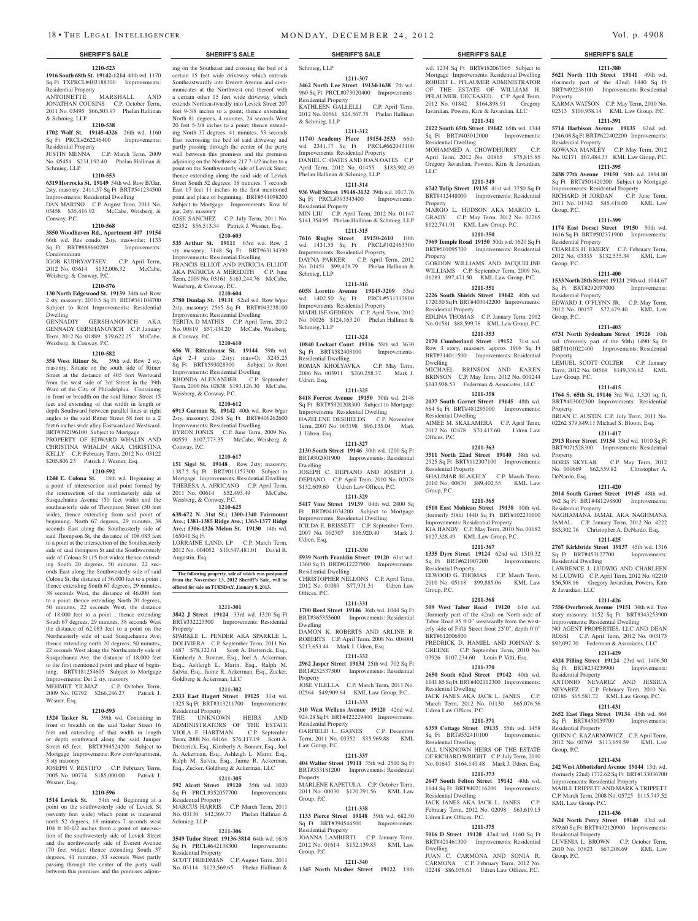**SHERIFF'S SALE**

**1210-523**

**1916 South 68th St. 19142-1214** 40th wd. 1170 Sq Ft TXPRCL#403188300 Improvements: Residential Property
ANTOINETTE MARSHALL AND JONATHAN COUSINS C.P. October Term, 2011 No. 03495 $66,503.97 Phelan Hallinan & Schmieg, LLP

**1210-538**

**1702 Wolf St. 19145-4326** 26th wd. 1160 Sq Ft PRCL#262246400 Improvements: Residential Property
JUSTIN MENNA C.P. March Term, 2009 No. 05454 $231,192.40 Phelan Hallinan & Schmieg, LLP

**1210-553**

**6319 Horrocks St. 19149** 54th wd. Row B/Gar, 2sty, masonry; 2411.37 Sq Ft BRT#541234500 Improvements: Residential Dwelling
DAN MARINO C.P. August Term, 2011 No. 03458 $35,416.92 McCabe, Weisberg, & Conway, P.C.

**1210-568**

**3850 Woodhaven Rd., Apartment 407 19154** 66th wd. Res condo, 2sty, mas+othe; 1133 Sq Ft BRT#888660289 Improvements: Condominium
IGOR KUDRYAVTSEV C.P. April Term, 2012 No. 03614 $132,006.32 McCabe, Weisberg, & Conway, P.C.

**1210-576**

**130 North Edgewood St. 19139** 34th wd. Row 2 sty, masonry; 2030.5 Sq Ft BRT#341104700 Subject to Rent Improvements: Residential Dwelling
GENNADIY GERSHANOVICH AKA GENNADY GERSHANOVICH C.P. January Term, 2012 No. 01889 $79,622.25 McCabe, Weisberg, & Conway, P.C.

**1210-582**

**354 West Ritner St.** 39th wd. Row 2 sty, masonry; Situate on the south side of Ritner Street at the distance of 405 feet Westward from the west side of 3rd Street in the 39th Ward of the City of Philadelphia. Containing in front or breadth on the said Ritner Street 15 feet and extending of that width in length or depth Southward between parallel lines at right angles to the said Ritner Street 58 feet to a 2 feet 6 inches wide alley Eastward and Westward. BRT#392196100 Subject to Mortgage
PROPERTY OF EDWARD WHALIN AND CHRISTINA WHALIN AKA CHRISTINA KELLY C.P. February Term, 2012 No. 03122 $205,806.23 Patrick J. Wesner, Esq.

**1210-592**

**1244 E. Colona St.** 18th wd. Beginning at a point of intersection said point formed by the intersection of the northeasterly side of Susquehanna Avenue (50 feet wide) and the southeasterly side of Thompson Street (50 feet wide), thence extending from said point of beginning, North 67 degrees, 29 minutes, 38 seconds East along the Southeasterly side of said Thompson St, the distance of 108.083 feet to a point at the intersection of the Southeasterly side of said thompson St and the Southwesterly side of Colona St (15 feet wide); thence extending South 20 degrees, 50 minutes, 22 seconds East along the Southwesterly side of said Colona St, the distance of 36.000 feet to a point ; thence extending South 67 degrees, 29 minutes, 38 seconds West, the distance of 46.000 feet to a point; thence extending North 20 degrees, 50 minutes, 22 seconds West, the distance of 18.000 feet to a point ; thence extending South 67 degrees, 29 minutes, 38 seconds West the distance of 62.083 feet to a point on the Northeasterly side of said Susquehanna Ave; thence extending north 20 degrees, 50 minutes, 22 seconds West along the Northeasterly side of Susquehanna Ave, the distance of 18.000 feet to the first mentioned point and place of beginning. BRT#181254605 Subject to Mortgage Improvements: Det 2 sty, masonry
MEHMET YILMAZ C.P. October Term, 2009 No. 02792 $266,286.27 Patrick J. Wesner, Esq.

**1210-593**

**1324 Tasker St.** 39th wd. Containing in front or breadth on the said Tasker Street 16 feet and extending of that width in length or depth southward along the said Juniper Street 65 feet. BRT#394524200 Subject to Mortgage Improvements: Row conv/apartment, 3 sty masonry
JOSEPH V. RESTIFO C.P. February Term, 2005 No. 00774 $185,000.00 Patrick J. Wesner, Esq.

**1210-596**

**1514 Levick St.** 54th wd. Beginning at a point on the southwesterly side of Levick St (seventy feet wide) which point is measured north 52 degrees, 18 minutes 7 seconds west 104 ft 10-1/2 inches from a point of intersection of the southwesterly side of Levick Street and the northwesterly side of Everett Avenue (70 feet wide); thence extending South 37 degrees, 41 minutes, 53 seconds West partly passing through the center of the party wall between this premises and the premises adjoining on the Southeast and crossing the bed of a certain 15 feet wide driveway which extends Southeastwardly into Everett Avenue and communicates at the Northwest end thereof with a certain other 15 feet wide driveway which extends Northeastwardly into Levick Street 207 feet 9-3/8 inches to a point; thence extending North 81 degrees, 4 minutes, 24 seconds West 20 feet 5-3/8 inches to a point; thence extending North 37 degrees, 41 minutes, 53 seconds East recrossing the bed of said driveway and partly passing through the center of the party wall between this premises and the premises adjoining on the Northwest 217 7-1/2 inches to a point on the Southwesterly side of Levick Steet; thence extending along the said side of Levick Street South 52 degrees, 18 minutes, 7 seconds East 17 feet 11 inches to the first mentioned point and place of beginning. BRT#541098200 Subject to Mortgage Improvements: Row b/gar, 2sty, masonry
JOSE SANCHEZ C.P. July Term, 2011 No. 02352 $56,513.34 Patrick J. Wesner, Esq.

**1210-603**

**535 Arthur St. 19111** 63rd wd. Row 2 sty masonry; 3148 Sq Ft BRT#63134390 Improvements: Residential Dwelling
FRANCIS ELLIOT AND PATRICIA ELLIOT AKA PATRICIA A MEREDITH C.P. June Term, 2009 No. 03161 $163,244.76 McCabe, Weisberg, & Conway, P.C.

**1210-604**

**5780 Dunlap St. 19131** 52nd wd. Row b/gar 2sty, masonry; 2565 Sq Ft BRT#043238100 Improvements: Residential Dwelling
TERITA D MATHIS C.P. April Term, 2012 No. 00819 $57,434.20 McCabe, Weisberg, & Conway, P.C.

**1210-610**

**656 W. Rittenhouse St. 19144** 59th wd. Apt 2-4 units 2sty; mas+O; 5245.25 Sq Ft BRT#593028300 Subject to Rent Improvements: Residential Dwelling
RHONDA ALEXANDER C.P. September Term, 2009 No. 02838 $193,126.30 McCabe, Weisberg, & Conway, P.C.

**1210-612**

**6913 Garman St. 19142** 40th wd. Row b/gar 2sty, masonry; 2098 Sq Ft BRT#406262600 Improvements: Residential Dwelling
BYRON JONES C.P. June Term, 2009 No. 00559 $107,773.35 McCabe, Weisberg, & Conway, P.C.

**1210-617**

**151 Sigel St. 19148** Row 2sty; masonry; 1387.5 Sq Ft BRT#011157300 Subject to Mortgage Improvements: Residential Dwelling
THERESA A. AFRICANO C.P. April Term, 2011 No. 00614 $52,493.49 McCabe, Weisberg, & Conway, P.C.

**1210-625**

**638-672 N. 31st St.; 1300-1340 Fairmount Ave.; 1381-1385 Ridge Ave.; 1363-1377 Ridge Ave.; 1306-1326 Melon St. 19130** 14th wd. 165041 Sq Ft
LORRAINE LAND, LP C.P. March Term, 2012 No. 004052 $10,547,481.01 David R. Augustin, Esq.

**The following property, sale of which was postponed from the November 13, 2012 Sheriff's Sale, will be offered for sale on TUESDAY, January 8, 2013.**

**1211-301**

**3842 J Street 19124** 33rd wd. 1320 Sq Ft BRT#332225300 Improvements: Residential Property
SPARKLE L. PENDER AKA SPARKLE L. DOLIVIERA C.P. September Term, 2011 No. 1687 $78,322.61 Scott A. Dietterick, Esq., Kimberly A. Bonner, Esq., Joel A. Ackerman, Esq., Ashleigh L. Marin, Esq., Ralph M. Salvia, Esq., Jaime R. Ackerman, Esq., Zucker, Goldberg & Ackerman, LLC

**1211-302**

**2333 East Hagert Street 19125** 31st wd. 1325 Sq Ft BRT#313211700 Improvements: Residential Property
THE UNKNOWN HEIRS AND ADMINISTRATORS OF THE ESTATE VIOLA F. HARTMAN C.P. September Term, 2008 No. 04164 $76,117.19 Scott A. Dietterick, Esq., Kimberly A. Bonner, Esq., Joel A. Ackerman, Esq., Ashleigh L. Marin, Esq., Ralph M. Salvia, Esq., Jaime R. Ackerman, Esq., Zucker, Goldberg & Ackerman, LLC

**1211-305**

**592 Alcott Street 19120** 35th wd. 1020 Sq Ft PRCL#352057700 Improvements: Residential Property
MARCUS HARRIS C.P. March Term, 2011 No. 03130 $42,369.77 Phelan Hallinan & Schmieg, LLP

**1211-306**

**3549 Tudor Street 19136-3814** 64th wd. 1616 Sq Ft PRCL#642138300 Improvements: Residential Property
SCOTT FRIEDMAN C.P. August Term, 2011 No. 03114 $123,569.65 Phelan Hallinan & Schmieg, LLP

**1211-307**

**3462 North Lee Street 19134-1638** 7th wd. 960 Sq Ft PRCL#073020400 Improvements: Residential Property
KATHLEEN GALLELLI C.P. April Term, 2012 No. 00561 $24,567.75 Phelan Hallinan & Schmieg, LLP

**1211-312**

**11740 Academy Place 19154-2533** 66th wd. 2341.17 Sq Ft PRCL#662043100 Improvements: Residential Property
DANIEL C. OATES AND JOAN OATES C.P. April Term, 2012 No. 01455 $183,902.49 Phelan Hallinan & Schmieg, LLP

**1211-314**

**936 Wolf Street 19148-3132** 39th wd. 1017.76 Sq Ft PRCL#393343400 Improvements: Residential Property
MIN LIU C.P. April Term, 2012 No. 01147 $141,354.95 Phelan Hallinan & Schmieg, LLP

**1211-315**

**7616 Rugby Street 19150-2610** 10th wd. 1431.55 Sq Ft PRCL#102463300 Improvements: Residential Property
DAYNA PARKER C.P. April Term, 2012 No. 01451 $99,428.79 Phelan Hallinan & Schmieg, LLP

**1211-316**

**6058 Loretto Avenue 19149-3209** 53rd wd. 1402.50 Sq Ft PRCL#531313800 Improvements: Residential Property
MADILISE GEDEON C.P. April Term, 2012 No. 00026 $124,163.20 Phelan Hallinan & Schmieg, LLP

**1211-324**

**10840 Lockart Court 19116** 58th wd. 3630 Sq Ft BRT#582403100 Improvements: Residential Dwelling
ROMAN KHOLYAVKA C.P. May Term, 2006 No. 003911 $260,258.37 Mark J. Udren, Esq.

**1211-325**

**8418 Forrest Avenue 19150** 50th wd. 2148 Sq Ft BRT#502028300 Subject to Mortgage Improvements: Residential Dwelling
HAZELENE DESHIELDS C.P. November Term, 2007 No. 003198 $96,135.04 Mark J. Udren, Esq.

**1211-327**

**2130 South Street 19146** 30th wd. 1200 Sq Ft BRT#302001900 Improvements: Residential Dwelling
JOSEPH C. DEPIANO AND JOSEPH J. DEPIANO C.P. April Term, 2010 No. 02078 $132,609.60 Udren Law Offices, P.C.

**1211-329**

**5417 Vine Street 19139** 04th wd. 2400 Sq Ft BRT#041034200 Subject to Mortgage Improvements: Residential Dwelling
ICILDA E. BRISSETT C.P. September Term, 2007 No. 002707 $16,920.40 Mark J. Udren, Esq.

**1211-330**

**5939 North Franklin Street 19120** 61st wd. 1360 Sq Ft BRT#612227900 Improvements: Residential Dwelling
CHRISTOPHER NELLONS C.P. April Term, 2012 No. 01080 $77,971.31 Udren Law Offices, P.C.

**1211-331**

**1700 Reed Street 19146** 36th wd. 1044 Sq Ft BRT#365355600 Improvements: Residential Dwelling
DAMON K. ROBERTS AND ARLINE R. ROBERTS C.P. April Term, 2008 No. 004001 $213,653.44 Mark J. Udren, Esq.

**1211-332**

**2962 Jasper Street 19134** 25th wd. 702 Sq Ft BRT#252537500 Improvements: Residential Property
JOSE VILELLA C.P. March Term, 2011 No. 02564 $49,909.64 KML Law Group, P.C.

**1211-333**

**310 West Wellens Avenue 19120** 42nd wd. 924.28 Sq Ft BRT#422229400 Improvements: Residential Property
GARFIELD L. GAINES C.P. December Term, 2011 No. 03352 $35,969.88 KML Law Group, P.C.

**1211-337**

**404 Walter Street 19111** 35th wd. 2500 Sq Ft BRT#353181200 Improvements: Residential Property
MARLENE KAPETULA C.P. October Term, 2011 No. 00030 $170,291.56 KML Law Group, P.C.

**1211-338**

**1133 Pierce Street 19148** 39th wd. 682.50 Sq Ft BRT#394544500 Improvements: Residential Property
JOANNA LAMBERTI C.P. January Term, 2012 No. 01614 $152,139.85 KML Law Group, P.C.

**1211-340**

**1345 North Masher Street 19122** 18th wd. 1234 Sq Ft BRT#182067005 Subject to Mortgage Improvements: Residential Dwelling
ROBERT L. PFLAUMER ADMINISTRATOR OF THE ESTATE OF WILLIAM H. PFLAUMER, DECEASED. C.P. April Term, 2012 No. 01842 $164,898.91 Gregory Javardian, Powers, Kirn & Javardian, LLC

**1211-341**

**2122 South 65th Street 19142** 65th wd. 1344 Sq Ft BRT#403012000 Improvements: Residential Dwelling
MOHAMMED A. CHOWDHURRY C.P. April Term, 2012 No. 01865 $75,815.85 Gregory Javardian, Powers, Kirn & Javardian, LLC

**1211-349**

**6742 Tulip Street 19135** 41st wd. 3750 Sq Ft BRT#412448000 Improvements: Residential Property
MARGO L. HUDSON AKA MARGO L. GRADY C.P. May Term, 2012 No. 02765 $122,741.91 KML Law Group, P.C.

**1211-350**

**7969 Temple Road 19150** 50th wd. 1620 Sq Ft BRT#501095700 Improvements: Residential Property
GORDON WILLIAMS AND JACQUELINE WILLIAMS C.P. September Term, 2009 No. 01283 $97,471.50 KML Law Group, P.C.

**1211-351**

**2226 South Shields Street 19142** 40th wd. 1720.50 Sq Ft BRT#403042200 Improvements: Residential Property
EDLINA THOMAS C.P. January Term, 2012 No. 01581 $88,599.78 KML Law Group, P.C.

**1211-353**

**2170 Cumberland Street 19152** 31st wd. Row 3 story, masonry, approx 1908 Sq Ft BRT#314011500 Improvements: Residential Dwelling
MICHAEL BRINSON AND KAREN BRINSON C.P. May Term, 2012 No. 001244 $143,938.53 Federman & Associates, LLC

**1211-358**

**2037 South Garnet Street 19145** 48th wd. 684 Sq Ft BRT#481295000 Improvements: Residential Dwelling
AIMEE M. SKALAMERA C.P. April Term, 2012 No. 02478 $70,417.60 Udren Law Offices, P.C.

**1211-363**

**3511 North 22nd Street 19140** 38th wd. 2925 Sq Ft BRT#112307100 Improvements: Residential Property
SHALIMAR BLAKELY C.P. March Term, 2010 No. 00870 $89,402.55 KML Law Group, P.C.

**1211-365**

**1510 East Mohican Street 19138** 10th wd. (formerly 50th) 1440 Sq Ft BRT#102230100 Improvements: Residential Property
KIA HANDY C.P. May Term, 2010 No. 01682 $127,328.49 KML Law Group, P.C.

**1211-367**

**1335 Dyre Street 19124** 62nd wd. 1510.32 Sq Ft BRT#621007200 Improvements: Residential Property
ELWOOD G. THOMAS C.P. March Term, 2010 No. 05118 $99,885.06 KML Law Group, P.C.

**1211-368**

**509 West Tabor Road 19120** 61st wd. (formerly part of the 42nd) on North side of Tabor Road 85 ft 0" westwardly from the westerly side of Fifth Street front 25'0", depth 0'0" BRT#612006500
FREDRICK D. HAMIEL AND JOHNAY S. GREENE C.P. September Term, 2010 No. 03926 $107,234.60 Louis P. Vitti, Esq.

**1211-370**

**2650 South 62nd Street 19142** 40th wd. 1141.85 Sq Ft BRT#402112300 Improvements: Residential Dwelling
JACK JANES AKA JACK L. JANES C.P. March Term, 2012 No. 01130 $65,076.56 Udren Law Offices, P.C.

**1211-371**

**6359 Cottage Street 19135** 55th wd. 1458 Sq Ft BRT#552410100 Improvements: Residential Dwelling
ALL UNKNOWN HEIRS OF THE ESTATE OF RICHARD WRIGHT C.P. July Term, 2010 No. 01647 $164,140.48 Mark J. Udren, Esq.

**1211-373**

**2647 South Felton Street 19142** 40th wd. 1144 Sq Ft BRT#402116200 Improvements: Residential Dwelling
JACK JANES AKA JACK L. JANES C.P. February Term, 2012 No. 02098 $63,619.15 Udren Law Offices, P.C.

**1211-375**

**5016 D Street 19120** 42nd wd. 1160 Sq Ft BRT#421461300 Improvements: Residential Dwelling
JUAN C. CARMONA AND SONIA R. CARMONA C.P. February Term, 2012 No. 02248 $86,036.61 Udren Law Offices, P.C.

**1211-380**

**5621 North 11th Street 19141** 49th wd. (formerly part of the 42nd) 1440 Sq Ft BRT#492238100 Improvements: Residential Property
KARMA WATSON C.P. May Term, 2010 No. 02313 $100,938.14 KML Law Group, P.C.

**1211-391**

**5714 Harbison Avenue 19135** 62nd wd. 1246.08 Sq Ft BRT#622402200 Improvements: Residential Property
KOWANA MANLEY C.P. May Term, 2012 No. 02171 $67,484.33 KML Law Group, P.C.

**1211-395**

**2438 77th Avenue 19150** 50th wd. 1894.80 Sq Ft BRT#501420200 Subject to Mortgage Improvements: Residential Property
RICHARD H JORDAN C.P. June Term, 2011 No. 01342 $45,418.00 KML Law Group, P.C.

**1211-399**

**1174 East Dorset Street 19150** 50th wd. 1616 Sq Ft BRT#502371900 Improvements: Residential Property
CHARLES H. EMERY C.P. February Term, 2012 No. 03335 $132,535.34 KML Law Group, P.C.

**1211-400**

**1533 North 28th Street 19121** 29th wd. 1044.67 Sq Ft BRT#292097000 Improvements: Residential Property
EDWARD J. O'FLYNN JR. C.P. May Term, 2012 No. 00157 $72,479.40 KML Law Group, P.C.

**1211-403**

**6731 North Sydenham Street 19126** 10th wd. (formerly part of the 50th) 1490 Sq Ft BRT#101022400 Improvements: Residential Property
LEMUEL SCOTT COLTER C.P. January Term, 2012 No. 04569 $149,336.62 KML Law Group, P.C.

**1211-415**

**1764 S. 65th St. 19146** 3rd Wd. 1,320 sq. ft. BRT#403002300 Improvements: Residential Property
BRIAN C. AUSTIN, C.P. July Term, 2011 No. 02262 $79,849.11 Michael S. Bloom, Esq.

**1211-417**

**2913 Rorer Street 19134** 33rd wd. 1010 Sq Ft BRT#071528300 Improvements: Residential Property
BORIS SKYLAR C.P. May Term, 2012 No. 000669 $62,559.82 Christopher A. DeNardo, Esq.

**1211-420**

**2014 South Garnet Street 19145** 48th wd. 962 Sq Ft BRT#481298800 Improvements: Residential Property
NAGHMANA JAMAL AKA NAGHMANA JAMAL C.P. January Term, 2012 No. 4222 $83,302.76 Christopher A. DeNardo, Esq.

**1211-425**

**2767 Kirkbride Street 19137** 45th wd. 1316 Sq Ft BRT#453127700 Improvements: Residential Dwelling
LAWRENCE J. LUDWIG AND CHARLEEN M. LUDWIG C.P. April Term, 2012 No. 02210 $56,508.16 Gregory Javardian, Powers, Kirn & Javardian, LLC

**1211-426**

**7556 Overbrook Avenue 19151** 34th wd. Two story masonry; 1152 Sq Ft BRT#343253900 Improvements: Residential Dwelling
NO AGENT PROPERTIES, LLC AND DEAN ROSSI C.P. April Term, 2012 No. 003173 $92,097.70 Federman & Associates, LLC

**1211-429**

**4324 Pilling Street 19124** 23rd wd. 1406.50 Sq Ft BRT#234239900 Improvements: Residential Property
ANTONIO NEVAREZ AND JESSICA NEVAREZ C.P. February Term, 2010 No. 02186 $65,581.72 KML Law Group, P.C.

**1211-431**

**2652 East Tioga Street 19134** 45th wd. 864 Sq Ft BRT#451059700 Improvements: Residential Property
QUINN C. KAZARNOWICZ C.P. April Term, 2012 No. 00769 $113,659.59 KML Law Group, P.C.

**1211-434**

**242 West Abbottsford Avenue 19144** 13th wd. (formerly 22nd) 1772.62 Sq Ft BRT#133036700 Improvements: Residential Property
MABLE TRIPPETT AND MARK A TRIPPETT C.P. March Term, 2008 No. 05725 $115,747.52 KML Law Group, P.C.

**1211-436**

**3624 North Percy Street 19140** 43rd wd. 879.60 Sq Ft BRT#432120900 Improvements: Residential Property
LUVENIA L. BROWN C.P. October Term, 2010 No. 03823 $67,208.69 KML Law Group, P.C.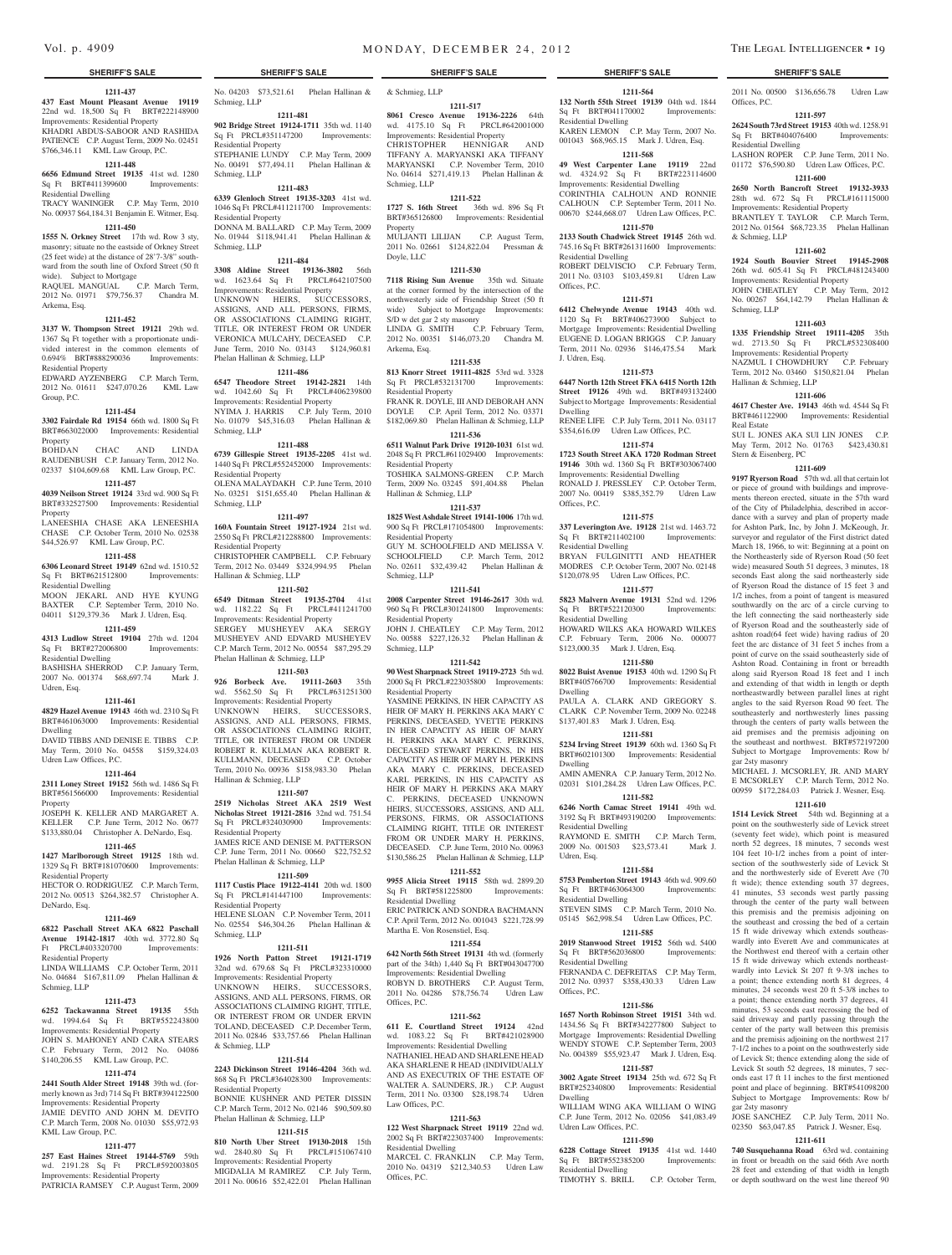## SHERIFF'S SALE

**1211-437**

**437 East Mount Pleasant Avenue 19119** 22nd wd. 18,500 Sq Ft BRT#222148900 Improvements: Residential Property
KHADRI ABDUS-SABOOR AND RASHIDA PATIENCE C.P. August Term, 2009 No. 02451 $766,346.11 KML Law Group, P.C.

**1211-448**

**6656 Edmund Street 19135** 41st wd. 1280 Sq Ft BRT#411399600 Improvements: Residential Dwelling
TRACY WANINGER C.P. May Term, 2010 No. 00937 $64,184.31 Benjamin E. Witmer, Esq.

**1211-450**

**1555 N. Orkney Street** 17th wd. Row 3 sty, masonry; situate no the eastside of Orkney Street (25 feet wide) at the distance of 28'7-3/8" southward from the south line of Oxford Street (50 ft wide). Subject to Mortgage
RAQUEL MANGUAL C.P. March Term, 2012 No. 01971 $79,756.37 Chandra M. Arkema, Esq.

**1211-452**

**3137 W. Thompson Street 19121** 29th wd. 1367 Sq Ft together with a proportionate undivided interest in the common elements of 0.694% BRT#888290036 Improvements: Residential Property
EDWARD AYZENBERG C.P. March Term, 2012 No. 01611 $247,070.26 KML Law Group, P.C.

**1211-454**

**3302 Fairdale Rd 19154** 66th wd. 1800 Sq Ft BRT#663022000 Improvements: Residential Property
BOHDAN CHAC AND LINDA RAUDENBUSH C.P. January Term, 2012 No. 02337 $104,609.68 KML Law Group, P.C.

**1211-457**

**4039 Neilson Street 19124** 33rd wd. 900 Sq Ft BRT#332527500 Improvements: Residential Property
LANEESHIA CHASE AKA LENEESHIA CHASE C.P. October Term, 2010 No. 02538 $44,526.97 KML Law Group, P.C.

**1211-458**

**6306 Leonard Street 19149** 62nd wd. 1510.52 Sq Ft BRT#621512800 Improvements: Residential Dwelling
MOON JEKARL AND HYE KYUNG BAXTER C.P. September Term, 2010 No. 04011 $129,379.36 Mark J. Udren, Esq.

**1211-459**

**4313 Ludlow Street 19104** 27th wd. 1204 Sq Ft BRT#272006800 Improvements: Residential Dwelling
BASHISHA SHERROD C.P. January Term, 2007 No. 001374 $68,697.74 Mark J. Udren, Esq.

**1211-461**

**4829 Hazel Avenue 19143** 46th wd. 2310 Sq Ft BRT#461063000 Improvements: Residential Dwelling
DAVID TIBBS AND DENISE E. TIBBS C.P. May Term, 2010 No. 04558 $159,324.03 Udren Law Offices, P.C.

**1211-464**

**2311 Loney Street 19152** 56th wd. 1486 Sq Ft BRT#561566000 Improvements: Residential Property
JOSEPH K. KELLER AND MARGARET A. KELLER C.P. June Term, 2012 No. 0677 $133,880.04 Christopher A. DeNardo, Esq.

**1211-465**

**1427 Marlborough Street 19125** 18th wd. 1329 Sq Ft BRT#181070600 Improvements: Residential Property
HECTOR O. RODRIGUEZ C.P. March Term, 2012 No. 00513 $264,382.57 Christopher A. DeNardo, Esq.

**1211-469**

**6822 Paschall Street AKA 6822 Paschall Avenue 19142-1817** 40th wd. 3772.80 Sq Ft PRCL#403320700 Improvements: Residential Property
LINDA WILLIAMS C.P. October Term, 2011 No. 04684 $167,811.09 Phelan Hallinan & Schmieg, LLP

**1211-473**

**6252 Tackawanna Street 19135** 55th wd. 1994.64 Sq Ft BRT#552243800 Improvements: Residential Property
JOHN S. MAHONEY AND CARA STEARS C.P. February Term, 2012 No. 04086 $140,206.55 KML Law Group, P.C.

**1211-474**

**2441 South Alder Street 19148** 39th wd. (formerly known as 3rd) 714 Sq Ft BRT#394122500 Improvements: Residential Property
JAMIE DEVITO AND JOHN M. DEVITO C.P. March Term, 2008 No. 01030 $55,972.93 KML Law Group, P.C.

**1211-477**

**257 East Haines Street 19144-5769** 59th wd. 2191.28 Sq Ft PRCL#592003805 Improvements: Residential Property
PATRICIA RAMSEY C.P. August Term, 2009 No. 04203 $73,521.61 Phelan Hallinan & Schmieg, LLP

**1211-481**

**902 Bridge Street 19124-1711** 35th wd. 1140 Sq Ft PRCL#351147200 Improvements: Residential Property
STEPHANIE LUNDY C.P. May Term, 2009 No. 00491 $77,494.11 Phelan Hallinan & Schmieg, LLP

**1211-483**

**6339 Glenloch Street 19135-3203** 41st wd. 1046 Sq Ft PRCL#411211700 Improvements: Residential Property
DONNA M. BALLARD C.P. May Term, 2009 No. 01944 $118,941.41 Phelan Hallinan & Schmieg, LLP

**1211-484**

**3308 Aldine Street 19136-3802** 56th wd. 1623.64 Sq Ft PRCL#642107500 Improvements: Residential Property
UNKNOWN HEIRS, SUCCESSORS, ASSIGNS, AND ALL PERSONS, FIRMS, OR ASSOCIATIONS CLAIMING RIGHT, TITLE, OR INTEREST FROM OR UNDER VERONICA MULCAHY, DECEASED C.P. June Term, 2010 No. 03143 $124,960.81 Phelan Hallinan & Schmieg, LLP

**1211-486**

**6547 Theodore Street 19142-2821** 14th wd. 1042.60 Sq Ft PRCL#406239800 Improvements: Residential Property
NYIMA J. HARRIS C.P. July Term, 2010 No. 01079 $45,316.03 Phelan Hallinan & Schmieg, LLP

**1211-488**

**6739 Gillespie Street 19135-2205** 41st wd. 1440 Sq Ft PRCL#552452000 Improvements: Residential Property
OLENA MALAYDAKH C.P. June Term, 2010 No. 03251 $151,655.40 Phelan Hallinan & Schmieg, LLP

**1211-497**

**160A Fountain Street 19127-1924** 21st wd. 2550 Sq Ft PRCL#212288800 Improvements: Residential Property
CHRISTOPHER CAMPBELL C.P. February Term, 2012 No. 03449 $324,994.95 Phelan Hallinan & Schmieg, LLP

**1211-502**

**6549 Ditman Street 19135-2704** 41st wd. 1182.22 Sq Ft PRCL#411241700 Improvements: Residential Property
SERGEY MUSHEYEV AKA SERGY MUSHEYEV AND EDVARD MUSHEYEV C.P. March Term, 2012 No. 00554 $87,295.29 Phelan Hallinan & Schmieg, LLP

**1211-503**

**926 Borbeck Ave. 19111-2603** 35th wd. 5562.50 Sq Ft PRCL#631251300 Improvements: Residential Property
UNKNOWN HEIRS, SUCCESSORS, ASSIGNS, AND ALL PERSONS, FIRMS, OR ASSOCIATIONS CLAIMING RIGHT, TITLE, OR INTEREST FROM OR UNDER ROBERT R. KULLMAN AKA ROBERT R. KULLMANN, DECEASED C.P. October Term, 2010 No. 00936 $158,983.30 Phelan Hallinan & Schmieg, LLP

**1211-507**

**2519 Nicholas Street AKA 2519 West Nicholas Street 19121-2816** 32nd wd. 751.54 Sq Ft PRCL#324030900 Improvements: Residential Property
JAMES RICE AND DENISE M. PATTERSON C.P. June Term, 2011 No. 00660 $22,752.52 Phelan Hallinan & Schmieg, LLP

**1211-509**

**1117 Custis Place 19122-4141** 20th wd. 1800 Sq Ft PRCL#141447100 Improvements: Residential Property
HELENE SLOAN C.P. November Term, 2011 No. 02554 $46,304.26 Phelan Hallinan & Schmieg, LLP

**1211-511**

**1926 North Patton Street 19121-1719** 32nd wd. 679.68 Sq Ft PRCL#323310000 Improvements: Residential Property
UNKNOWN HEIRS, SUCCESSORS, ASSIGNS, AND ALL PERSONS, FIRMS, OR ASSOCIATIONS CLAIMING RIGHT, TITLE, OR INTEREST FROM OR UNDER ERVIN TOLAND, DECEASED C.P. December Term, 2011 No. 02846 $33,757.66 Phelan Hallinan & Schmieg, LLP

**1211-514**

**2243 Dickinson Street 19146-4204** 36th wd. 868 Sq Ft PRCL#364028300 Improvements: Residential Property
BONNIE KUSHNER AND PETER DISSIN C.P. March Term, 2012 No. 02146 $90,509.80 Phelan Hallinan & Schmieg, LLP

**1211-515**

**810 North Uber Street 19130-2018** 15th wd. 2840.80 Sq Ft PRCL#151067410 Improvements: Residential Property
MIGDALIA M RAMIREZ C.P. July Term, 2011 No. 00616 $52,422.01 Phelan Hallinan & Schmieg, LLP

**1211-517**

**8061 Cresco Avenue 19136-2226** 64th wd. 4175.10 Sq Ft PRCL#642001000 Improvements: Residential Property
CHRISTOPHER HENNIGAR AND TIFFANY A. MARYANSKI AKA TIFFANY MARYANSKI C.P. November Term, 2010 No. 04614 $271,419.13 Phelan Hallinan & Schmieg, LLP

**1211-522**

**1727 S. 16th Street** 36th wd. 896 Sq Ft BRT#365126800 Improvements: Residential Property
MULJANTI LILIJAN C.P. August Term, 2011 No. 02661 $124,822.04 Pressman & Doyle, LLC

**1211-530**

**7118 Rising Sun Avenue** 35th wd. Situate at the corner formed by the intersection of the northwesterly side of Friendship Street (50 ft wide) Subject to Mortgage Improvements: S/D w det gar 2 sty masonry
LINDA G. SMITH C.P. February Term, 2012 No. 00351 $146,073.20 Chandra M. Arkema, Esq.

**1211-535**

**813 Knorr Street 19111-4825** 53rd wd. 3328 Sq Ft PRCL#532131700 Improvements: Residential Property
FRANK R. DOYLE, III AND DEBORAH ANN DOYLE C.P. April Term, 2012 No. 03371 $182,069.80 Phelan Hallinan & Schmieg, LLP

**1211-536**

**6511 Walnut Park Drive 19120-1031** 61st wd. 2048 Sq Ft PRCL#611029400 Improvements: Residential Property
TOSHIKA SALMONS-GREEN C.P. March Term, 2009 No. 03245 $91,404.88 Phelan Hallinan & Schmieg, LLP

**1211-537**

**1825 West Ashdale Street 19141-1006** 17th wd. 900 Sq Ft PRCL#171054800 Improvements: Residential Property
GUY M. SCHOOLFIELD AND MELISSA V. SCHOOLFIELD C.P. March Term, 2012 No. 02611 $32,439.42 Phelan Hallinan & Schmieg, LLP

**1211-541**

**2008 Carpenter Street 19146-2617** 30th wd. 960 Sq Ft PRCL#301241800 Improvements: Residential Property
JOHN J. CHEATLEY C.P. May Term, 2012 No. 00588 $227,126.32 Phelan Hallinan & Schmieg, LLP

**1211-542**

**90 West Sharpnack Street 19119-2723** 5th wd. 2000 Sq Ft PRCL#223035800 Improvements: Residential Property
YASMINE PERKINS, IN HER CAPACITY AS HEIR OF MARY H. PERKINS AKA MARY C PERKINS, DECEASED, YVETTE PERKINS IN HER CAPACITY AS HEIR OF MARY H. PERKINS AKA MARY C. PERKINS, DECEASED STEWART PERKINS, IN HIS CAPACITY AS HEIR OF MARY H. PERKINS AKA MARY C. PERKINS, DECEASED KARL PERKINS, IN HIS CAPACITY AS HEIR OF MARY H. PERKINS AKA MARY C. PERKINS, DECEASED UNKNOWN HEIRS, SUCCESSORS, ASSIGNS, AND ALL PERSONS, FIRMS, OR ASSOCIATIONS CLAIMING RIGHT, TITLE OR INTEREST FROM OR UNDER MARY H. PERKINS, DECEASED. C.P. June Term, 2010 No. 00963 $130,586.25 Phelan Hallinan & Schmieg, LLP

**1211-552**

**9955 Alicia Street 19115** 58th wd. 2899.20 Sq Ft BRT#581225800 Improvements: Residential Dwelling
ERIC PATRICK AND SONDRA BACHMANN C.P. April Term, 2012 No. 001043 $221,728.99 Martha E. Von Rosenstiel, Esq.

**1211-554**

**642 North 56th Street 19131** 4th wd. (formerly part of the 34th) 1,440 Sq Ft BRT#043047700 Improvements: Residential Dwelling
ROBYN D. BROTHERS C.P. August Term, 2011 No. 04286 $78,756.74 Udren Law Offices, P.C.

**1211-562**

**611 E. Courtland Street 19124** 42nd wd. 1083.22 Sq Ft BRT#421028900 Improvements: Residential Dwelling
NATHANIEL HEAD AND SHARLENE HEAD AKA SHARLENE R HEAD (INDIVIDUALLY AND AS EXECUTRIX OF THE ESTATE OF WALTER A. SAUNDERS, JR.) C.P. August Term, 2011 No. 03300 $28,198.74 Udren Law Offices, P.C.

**1211-563**

**122 West Sharpnack Street 19119** 22nd wd. 2002 Sq Ft BRT#223037400 Improvements: Residential Dwelling
MARCEL C. FRANKLIN C.P. May Term, 2010 No. 04319 $212,340.53 Udren Law Offices, P.C.

**1211-564**

**132 North 55th Street 19139** 04th wd. 1844 Sq Ft BRT#041170002 Improvements: Residential Dwelling
KAREN LEMON C.P. May Term, 2007 No. 001043 $68,965.15 Mark J. Udren, Esq.

**1211-568**

**49 West Carpenter Lane 19119** 22nd wd. 4324.92 Sq Ft BRT#223114600 Improvements: Residential Dwelling
CORINTHIA CALHOUN AND RONNIE CALHOUN C.P. September Term, 2011 No. 00670 $244,668.07 Udren Law Offices, P.C.

**1211-570**

**2133 South Chadwick Street 19145** 26th wd. 745.16 Sq Ft BRT#261311600 Improvements: Residential Dwelling
ROBERT DELVISCIO C.P. February Term, 2011 No. 03103 $103,459.81 Udren Law Offices, P.C.

**1211-571**

**6412 Chelwynde Avenue 19143** 40th wd. 1120 Sq Ft BRT#406273900 Subject to Mortgage Improvements: Residential Dwelling
EUGENE D. LOGAN BRIGGS C.P. January Term, 2011 No. 02936 $146,475.54 Mark J. Udren, Esq.

**1211-573**

**6447 North 12th Street FKA 6415 North 12th Street 19126** 49th wd. BRT#493132400 Subject to Mortgage Improvements: Residential Dwelling
RENEE LIFE C.P. July Term, 2011 No. 03117 $354,616.09 Udren Law Offices, P.C.

**1211-574**

**1723 South Street AKA 1720 Rodman Street 19146** 30th wd. 1360 Sq Ft BRT#303067400 Improvements: Residential Dwelling
RONALD J. PRESSLEY C.P. October Term, 2007 No. 00419 $385,352.79 Udren Law Offices, P.C.

**1211-575**

**337 Leverington Ave. 19128** 21st wd. 1463.72 Sq Ft BRT#211402100 Improvements: Residential Dwelling
BRYAN FULGINITTI AND HEATHER MODRES C.P. October Term, 2007 No. 02148 $120,078.95 Udren Law Offices, P.C.

**1211-577**

**5823 Malvern Avenue 19131** 52nd wd. 1296 Sq Ft BRT#522120300 Improvements: Residential Dwelling
HOWARD WILKS AKA HOWARD WILKES C.P. February Term, 2006 No. 000077 $123,000.35 Mark J. Udren, Esq.

**1211-580**

**8022 Buist Avenue 19153** 40th wd. 1290 Sq Ft BRT#405766700 Improvements: Residential Dwelling
PAULA A. CLARK AND GREGORY S. CLARK C.P. November Term, 2009 No. 02248 $137,401.83 Mark J. Udren, Esq.

**1211-581**

**5234 Irving Street 19139** 60th wd. 1360 Sq Ft BRT#602101300 Improvements: Residential Dwelling
AMIN AMENRA C.P. January Term, 2012 No. 02031 $101,284.28 Udren Law Offices, P.C.

**1211-582**

**6246 North Camac Street 19141** 49th wd. 3192 Sq Ft BRT#493190200 Improvements: Residential Dwelling
RAYMOND E. SMITH C.P. March Term, 2009 No. 001503 $23,573.41 Mark J. Udren, Esq.

**1211-584**

**5753 Pemberton Street 19143** 46th wd. 909.60 Sq Ft BRT#463064300 Improvements: Residential Dwelling
STEVEN SIMS C.P. March Term, 2010 No. 05145 $62,998.54 Udren Law Offices, P.C.

**1211-585**

**2019 Stanwood Street 19152** 56th wd. 5400 Sq Ft BRT#562036800 Improvements: Residential Dwelling
FERNANDA C. DEFREITAS C.P. May Term, 2012 No. 03937 $358,430.33 Udren Law Offices, P.C.

**1211-586**

**1657 North Robinson Street 19151** 34th wd. 1434.56 Sq Ft BRT#342277800 Subject to Mortgage Improvements: Residential Dwelling
WENDY STOWE C.P. September Term, 2003 No. 004389 $55,923.47 Mark J. Udren, Esq.

**1211-587**

**3002 Agate Street 19134** 25th wd. 672 Sq Ft BRT#252340800 Improvements: Residential Dwelling
WILLIAM WING AKA WILLIAM O WING C.P. June Term, 2012 No. 02056 $41,083.49 Udren Law Offices, P.C.

**1211-590**

**6228 Cottage Street 19135** 41st wd. 1440 Sq Ft BRT#552385200 Improvements: Residential Dwelling
TIMOTHY S. BRILL C.P. October Term, 2011 No. 00500 $136,656.78 Udren Law Offices, P.C.

**1211-597**

**2624 South 73rd Street 19153** 40th wd. 1258.91 Sq Ft BRT#404076400 Improvements: Residential Dwelling
LASHON ROPER C.P. June Term, 2011 No. 01172 $76,590.80 Udren Law Offices, P.C.

**1211-600**

**2650 North Bancroft Street 19132-3933** 28th wd. 672 Sq Ft PRCL#161115000 Improvements: Residential Property
BRANTLEY T. TAYLOR C.P. March Term, 2012 No. 01564 $68,723.35 Phelan Hallinan & Schmieg, LLP

**1211-602**

**1924 South Bouvier Street 19145-2908** 26th wd. 605.41 Sq Ft PRCL#481243400 Improvements: Residential Property
JOHN CHEATLEY C.P. May Term, 2012 No. 00267 $64,142.79 Phelan Hallinan & Schmieg, LLP

**1211-603**

**1335 Friendship Street 19111-4205** 35th wd. 2713.50 Sq Ft PRCL#532308400 Improvements: Residential Property
NAZMUL I CHOWDHURY C.P. February Term, 2012 No. 03460 $150,821.04 Phelan Hallinan & Schmieg, LLP

**1211-606**

**4617 Chester Ave. 19143** 46th wd. 4544 Sq Ft BRT#461122900 Improvements: Residential Real Estate
SUI L. JONES AKA SUI LIN JONES C.P. May Term, 2012 No. 01763 $423,430.81 Stern & Eisenberg, PC

**1211-609**

**9197 Ryerson Road** 57th wd. all that certain lot or piece of ground with buildings and improvements thereon erected, situate in the 57th ward of the City of Philadelphia, described in accordance with a survey and plan of property made for Ashton Park, Inc, by John J. McKeough, Jr. surveyor and regulator of the First district dated March 18, 1966, to wit: Beginning at a point on the Northeasterly side of Ryerson Road (50 feet wide) measured South 51 degrees, 3 minutes, 18 seconds East along the said northeasterly side of Ryerson Road the distance of 15 feet 3 and 1/2 inches, from a point of tangent is measured southwardly on the arc of a circle curving to the left connecting the said northeasterly side of Ryerson Road and the southeasterly side of ashton road(64 feet wide) having radius of 20 feet the arc distance of 31 feet 5 inches from a point of curve on the ssaid southeasterly side of Ashton Road. Containing in front or breadth along said Ryerson Road 18 feet and 1 inch and extending of that width in length or depth northeastwardly between parallel lines at right angles to the said Ryerson Road 90 feet. The southeasterly and northwesterly lines passing through the centers of party walls between the aid premises and the premisis adjoining on the southeast and northwest. BRT#572197200 Subject to Mortgage Improvements: Row b/ gar 2sty masonry
MICHAEL J. MCSORLEY, JR. AND MARY E MCSORLEY C.P. March Term, 2012 No. 00959 $172,284.03 Patrick J. Wesner, Esq.

**1211-610**

**1514 Levick Street** 54th wd. Beginning at a point on the southwesterly side of Levick street (seventy feet wide), which point is measured north 52 degrees, 18 minutes, 7 seconds west 104 feet 10-1/2 inches from a point of intersection of the southwesterly side of Levick St and the northwesterly side of Everett Ave (70 ft wide); thence extending south 37 degrees, 41 minutes, 53 seconds west partly passing through the center of the party wall between this premisis and the premisis adjoining on the southeast and crossing the bed of a certain 15 ft wide driveway which extends southeaswardly into Everett Ave and communicates at the Northwest end thereof with a certain other 15 ft wide driveway which extends northeastwardly into Levick St 207 ft 9-3/8 inches to a point; thence extending north 81 degrees, 4 minutes, 24 seconds west 20 ft 5-3/8 inches to a point; thence extending north 37 degrees, 41 minutes, 53 seconds east recrossing the bed of said driveway and partly passing through the center of the party wall between this premisis and the premisis adjoining on the northwest 217 7-1/2 inches to a point on the southwesterly side of Levick St; thence extending along the side of Levick St south 52 degrees, 18 minutes, 7 seconds east 17 ft 11 inches to the first mentioned point and place of beginning. BRT#541098200 Subject to Mortgage Improvements: Row b/ gar 2sty masonry
JOSE SANCHEZ C.P. July Term, 2011 No. 02350 $63,047.85 Patrick J. Wesner, Esq.

**1211-611**

**740 Susquehanna Road** 63rd wd. containing in front or breadth on the said 66th Ave north 28 feet and extending of that width in length or depth southward on the west line thereof 90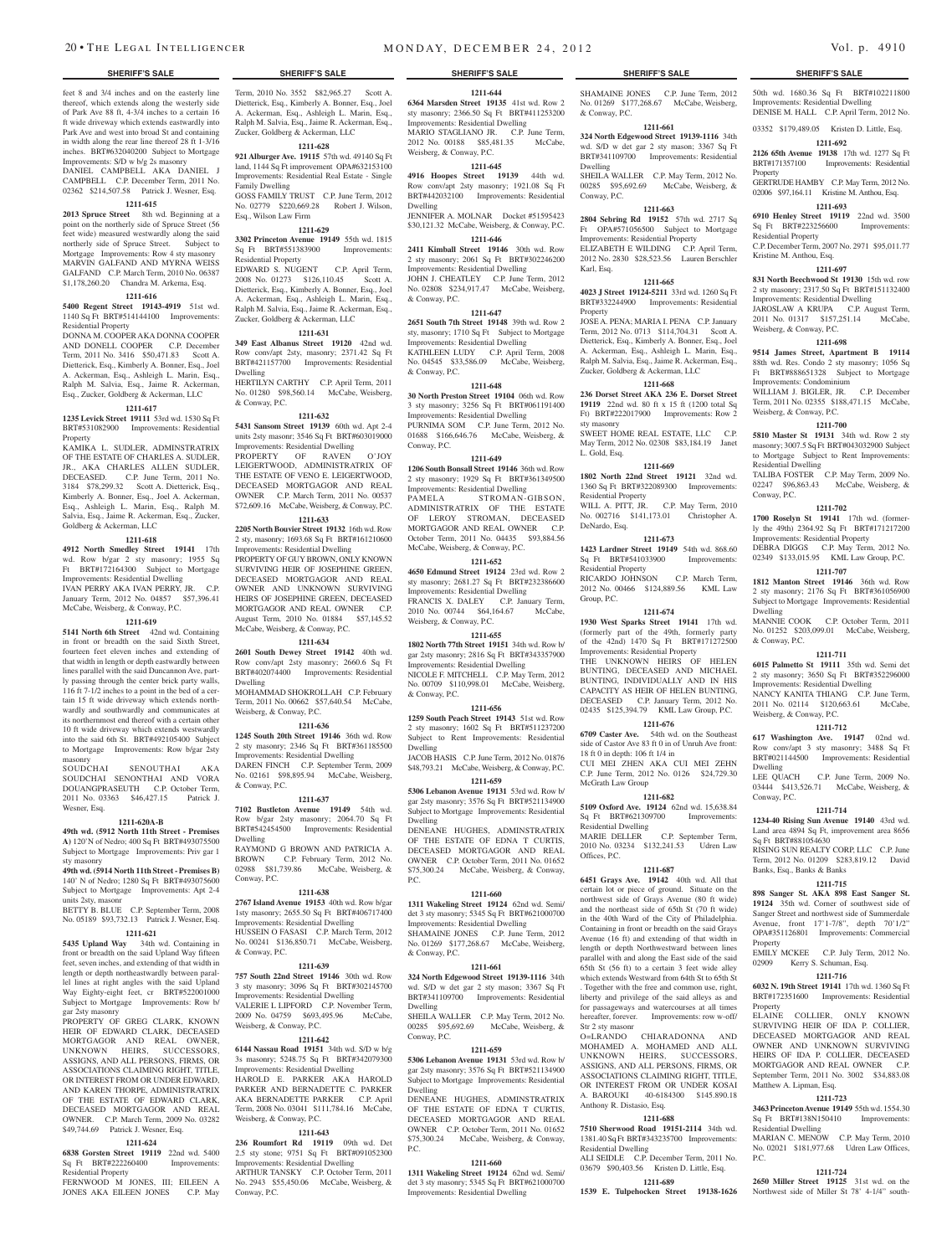## SHERIFF'S SALE

feet 8 and 3/4 inches and on the easterly line thereof, which extends along the westerly side of Park Ave 88 ft, 4-3/4 inches to a certain 16 ft wide driveway which extends eastwardly into Park Ave and west into broad St and containing in width along the rear line thereof 28 ft 1-3/16 inches. BRT#632040200 Subject to Mortgage Improvements: S/D w b/g 2s masonry

DANIEL CAMPBELL AKA DANIEL J CAMPBELL C.P. December Term, 2011 No. 02362 $214,507.58 Patrick J. Wesner, Esq.

**1211-615**

**2013 Spruce Street** 8th wd. Beginning at a point on the northerly side of Spruce Street (56 feet wide) measured westwardly along the said northerly side of Spruce Street. Subject to Mortgage Improvements: Row 4 sty masonry

MARVIN GALFAND AND MYRNA WEISS GALFAND C.P. March Term, 2010 No. 06387 $1,178,260.20 Chandra M. Arkema, Esq.

**1211-616**

**5400 Regent Street 19143-4919** 51st wd. 1140 Sq Ft BRT#514144100 Improvements: Residential Property

DONNA M. COOPER AKA DONNA COOPER AND DONELL COOPER C.P. December Term, 2011 No. 3416 $50,471.83 Scott A. Dietterick, Esq., Kimberly A. Bonner, Esq., Joel A. Ackerman, Esq., Ashleigh L. Marin, Esq., Ralph M. Salvia, Esq., Jaime R. Ackerman, Esq., Zucker, Goldberg & Ackerman, LLC

**1211-617**

**1235 Levick Street 19111** 53rd wd. 1530 Sq Ft BRT#531082900 Improvements: Residential Property

KAMIKA L. SUDLER, ADMINSTRATRIX OF THE ESTATE OF CHARLES A. SUDLER, JR., AKA CHARLES ALLEN SUDLER, DECEASED. C.P. June Term, 2011 No. 3184 $78,299.32 Scott A. Dietterick, Esq., Kimberly A. Bonner, Esq., Joel A. Ackerman, Esq., Ashleigh L. Marin, Esq., Ralph M. Salvia, Esq., Jaime R. Ackerman, Esq., Zucker, Goldberg & Ackerman, LLC

**1211-618**

**4912 North Smedley Street 19141** 17th wd. Row b/gar 2 sty masonry; 1955 Sq Ft BRT#172164300 Subject to Mortgage Improvements: Residential Dwelling

IVAN PERRY AKA IVAN PERRY, JR. C.P. January Term, 2012 No. 04857 $57,396.41 McCabe, Weisberg, & Conway, P.C.

**1211-619**

**5141 North 6th Street** 42nd wd. Containing in front or breadth on the said Sixth Street, fourteen feet eleven inches and extending of that width in length or depth eastwardly between lines parallel with the said Duncannon Ave, partly passing through the center brick party walls, 116 ft 7-1/2 inches to a point in the bed of a certain 15 ft wide driveway which extends northwardly and southwardly and communicates at its northernmost end thereof with a certain other 10 ft wide driveway which extends westwardly into the said 6th St. BRT#492105400 Subject to Mortgage Improvements: Row b/gar 2sty masonry

SOUDCHAI SENOUTHAI AKA SOUDCHAI SENONTHAI AND VORA DOUANGPRASEUTH C.P. October Term, 2011 No. 03363 $46,427.15 Patrick J. Wesner, Esq.

**1211-620A-B**

**49th wd. (5912 North 11th Street - Premises A)** 120'N of Nedro; 400 Sq Ft BRT#493075500 Subject to Mortgage Improvements: Priv gar 1 sty masonry

**49th wd. (5914 North 11th Street - Premises B)** 140' N of Nedro; 1280 Sq Ft BRT#493075600 Subject to Mortgage Improvements: Apt 2-4 units 2sty, masonr

BETTY B. BLUE C.P. September Term, 2008 No. 05189 $93,732.13 Patrick J. Wesner, Esq.

**1211-621**

**5435 Upland Way** 34th wd. Containing in front or breadth on the said Upland Way fifteen feet, seven inches, and extending of that width in length or depth northeastwardly between parallel lines at right angles with the said Upland Way Eighty-eight feet, cr BRT#522001000 Subject to Mortgage Improvements: Row b/gar 2sty masonry

PROPERTY OF GREG CLARK, KNOWN HEIR OF EDWARD CLARK, DECEASED MORTGAGOR AND REAL OWNER, UNKNOWN HEIRS, SUCCESSORS, ASSIGNS, AND ALL PERSONS, FIRMS, OR ASSOCIATIONS CLAIMING RIGHT, TITLE, OR INTEREST FROM OR UNDER EDWARD, AND KAREN THORPE, ADMINISTRATRIX OF THE ESTATE OF EDWARD CLARK, DECEASED MORTGAGOR AND REAL OWNER. C.P. March Term, 2009 No. 03282 $49,744.69 Patrick J. Wesner, Esq.

**1211-624**

**6838 Gorsten Street 19119** 22nd wd. 5400 Sq Ft BRT#222260400 Improvements: Residential Property

FERNWOOD M JONES, III; EILEEN A JONES AKA EILEEN JONES C.P. May Term, 2010 No. 3552 $82,965.27 Scott A. Dietterick, Esq., Kimberly A. Bonner, Esq., Joel A. Ackerman, Esq., Ashleigh L. Marin, Esq., Ralph M. Salvia, Esq., Jaime R. Ackerman, Esq., Zucker, Goldberg & Ackerman, LLC

**1211-628**

**921 Alburger Ave. 19115** 57th wd. 49140 Sq Ft land, 1144 Sq Ft improvement OPA#632153100 Improvements: Residential Real Estate - Single Family Dwelling

GOSS FAMILY TRUST C.P. June Term, 2012 No. 02779 $220,669.28 Robert J. Wilson, Esq., Wilson Law Firm

**1211-629**

**3302 Princeton Avenue 19149** 55th wd. 1815 Sq Ft BRT#551383900 Improvements: Residential Property

EDWARD S. NUGENT C.P. April Term, 2008 No. 01273 $126,110.45 Scott A. Dietterick, Esq., Kimberly A. Bonner, Esq., Joel A. Ackerman, Esq., Ashleigh L. Marin, Esq., Ralph M. Salvia, Esq., Jaime R. Ackerman, Esq., Zucker, Goldberg & Ackerman, LLC

**1211-631**

**349 East Albanus Street 19120** 42nd wd. Row conv/apt 2sty, masonry; 2371.42 Sq Ft BRT#421157700 Improvements: Residential Dwelling

HERTILYN CARTHY C.P. April Term, 2011 No. 01280 $98,560.14 McCabe, Weisberg, & Conway, P.C.

**1211-632**

**5431 Sansom Street 19139** 60th wd. Apt 2-4 units 2sty masonr; 3546 Sq Ft BRT#603019000 Improvements: Residential Dwelling

PROPERTY OF RAVEN O'JOY LEIGERTWOOD, ADMINISTRATRIX OF THE ESTATE OF VENO E. LEIGERTWOOD, DECEASED MORTGAGOR AND REAL OWNER C.P. March Term, 2011 No. 00537 $72,609.16 McCabe, Weisberg, & Conway, P.C.

**1211-633**

**2205 North Bouvier Street 19132** 16th wd. Row 2 sty, masonry; 1693.68 Sq Ft BRT#161210600 Improvements: Residential Dwelling

PROPERTY OF GUY BROWN, ONLY KNOWN SURVIVING HEIR OF JOSEPHINE GREEN, DECEASED MORTGAGOR AND REAL OWNER AND UNKNOWN SURVIVING HEIRS OF JOSEPHINE GREEN, DECEASED MORTGAGOR AND REAL OWNER C.P. August Term, 2010 No. 01884 $57,145.52 McCabe, Weisberg, & Conway, P.C.

**1211-634**

**2601 South Dewey Street 19142** 40th wd. Row conv/apt 2sty masonry; 2660.6 Sq Ft BRT#402074400 Improvements: Residential Dwelling

MOHAMMAD SHOKROLLAH C.P. February Term, 2011 No. 00662 $57,640.54 McCabe, Weisberg, & Conway, P.C.

**1211-636**

**1245 South 20th Street 19146** 36th wd. Row 2 sty masonry; 2346 Sq Ft BRT#361185500 Improvements: Residential Dwelling

DAREN FINCH C.P. September Term, 2009 No. 02161 $98,895.94 McCabe, Weisberg, & Conway, P.C.

**1211-637**

**7102 Bustleton Avenue 19149** 54th wd. Row b/gar 2sty masonry; 2064.70 Sq Ft BRT#542454500 Improvements: Residential Dwelling

RAYMOND G BROWN AND PATRICIA A. BROWN C.P. February Term, 2012 No. 02988 $81,739.86 McCabe, Weisberg, & Conway, P.C.

**1211-638**

**2767 Island Avenue 19153** 40th wd. Row b/gar 1sty masonry; 2655.50 Sq Ft BRT#406717400 Improvements: Residential Dwelling

HUSSEIN O FASASI C.P. March Term, 2012 No. 00241 $136,850.71 McCabe, Weisberg, & Conway, P.C.

**1211-639**

**757 South 22nd Street 19146** 30th wd. Row 3 sty masonry; 3096 Sq Ft BRT#302145700 Improvements: Residential Dwelling

VALERIE L LIPFORD C.P. November Term, 2009 No. 04759 $693,495.96 McCabe, Weisberg, & Conway, P.C.

**1211-642**

**6144 Nassau Road 19151** 34th wd. S/D w b/g 3s masonry; 5248.75 Sq Ft BRT#342079300 Improvements: Residential Dwelling

HAROLD E. PARKER AKA HAROLD PARKER AND BERNADETTE C. PARKER AKA BERNADETTE PARKER C.P. April Term, 2008 No. 03041 $111,784.16 McCabe, Weisberg, & Conway, P.C.

**1211-643**

**236 Roumfort Rd 19119** 09th wd. Det 2.5 sty stone; 9751 Sq Ft BRT#091052300 Improvements: Residential Dwelling

ARTHUR TANSKY C.P. October Term, 2011 No. 2943 $55,450.06 McCabe, Weisberg, & Conway, P.C.

**1211-644**

**6364 Marsden Street 19135** 41st wd. Row 2 sty masonry; 2366.50 Sq Ft BRT#411253200 Improvements: Residential Dwelling

MARIO STAGLIANO JR. C.P. June Term, 2012 No. 00188 $85,481.35 McCabe, Weisberg, & Conway, P.C.

**1211-645**

**4916 Hoopes Street 19139** 44th wd. Row conv/apt 2sty masonry; 1921.08 Sq Ft BRT#442032100 Improvements: Residential Dwelling

JENNIFER A. MOLNAR Docket #51595423 $30,121.32 McCabe, Weisberg, & Conway, P.C.

**1211-646**

**2411 Kimball Street 19146** 30th wd. Row 2 sty masonry; 2061 Sq Ft BRT#302246200 Improvements: Residential Dwelling

JOHN J. CHEATLEY C.P. June Term, 2012 No. 02808 $234,917.47 McCabe, Weisberg, & Conway, P.C.

**1211-647**

**2651 South 7th Street 19148** 39th wd. Row 2 sty, masonry; 1710 Sq Ft Subject to Mortgage Improvements: Residential Dwelling

KATHLEEN LUDY C.P. April Term, 2008 No. 04545 $33,586.09 McCabe, Weisberg, & Conway, P.C.

**1211-648**

**30 North Preston Street 19104** 06th wd. Row 3 sty masonry; 3256 Sq Ft BRT#061191400 Improvements: Residential Dwelling

PURNIMA SOM C.P. June Term, 2012 No. 01688 $166,646.76 McCabe, Weisberg, & Conway, P.C.

**1211-649**

**1206 South Bonsall Street 19146** 36th wd. Row 2 sty masonry; 1929 Sq Ft BRT#361349500 Improvements: Residential Dwelling

PAMELA STROMAN-GIBSON, ADMINISTRATRIX OF THE ESTATE OF LEROY STROMAN, DECEASED MORTGAGOR AND REAL OWNER C.P. October Term, 2011 No. 04435 $93,884.56 McCabe, Weisberg, & Conway, P.C.

**1211-652**

**4650 Edmund Street 19124** 23rd wd. Row 2 sty masonry; 2681.27 Sq Ft BRT#232386600 Improvements: Residential Dwelling

FRANCIS X. DALEY C.P. January Term, 2010 No. 00744 $64,164.67 McCabe, Weisberg, & Conway, P.C.

**1211-655**

**1802 North 77th Street 19151** 34th wd. Row b/gar 2sty masonry; 2816 Sq Ft BRT#343357900 Improvements: Residential Dwelling

NICOLE F. MITCHELL C.P. May Term, 2012 No. 00709 $110,998.01 McCabe, Weisberg, & Conway, P.C.

**1211-656**

**1259 South Peach Street 19143** 51st wd. Row 2 sty masonry; 1602 Sq Ft BRT#511237200 Subject to Rent Improvements: Residential Dwelling

JACOB HASIS C.P. June Term, 2012 No. 01876 $48,793.21 McCabe, Weisberg, & Conway, P.C.

**1211-659**

**5306 Lebanon Avenue 19131** 53rd wd. Row b/gar 2sty masonry; 3576 Sq Ft BRT#521134900 Subject to Mortgage Improvements: Residential Dwelling

DENEANE HUGHES, ADMINSTRATRIX OF THE ESTATE OF EDNA T CURTIS, DECEASED MORTGAGOR AND REAL OWNER C.P. October Term, 2011 No. 01652 $75,300.24 McCabe, Weisberg, & Conway, P.C.

**1211-660**

**1311 Wakeling Street 19124** 62nd wd. Semi/det 3 sty masonry; 5345 Sq Ft BRT#621000700 Improvements: Residential Dwelling

SHAMAINE JONES C.P. June Term, 2012 No. 01269 $177,268.67 McCabe, Weisberg, & Conway, P.C.

**1211-661**

**324 North Edgewood Street 19139-1116** 34th wd. S/D w det gar 2 sty mason; 3367 Sq Ft BRT#341109700 Improvements: Residential Dwelling

SHEILA WALLER C.P. May Term, 2012 No. 00285 $95,692.69 McCabe, Weisberg, & Conway, P.C.

**1211-659**

**5306 Lebanon Avenue 19131** 53rd wd. Row b/gar 2sty masonry; 3576 Sq Ft BRT#521134900 Subject to Mortgage Improvements: Residential Dwelling

DENEANE HUGHES, ADMINSTRATRIX OF THE ESTATE OF EDNA T CURTIS, DECEASED MORTGAGOR AND REAL OWNER C.P. October Term, 2011 No. 01652 $75,300.24 McCabe, Weisberg, & Conway, P.C.

**1211-660**

**1311 Wakeling Street 19124** 62nd wd. Semi/det 3 sty masonry; 5345 Sq Ft BRT#621000700 Improvements: Residential Dwelling

SHAMAINE JONES C.P. June Term, 2012 No. 01269 $177,268.67 McCabe, Weisberg, & Conway, P.C.

**1211-661**

**324 North Edgewood Street 19139-1116** 34th wd. S/D w det gar 2 sty mason; 3367 Sq Ft BRT#341109700 Improvements: Residential Dwelling

SHEILA WALLER C.P. May Term, 2012 No. 00285 $95,692.69 McCabe, Weisberg, & Conway, P.C.

**1211-663**

**2804 Sebring Rd 19152** 57th wd. 2717 Sq Ft OPA#571056500 Subject to Mortgage Improvements: Residential Property

ELIZABETH E WILDING C.P. April Term, 2012 No. 2830 $28,523.56 Lauren Berschler Karl, Esq.

**1211-665**

**4023 J Street 19124-5211** 33rd wd. 1260 Sq Ft BRT#332244900 Improvements: Residential Property

JOSE A. PENA; MARIA I. PENA C.P. January Term, 2012 No. 0713 $114,704.31 Scott A. Dietterick, Esq., Kimberly A. Bonner, Esq., Joel A. Ackerman, Esq., Ashleigh L. Marin, Esq., Ralph M. Salvia, Esq., Jaime R. Ackerman, Esq., Zucker, Goldberg & Ackerman, LLC

**1211-668**

**236 Dorset Street AKA 236 E. Dorset Street 19119** 22nd wd. 80 ft x 15 ft (1200 total Sq Ft) BRT#222017900 Improvements: Row 2 sty masonry

SWEET HOME REAL ESTATE, LLC C.P. May Term, 2012 No. 02308 $83,184.19 Janet L. Gold, Esq.

**1211-669**

**1802 North 22nd Street 19121** 32nd wd. 1360 Sq Ft BRT#322089300 Improvements: Residential Property

WILL A. PITT, JR. C.P. May Term, 2010 No. 002716 $141,173.01 Christopher A. DeNardo, Esq.

**1211-673**

**1423 Lardner Street 19149** 54th wd. 868.60 Sq Ft BRT#541033900 Improvements: Residential Property

RICARDO JOHNSON C.P. March Term, 2012 No. 00466 $124,889.56 KML Law Group, P.C.

**1211-674**

**1930 West Sparks Street 19141** 17th wd. (formerly part of the 49th, formerly party of the 42nd) 1470 Sq Ft BRT#171272500 Improvements: Residential Property

THE UNKNOWN HEIRS OF HELEN BUNTING, DECEASED AND MICHAEL BUNTING, INDIVIDUALLY AND IN HIS CAPACITY AS HEIR OF HELEN BUNTING, DECEASED C.P. January Term, 2012 No. 02435 $125,394.79 KML Law Group, P.C.

**1211-676**

**6709 Caster Ave.** 54th wd. on the Southeast side of Castor Ave 83 ft 0 in of Unruh Ave front: 18 ft 0 in depth: 106 ft 1/4 in

CUI MEI ZHEN AKA CUI MEI ZEHN C.P. June Term, 2012 No. 0126 $24,729.30 McGrath Law Group

**1211-682**

**5109 Oxford Ave. 19124** 62nd wd. 15,638.84 Sq Ft BRT#621309700 Improvements: Residential Dwelling

MARIE DELLER C.P. September Term, 2010 No. 03234 $132,241.53 Udren Law Offices, P.C.

**1211-687**

**6451 Grays Ave. 19142** 40th wd. All that certain lot or piece of ground. Situate on the northwest side of Grays Avenue (80 ft wide) and the northeast side of 65th St (70 ft wide) in the 40th Ward of the City of Philadelphia. Containing in front or breadth on the said Grays Avenue (16 ft) and extending of that width in length or depth Northwestward between lines parallel with and along the East side of the said 65th St (56 ft) to a certain 3 feet wide alley which extends Westward from 64th St to 65th St . Together with the free and common use, right, liberty and privilege of the said alleys as and for passageways and watercourses at all times hereafter, forever. Improvements: row w-off/Str 2 sty masonr

O=LRANDO CHIARADONNA AND MOHAMED A. MOHAMED AND ALL UNKNOWN HEIRS, SUCCESSORS, ASSIGNS, AND ALL PERSONS, FIRMS, OR ASSOCIATIONS CLAIMING RIGHT, TITLE, OR INTEREST FROM OR UNDER KOSAI A. BAROUKI 40-6184300 $145,890.18 Anthony R. Distasio, Esq.

**1211-688**

**7510 Sherwood Road 19151-2114** 34th wd. 1381.40 Sq Ft BRT#343235700 Improvements: Residential Dwelling

ALI SEIDLE C.P. December Term, 2011 No. 03679 $90,403.56 Kristen D. Little, Esq.

**1211-689**

**1539 E. Tulpehocken Street 19138-1626** 50th wd. 1680.36 Sq Ft BRT#102211800 Improvements: Residential Dwelling

DENISE M. HALL C.P. April Term, 2012 No. 03352 $179,489.05 Kristen D. Little, Esq.

**1211-692**

**2126 65th Avenue 19138** 17th wd. 1277 Sq Ft BRT#171357100 Improvements: Residential Property

GERTRUDE HAMBY C.P. May Term, 2012 No. 02006 $97,164.11 Kristine M. Anthou, Esq.

**1211-693**

**6910 Henley Street 19119** 22nd wd. 3500 Sq Ft BRT#223256600 Improvements: Residential Property

C.P. December Term, 2007 No. 2971 $95,011.77 Kristine M. Anthou, Esq.

**1211-697**

**831 North Beechwood St 19130** 15th wd. row 2 sty masonry; 2317.50 Sq Ft BRT#151132400 Improvements: Residential Dwelling

JAROSLAW A KRUPA C.P. August Term, 2011 No. 01317 $157,251.14 McCabe, Weisberg, & Conway, P.C.

**1211-698**

**9514 James Street, Apartment B 19114** 88th wd. Res. Condo 2 sty masonry; 1056 Sq Ft BRT#888651328 Subject to Mortgage Improvements: Condominium

WILLIAM J. BIGLER, JR. C.P. December Term, 2011 No. 02355 $188,471.15 McCabe, Weisberg, & Conway, P.C.

**1211-700**

**5810 Master St 19131** 34th wd. Row 2 sty masonry; 3007.5 Sq Ft BRT#043032900 Subject to Mortgage Subject to Rent Improvements: Residential Dwelling

TALIBA FOSTER C.P. May Term, 2009 No. 02247 $96,863.43 McCabe, Weisberg, & Conway, P.C.

**1211-702**

**1700 Roselyn St 19141** 17th wd. (formerly the 49th) 2364.92 Sq Ft BRT#171217200 Improvements: Residential Property

DEBRA DIGGS C.P. May Term, 2012 No. 02349 $133,015.95 KML Law Group, P.C.

**1211-707**

**1812 Manton Street 19146** 36th wd. Row 2 sty masonry; 2176 Sq Ft BRT#361056900 Subject to Mortgage Improvements: Residential Dwelling

MANNIE COOK C.P. October Term, 2011 No. 01252 $203,099.01 McCabe, Weisberg, & Conway, P.C.

**1211-711**

**6015 Palmetto St 19111** 35th wd. Semi det 2 sty masonry; 3650 Sq Ft BRT#352296000 Improvements: Residential Dwelling

NANCY KANITA THIANG C.P. June Term, 2011 No. 02114 $120,663.61 McCabe, Weisberg, & Conway, P.C.

**1211-712**

**617 Washington Ave. 19147** 02nd wd. Row conv/apt 3 sty masonry; 3488 Sq Ft BRT#021144500 Improvements: Residential Dwelling

LEE QUACH C.P. June Term, 2009 No. 03444 $413,526.71 McCabe, Weisberg, & Conway, P.C.

**1211-714**

**1234-40 Rising Sun Avenue 19140** 43rd wd. Land area 4894 Sq Ft, improvement area 8656 Sq Ft BRT#881054630

RISING SUN REALTY CORP, LLC C.P. June Term, 2012 No. 01209 $283,819.12 David Banks, Esq., Banks & Banks

**1211-715**

**898 Sanger St. AKA 898 East Sanger St. 19124** 35th wd. Corner of southwest side of Sanger Street and northwest side of Summerdale Avenue, front 17'1-7/8", depth 70'1/2" OPA#351126801 Improvements: Commercial Property

EMILY MCKEE C.P. July Term, 2012 No. 02909 Kerry S. Schuman, Esq.

**1211-716**

**6032 N. 19th Street 19141** 17th wd. 1360 Sq Ft BRT#172351600 Improvements: Residential Property

ELAINE COLLIER, ONLY KNOWN SURVIVING HEIR OF IDA P. COLLIER, DECEASED MORTGAGOR AND REAL OWNER AND UNKNOWN SURVIVING HEIRS OF IDA P. COLLIER, DECEASED MORTGAGOR AND REAL OWNER C.P. September Term, 2011 No. 3002 $34,883.08 Matthew A. Lipman, Esq.

**1211-723**

**3463 Princeton Avenue 19149** 55th wd. 1554.30 Sq Ft BRT#138N150410 Improvements: Residential Dwelling

MARIAN C. MENOW C.P. May Term, 2010 No. 02021 $181,977.68 Udren Law Offices, P.C.

**1211-724**

**2650 Miller Street 19125** 31st wd. on the Northwest side of Miller St 78' 4-1/4" south-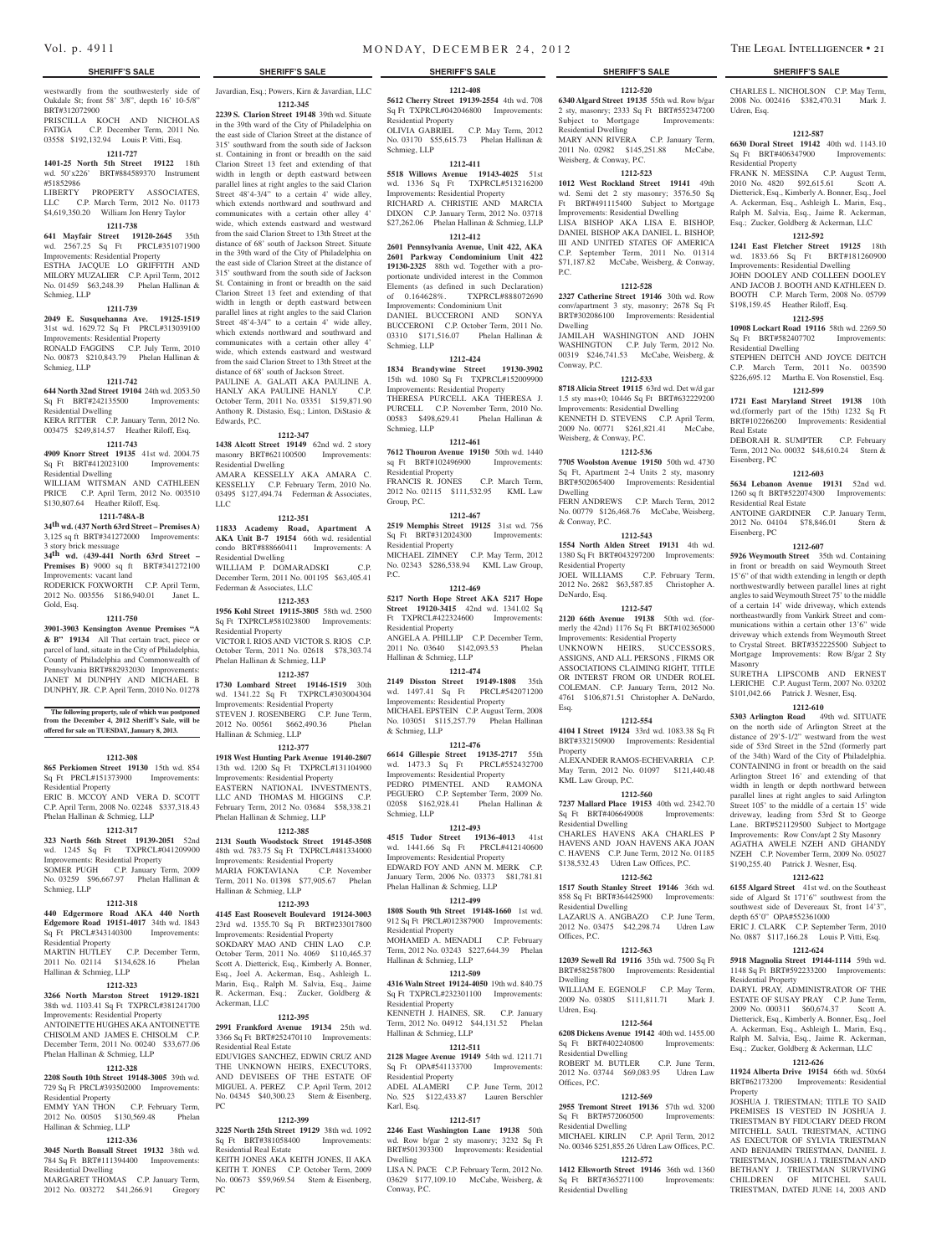## SHERIFF'S SALE

westwardly from the southwesterly side of Oakdale St; front 58' 3/8", depth 16' 10-5/8" BRT#312072900

PRISCILLA KOCH AND NICHOLAS FATIGA C.P. December Term, 2011 No. 03558 $192,132.94 Louis P. Vitti, Esq.

**1211-727**

**1401-25 North 5th Street 19122** 18th wd. 50'x226' BRT#884589370 Instrument #51852986

LIBERTY PROPERTY ASSOCIATES, LLC C.P. March Term, 2012 No. 01173 $4,619,350.20 William Jon Henry Taylor

**1211-738**

**641 Mayfair Street 19120-2645** 35th wd. 2567.25 Sq Ft PRCL#351071900 Improvements: Residential Property

ESTHA JACQUE LO GRIFFITH AND MILORY MUZALIER C.P. April Term, 2012 No. 01459 $63,248.39 Phelan Hallinan & Schmieg, LLP

**1211-739**

**2049 E. Susquehanna Ave. 19125-1519** 31st wd. 1629.72 Sq Ft PRCL#313039100 Improvements: Residential Property

RONALD FAGGINS C.P. July Term, 2010 No. 00873 $210,843.79 Phelan Hallinan & Schmieg, LLP

**1211-742**

**644 North 32nd Street 19104** 24th wd. 2053.50 Sq Ft BRT#242135500 Improvements: Residential Dwelling

KERA RITTER C.P. January Term, 2012 No. 003475 $249,814.57 Heather Riloff, Esq.

**1211-743**

**4909 Knorr Street 19135** 41st wd. 2004.75 Sq Ft BRT#412023100 Improvements: Residential Dwelling

WILLIAM WITSMAN AND CATHLEEN PRICE C.P. April Term, 2012 No. 003510 $130,807.64 Heather Riloff, Esq.

**1211-748A-B**

**34th wd. (437 North 63rd Street – Premises A)** 3,125 sq ft BRT#341272000 Improvements: 3 story brick messuage

**34th wd. (439-441 North 63rd Street – Premises B)** 9000 sq ft BRT#341272100 Improvements: vacant land

RODERICK FOXWORTH C.P. April Term, 2012 No. 003556 $186,940.01 Janet L. Gold, Esq.

**1211-750**

**3901-3903 Kensington Avenue Premises "A & B" 19134** All that certain tract, piece or parcel of land, situate in the City of Philadelphia, County of Philadelphia and Commonwealth of Pennsylvania BRT#882932030 Improvements: JANET M DUNPHY AND MICHAEL B DUNPHY, JR. C.P. April Term, 2010 No. 01278

**The following property, sale of which was postponed from the December 4, 2012 Sheriff's Sale, will be offered for sale on TUESDAY, January 8, 2013.**

**1212-308**

**865 Perkiomen Street 19130** 15th wd. 854 Sq Ft PRCL#151373900 Improvements: Residential Property

ERIC B. MCCOY AND VERA D. SCOTT C.P. April Term, 2008 No. 02248 $337,318.43 Phelan Hallinan & Schmieg, LLP

**1212-317**

**323 North 56th Street 19139-2051** 52nd wd. 1245 Sq Ft TXPRCL#041209900 Improvements: Residential Property

SOMER PUGH C.P. January Term, 2009 No. 03259 $96,667.97 Phelan Hallinan & Schmieg, LLP

**1212-318**

**440 Edgermore Road AKA 440 North Edgemore Road 19151-4017** 34th wd. 1843 Sq Ft PRCL#343140300 Improvements: Residential Property

MARTIN HUTLEY C.P. December Term, 2011 No. 02114 $134,628.16 Phelan Hallinan & Schmieg, LLP

**1212-323**

**3266 North Marston Street 19129-1821** 38th wd. 1103.41 Sq Ft TXPRCL#381241700 Improvements: Residential Property

ANTOINETTE HUGHES AKA ANTOINETTE CHISOLM AND JAMES E. CHISOLM C.P. December Term, 2011 No. 00240 $33,677.06 Phelan Hallinan & Schmieg, LLP

**1212-328**

**2208 South 10th Street 19148-3005** 39th wd. 729 Sq Ft PRCL#393502000 Improvements: Residential Property

EMMY YAN THON C.P. February Term, 2012 No. 00505 $130,569.48 Phelan Hallinan & Schmieg, LLP

**1212-336**

**3045 North Bonsall Street 19132** 38th wd. 784 Sq Ft BRT#111394400 Improvements: Residential Dwelling

MARGARET THOMAS C.P. January Term, 2012 No. 003272 $41,266.91 Gregory Javardian, Esq.; Powers, Kirn & Javardian, LLC

**1212-345**

**2239 S. Clarion Street 19148** 39th wd. Situate in the 39th ward of the City of Philadelphia on the east side of Clarion Street at the distance of 315' southward from the south side of Jackson st. Containing in front or breadth on the said Clarion Street 13 feet and extending of that width in length or depth eastward between parallel lines at right angles to the said Clarion Street 48'4-3/4" to a certain 4' wide alley, which extends northward and southward and communicates with a certain other alley 4' wide, which extends eastward and westward from the said Clarion Street to 13th Street at the distance of 68' south of Jackson Street. Situate in the 39th ward of the City of Philadelphia on the east side of Clarion Street at the distance of 315' southward from the south side of Jackson St. Containing in front or breadth on the said Clarion Street 13 feet and extending of that width in length or depth eastward between parallel lines at right angles to the said Clarion Street 48'4-3/4" to a certain 4' wide alley, which extends northward and southward and communicates with a certain other alley 4' wide, which extends eastward and westward from the said Clarion Street to 13th Street at the distance of 68' south of Jackson Street.

PAULINE A. GALATI AKA PAULINE A. HANLY AKA PAULINE HANLY C.P. October Term, 2011 No. 03351 $159,871.90 Anthony R. Distasio, Esq.; Linton, DiStasio & Edwards, P.C.

**1212-347**

**1438 Alcott Street 19149** 62nd wd. 2 story masonry BRT#621100500 Improvements: Residential Dwelling

AMARA KESSELLY AKA AMARA C. KESSELLY C.P. February Term, 2010 No. 03495 $127,494.74 Federman & Associates, LLC

**1212-351**

**11833 Academy Road, Apartment A AKA Unit B-7 19154** 66th wd. residential condo BRT#888660411 Improvements: A Residential Dwelling

WILLIAM P. DOMARADSKI C.P. December Term, 2011 No. 001195 $63,405.41 Federman & Associates, LLC

**1212-353**

**1956 Kohl Street 19115-3805** 58th wd. 2500 Sq Ft TXPRCL#581023800 Improvements: Residential Property

VICTOR I. RIOS AND VICTOR S. RIOS C.P. October Term, 2011 No. 02618 $78,303.74 Phelan Hallinan & Schmieg, LLP

**1212-357**

**1730 Lombard Street 19146-1519** 30th wd. 1341.22 Sq Ft TXPRCL#303004304 Improvements: Residential Property

STEVEN J. ROSENBERG C.P. June Term, 2012 No. 00561 $662,490.36 Phelan Hallinan & Schmieg, LLP

**1212-377**

**1918 West Hunting Park Avenue 19140-2807** 13th wd. 1200 Sq Ft TXPRCL#131104900 Improvements: Residential Property

EASTERN NATIONAL INVESTMENTS, LLC AND THOMAS M. HIGGINS C.P. February Term, 2012 No. 03684 $58,338.21 Phelan Hallinan & Schmieg, LLP

**1212-385**

**2131 South Woodstock Street 19145-3508** 48th wd. 783.75 Sq Ft TXPRCL#481334000 Improvements: Residential Property

MARIA FOKTAVIANA C.P. November Term, 2011 No. 01398 $77,905.67 Phelan Hallinan & Schmieg, LLP

**1212-393**

**4145 East Roosevelt Boulevard 19124-3003** 23rd wd. 1355.70 Sq Ft BRT#233017800 Improvements: Residential Property

SOKDARY MAO AND CHIN LAO C.P. October Term, 2011 No. 4069 $110,465.37 Scott A. Dietterick, Esq., Kimberly A. Bonner, Esq., Joel A. Ackerman, Esq., Ashleigh L. Marin, Esq., Ralph M. Salvia, Esq., Jaime R. Ackerman, Esq.; Zucker, Goldberg & Ackerman, LLC

**1212-395**

**2991 Frankford Avenue 19134** 25th wd. 3366 Sq Ft BRT#252470110 Improvements: Residential Real Estate

EDUVIGES SANCHEZ, EDWIN CRUZ AND THE UNKNOWN HEIRS, EXECUTORS, AND DEVISEES OF THE ESTATE OF MIGUEL A. PEREZ C.P. April Term, 2012 No. 04345 $40,300.23 Stern & Eisenberg, PC

**1212-399**

**3225 North 25th Street 19129** 38th wd. 1092 Sq Ft BRT#381058400 Improvements: Residential Real Estate

KEITH JONES AKA KEITH JONES, II AKA KEITH T. JONES C.P. October Term, 2009 No. 00673 $59,969.54 Stern & Eisenberg, PC

**1212-408**

**5612 Cherry Street 19139-2554** 4th wd. 708 Sq Ft TXPRCL#042046800 Improvements: Residential Property

OLIVIA GABRIEL C.P. May Term, 2012 No. 03170 $55,615.73 Phelan Hallinan & Schmieg, LLP

**1212-411**

**5518 Willows Avenue 19143-4025** 51st wd. 1336 Sq Ft TXPRCL#513216200 Improvements: Residential Property

RICHARD A. CHRISTIE AND MARCIA DIXON C.P. January Term, 2012 No. 03718 $27,262.06 Phelan Hallinan & Schmieg, LLP

**1212-412**

**2601 Pennsylvania Avenue, Unit 422, AKA 2601 Parkway Condominium Unit 422 19130-2325** 88th wd. Together with a proportionate undivided interest in the Common Elements (as defined in such Declaration) of 0.164628%. TXPRCL#888072690 Improvements: Condominium Unit

DANIEL BUCCERONI AND SONYA BUCCERONI C.P. October Term, 2011 No. 03310 $171,516.07 Phelan Hallinan & Schmieg, LLP

**1212-424**

**1834 Brandywine Street 19130-3902** 15th wd. 1080 Sq Ft TXPRCL#152009900 Improvements: Residential Property

THERESA PURCELL AKA THERESA J. PURCELL C.P. November Term, 2010 No. 00583 $498,629.41 Phelan Hallinan & Schmieg, LLP

**1212-461**

**7612 Thouron Avenue 19150** 50th wd. 1440 sq Ft BRT#102496900 Improvements: Residential Property

FRANCIS R. JONES C.P. March Term, 2012 No. 02115 $111,532.95 KML Law Group, P.C.

**1212-467**

**2519 Memphis Street 19125** 31st wd. 756 Sq Ft BRT#312024300 Improvements: Residential Property

MICHAEL ZIMNEY C.P. May Term, 2012 No. 02343 $286,538.94 KML Law Group, P.C.

**1212-469**

**5217 North Hope Street AKA 5217 Hope Street 19120-3415** 42nd wd. 1341.02 Sq Ft TXPRCL#422324600 Improvements: Residential Property

ANGELA A. PHILLIP C.P. December Term, 2011 No. 03640 $142,093.53 Phelan Hallinan & Schmieg, LLP

**1212-474**

**2149 Disston Street 19149-1808** 35th wd. 1497.41 Sq Ft PRCL#542071200 Improvements: Residential Property

MICHAEL EPSTEIN C.P. August Term, 2008 No. 103051 $115,257.79 Phelan Hallinan & Schmieg, LLP

**1212-476**

**6614 Gillespie Street 19135-2717** 55th wd. 1473.3 Sq Ft PRCL#552432700 Improvements: Residential Property

PEDRO PIMENTEL AND RAMONA PEGUERO C.P. September Term, 2009 No. 02058 $162,928.41 Phelan Hallinan & Schmieg, LLP

**1212-493**

**4515 Tudor Street 19136-4013** 41st wd. 1441.66 Sq Ft PRCL#412140600 Improvements: Residential Property

EDWARD FOY AND ANN M. MERK C.P. January Term, 2006 No. 03373 $81,781.81 Phelan Hallinan & Schmieg, LLP

**1212-499**

**1808 South 9th Street 19148-1660** 1st wd. 912 Sq Ft PRCL#012387900 Improvements: Residential Property

MOHAMED A. MENADLI C.P. February Term, 2012 No. 03243 $227,644.39 Phelan Hallinan & Schmieg, LLP

**1212-509**

**4316 Waln Street 19124-4050** 19th wd. 840.75 Sq Ft TXPRCL#232301100 Improvements: Residential Property

KENNETH J. HAINES, SR. C.P. January Term, 2012 No. 04912 $44,131.52 Phelan Hallinan & Schmieg, LLP

**1212-511**

**2128 Magee Avenue 19149** 54th wd. 1211.71 Sq Ft OPA#541133700 Improvements: Residential Property

ADEL ALAMERI C.P. June Term, 2012 No. 525 $122,433.87 Lauren Berschler Karl, Esq.

**1212-517**

**2246 East Washington Lane 19138** 50th wd. Row b/gar 2 sty masonry; 3232 Sq Ft BRT#501393300 Improvements: Residential Dwelling

LISA N. PACE C.P. February Term, 2012 No. 03629 $177,109.10 McCabe, Weisberg, & Conway, P.C.

**1212-520**

**6340 Algard Street 19135** 55th wd. Row b/gar 2 sty, masonry; 2333 Sq Ft BRT#552347200 Subject to Mortgage Improvements: Residential Dwelling

MARY ANN RIVERA C.P. January Term, 2011 No. 02982 $145,251.88 McCabe, Weisberg, & Conway, P.C.

**1212-523**

**1012 West Rockland Street 19141** 49th wd. Semi det 2 sty masonry; 3576.50 Sq Ft BRT#491115400 Subject to Mortgage Improvements: Residential Dwelling

LISA BISHOP AKA LISA E. BISHOP, DANIEL BISHOP AKA DANIEL L. BISHOP, III AND UNITED STATES OF AMERICA C.P. September Term, 2011 No. 01314 $71,187.82 McCabe, Weisberg, & Conway, P.C.

**1212-528**

**2327 Catherine Street 19146** 30th wd. Row conv/apartment 3 sty, masonry; 2678 Sq Ft BRT#302086100 Improvements: Residential Dwelling

JAMILAH WASHINGTON AND JOHN WASHINGTON C.P. July Term, 2012 No. 00319 $246,741.53 McCabe, Weisberg, & Conway, P.C.

**1212-533**

**8718 Alicia Street 19115** 63rd wd. Det w/d gar 1.5 sty mas+0; 10446 Sq Ft BRT#632229200 Improvements: Residential Dwelling

KENNETH D. STEVENS C.P. April Term, 2009 No. 00771 $261,821.41 McCabe, Weisberg, & Conway, P.C.

**1212-536**

**7705 Woolston Avenue 19150** 50th wd. 4730 Sq Ft, Apartment 2-4 Units 2 sty, masonry BRT#502065400 Improvements: Residential Dwelling

FERN ANDREWS C.P. March Term, 2012 No. 00779 $126,468.76 McCabe, Weisberg, & Conway, P.C.

**1212-543**

**1554 North Alden Street 19131** 4th wd. 1380 Sq Ft BRT#043297200 Improvements: Residential Property

JOEL WILLIAMS C.P. February Term, 2012 No. 2682 $63,587.85 Christopher A. DeNardo, Esq.

**1212-547**

**2120 66th Avenue 19138** 50th wd. (formerly the 42nd) 1176 Sq Ft BRT#102365000 Improvements: Residential Property

UNKNOWN HEIRS, SUCCESSORS, ASSIGNS, AND ALL PERSONS , FIRMS OR ASSOCIATIONS CLAIMING RIGHT, TITLE OR INTERST FROM OR UNDER ROLEL COLEMAN. C.P. January Term, 2012 No. 4761 $106,871.51 Christopher A. DeNardo, Esq.

**1212-554**

**4104 I Street 19124** 33rd wd. 1083.38 Sq Ft BRT#332150900 Improvements: Residential Property

ALEXANDER RAMOS-ECHEVARRIA C.P. May Term, 2012 No. 01097 $121,440.48 KML Law Group, P.C.

**1212-560**

**7237 Mallard Place 19153** 40th wd. 2342.70 Sq Ft BRT#406649000 Improvements: Residential Dwelling

CHARLES HAVENS AKA CHARLES P HAVENS AND JOAN HAVENS AKA JOAN C. HAVENS C.P. June Term, 2012 No. 01185 $138,532.43 Udren Law Offices, P.C.

**1212-562**

**1517 South Stanley Street 19146** 36th wd. 858 Sq Ft BRT#364425900 Improvements: Residential Dwelling

LAZARUS A. ANGBAZO C.P. June Term, 2012 No. 03475 $42,298.74 Udren Law Offices, P.C.

**1212-563**

**12039 Sewell Rd 19116** 35th wd. 7500 Sq Ft BRT#582587800 Improvements: Residential Dwelling

WILLIAM E. EGENOLF C.P. May Term, 2009 No. 03805 $111,811.71 Mark J. Udren, Esq.

**1212-564**

**6208 Dickens Avenue 19142** 40th wd. 1455.00 Sq Ft BRT#402240800 Improvements: Residential Dwelling

ROBERT M. BUTLER C.P. June Term, 2012 No. 03744 $69,083.95 Udren Law Offices, P.C.

**1212-569**

**2955 Tremont Street 19136** 57th wd. 3200 Sq Ft BRT#572060500 Improvements: Residential Dwelling

MICHAEL KIRLIN C.P. April Term, 2012 No. 00346 $251,855.26 Udren Law Offices, P.C.

**1212-572**

**1412 Ellsworth Street 19146** 36th wd. 1360 Sq Ft BRT#365271100 Improvements: Residential Dwelling

CHARLES L. NICHOLSON C.P. May Term, 2008 No. 002416 $382,470.31 Mark J. Udren, Esq.

**1212-587**

**6630 Doral Street 19142** 40th wd. 1143.10 Sq Ft BRT#406347900 Improvements: Residential Property

FRANK N. MESSINA C.P. August Term, 2010 No. 4820 $92,615.61 Scott A. Dietterick, Esq., Kimberly A. Bonner, Esq., Joel A. Ackerman, Esq., Ashleigh L. Marin, Esq., Ralph M. Salvia, Esq., Jaime R. Ackerman, Esq.; Zucker, Goldberg & Ackerman, LLC

**1212-592**

**1241 East Fletcher Street 19125** 18th wd. 1833.66 Sq Ft BRT#181260900 Improvements: Residential Dwelling

JOHN DOOLEY AND COLLEEN DOOLEY AND JACOB J. BOOTH AND KATHLEEN D. BOOTH C.P. March Term, 2008 No. 05799 $198,159.45 Heather Riloff, Esq.

**1212-595**

**10908 Lockart Road 19116** 58th wd. 2269.50 Sq Ft BRT#582407702 Improvements: Residential Dwelling

STEPHEN DEITCH AND JOYCE DEITCH C.P. March Term, 2011 No. 003590 $226,695.12 Martha E. Von Rosenstiel, Esq.

**1212-599**

**1721 East Maryland Street 19138** 10th wd.(formerly part of the 15th) 1232 Sq Ft BRT#102266200 Improvements: Residential Real Estate

DEBORAH R. SUMPTER C.P. February Term, 2012 No. 00032 $48,610.24 Stern & Eisenberg, PC

**1212-603**

**5634 Lebanon Avenue 19131** 52nd wd. 1260 sq ft BRT#522074300 Improvements: Residential Real Estate

ANTOINE GARDINER C.P. January Term, 2012 No. 04104 $78,846.01 Stern & Eisenberg, PC

**1212-607**

**5926 Weymouth Street** 35th wd. Containing in front or breadth on said Weymouth Street 15'6" of that width extending in length or depth northwestwardly between parallel lines at right angles to said Weymouth Street 75' to the middle of a certain 14' wide driveway, which extends northeastwardly from Vankirk Street and communications within a certain other 13'6" wide driveway which extends from Weymouth Street to Crystal Street. BRT#352225500 Subject to Mortgage Improvements: Row B/gar 2 Sty Masonry

SURETHA LIPSCOMB AND ERNEST LERICHE C.P. August Term, 2007 No. 03202 $101,042.66 Patrick J. Wesner, Esq.

**1212-610**

**5303 Arlington Road** 49th wd. SITUATE on the north side of Arlington Street at the distance of 29'5-1/2" westward from the west side of 53rd Street in the 52nd (formerly part of the 34th) Ward of the City of Philadelphia. CONTAINING in front or breadth on the said Arlington Street 16' and extending of that width in length or depth northward between parallel lines at right angles to said Arlington Street 105' to the middle of a certain 15' wide driveway, leading from 53rd St to George Lane. BRT#521129500 Subject to Mortgage Improvements: Row Conv/apt 2 Sty Masonry

AGATHA AWELE NZEH AND GHANDY NZEH C.P. November Term, 2009 No. 05027 $190,255.40 Patrick J. Wesner, Esq.

**1212-622**

**6155 Algard Street** 41st wd. on the Southeast side of Algard St 171'6" southwest from the southwest side of Devereaux St, front 14'3", depth 65'0" OPA#552361000

ERIC J. CLARK C.P. September Term, 2010 No. 0887 $117,166.28 Louis P. Vitti, Esq.

**1212-624**

**5918 Magnolia Street 19144-1114** 59th wd. 1148 Sq Ft BRT#592233200 Improvements: Residential Property

DARYL PRAY, ADMINISTRATOR OF THE ESTATE OF SUSAY PRAY C.P. June Term, 2009 No. 000311 $60,674.37 Scott A. Dietterick, Esq., Kimberly A. Bonner, Esq., Joel A. Ackerman, Esq., Ashleigh L. Marin, Esq., Ralph M. Salvia, Esq., Jaime R. Ackerman, Esq.; Zucker, Goldberg & Ackerman, LLC

**1212-626**

**11924 Alberta Drive 19154** 66th wd. 50x64 BRT#662173200 Improvements: Residential Property

JOSHUA J. TRIESTMAN; TITLE TO SAID PREMISES IS VESTED IN JOSHUA J. TRIESTMAN BY FIDUCIARY DEED FROM MITCHELL SAUL TRIESTMAN, ACTING AS EXECUTOR OF SYLVIA TRIESTMAN AND BENJAMIN TRIESTMAN, DANIEL J. TRIESTMAN, JOSHUA J. TRIESTMAN AND BETHANY J. TRIESTMAN SURVIVING CHILDREN OF MITCHEL SAUL TRIESTMAN, DATED JUNE 14, 2003 AND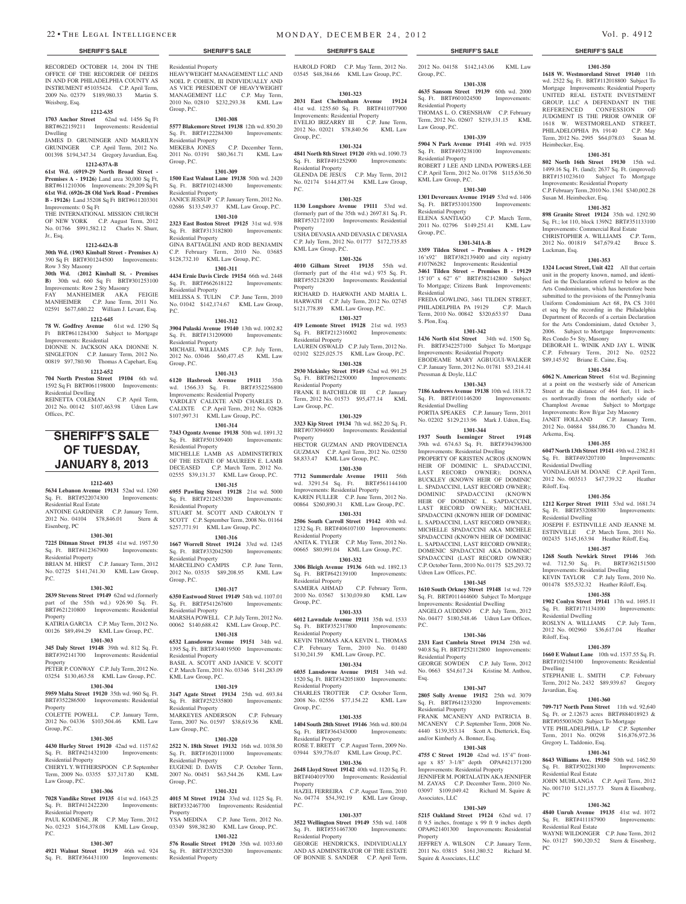RECORDED OCTOBER 14, 2004 IN THE OFFICE OF THE RECORDER OF DEEDS IN AND FOR PHILADELPHIA COUNTY AS INSTRUMENT #51035424. C.P. April Term, 2009 No. 02379 $189,980.33 Martin S. Weisberg, Esq.

**1212-635**

**1703 Anchor Street** 62nd wd. 1456 Sq Ft BRT#622159211 Improvements: Residential Dwelling

JAMES D. GRUNINGER AND MARILYN GRUNINGER C.P. April Term, 2012 No. 001398 $194,347.34 Gregory Javardian, Esq.

**1212-637A-B**

**61st Wd. (6919-29 North Broad Street - Premises A - 19126)** Land area 30,000 Sq Ft, BRT#611210306 Improvements: 29,209 Sq Ft **61st Wd. (6926-28 Old York Road - Premises B - 19126)** Land 35208 Sq Ft BRT#611203301 Improvements: 0 Sq Ft

THE INTERNATIONAL MISSION CHURCH OF NEW YORK C.P. August Term, 2012 No. 01766 $991,582.12 Charles N. Shurr, Jr., Esq.

**1212-642A-B**

**30th Wd. (1903 Kimball Street - Premises A)** 390 Sq Ft BRT#301244500 Improvements: Row 3 Sty Masonry

**30th Wd. (2012 Kimball St. - Premises B)** 30th wd. 660 Sq Ft BRT#301253100 Improvements: Row 2 Sty Masonry

FAY MANHEIMER AKA FEIGIE MANHEIMER C.P. June Term, 2011 No. 02591 $677,680.22 William J. Levant, Esq.

**1212-645**

**78 W. Godfrey Avenue** 61st wd. 1290 Sq Ft BRT#611284300 Subject to Mortgage Improvements: Residential

DIONNE N. JACKSON AKA DIONNE N. SINGLETON C.P. January Term, 2012 No. 00819 $97,780.90 Thomas A Capehart, Esq.

**1212-652**

**704 North Preston Street 19104** 6th wd. 1592 Sq Ft BRT#061198000 Improvements: Residential Dwelling

REINETTA COLEMAN C.P. April Term, 2012 No. 00142 $107,463.98 Udren Law Offices, P.C.

# SHERIFF'S SALE OF TUESDAY, JANUARY 8, 2013

**1212-603**

**5634 Lebanon Avenue 19131** 52nd wd. 1260 Sq. Ft. BRT#522074300 Improvements: Residential Real Estate

ANTOINE GARDINER C.P. January Term, 2012 No. 04104 $78,846.01 Stern & Eisenberg, PC

**1301-301**

**7225 Ditman Street 19135** 41st wd. 1957.50 Sq. Ft. BRT#412367900 Improvements: Residential Property

BRIAN M. HIRST C.P. January Term, 2012 No. 02725 $141,741.30 KML Law Group, P.C.

**1301-302**

**2839 Stevens Street 19149** 62nd wd.(formerly part of the 55th wd.) 926.90 Sq. Ft. BRT#621210800 Improvements: Residential Property

KATIRIA GARCIA C.P. May Term, 2012 No. 00126 $89,494.29 KML Law Group, P.C.

**1301-303**

**345 Daly Street 19148** 39th wd. 812 Sq. Ft. BRT#392141700 Improvements: Residential Property

PETER P. CONWAY C.P. July Term, 2012 No. 03254 $130,463.58 KML Law Group, P.C.

**1301-304**

**5959 Malta Street 19120** 35th wd. 960 Sq. Ft. BRT#352286500 Improvements: Residential Property

COLETTE POWELL C.P. January Term, 2012 No. 04336 $103,504.46 KML Law Group, P.C.

**1301-305**

**4430 Hurley Street 19120** 42nd wd. 1157.62 Sq. Ft. BRT#421432100 Improvements: Residential Property

CHERYL Y. WITHERSPOON C.P. September Term, 2009 No. 03355 $37,317.80 KML Law Group, P.C.

**1301-306**

**7028 Vandike Street 19135** 41st wd. 1643.25 Sq. Ft. BRT#412422200 Improvements: Residential Property

PAUL KOIMENE, JR C.P. May Term, 2012 No. 02323 $164,378.08 KML Law Group, P.C.

**1301-307**

**4921 Walnut Street 19139** 46th wd. 924 Sq. Ft. BRT#364431100 Improvements: Residential Property

HEAVYWEIGHT MANAGEMENT LLC AND NOEL P. COHEN, III INDIVIDUALLY AND AS VICE PRESIDENT OF HEAVYWEIGHT MANAGEMENT LLC C.P. May Term, 2010 No. 02810 $232,293.38 KML Law Group, P.C.

**1301-308**

**5577 Blakemore Street 19138** 12th wd. 850.20 Sq. Ft. BRT#122284300 Improvements: Residential Property

MEKEBA JONES C.P. December Term, 2011 No. 03191 $80,361.71 KML Law Group, P.C.

**1301-309**

**1500 East Walnut Lane 19138** 50th wd. 2420 Sq. Ft. BRT#102148300 Improvements: Residential Property

JANICE JESSUP C.P. January Term, 2012 No. 02686 $133,549.37 KML Law Group, P.C.

**1301-310**

**2323 East Boston Street 19125** 31st wd. 938 Sq. Ft. BRT#313182800 Improvements: Residential Property

GINA BATTAGLINI AND ROD BENJAMIN C.P. February Term, 2010 No. 03685 $128,732.10 KML Law Group, P.C.

**1301-311**

**4434 Ernie Davis Circle 19154** 66th wd. 2448 Sq. Ft. BRT#662618122 Improvements: Residential Property

MELISSA S. TULIN C.P. June Term, 2010 No. 01042 $142,174.67 KML Law Group, P.C.

**1301-312**

**3904 Pulaski Avenue 19140** 13th wd. 1002.82 Sq. Ft. BRT#131209000 Improvements: Residential Property

MICHAEL WILLIAMS C.P. July Term, 2012 No. 03046 $60,477.45 KML Law Group, P.C.

**1301-313**

**6120 Hasbrook Avenue 19111** 35th wd. 1566.33 Sq. Ft. BRT#352256800 Improvements: Residential Property

YARDLEY CALIXTE AND CHARLES D. CALIXTE C.P. April Term, 2012 No. 02826 $107,997.31 KML Law Group, P.C.

**1301-314**

**7343 Ogontz Avenue 19138** 50th wd. 1891.32 Sq. Ft. BRT#501309400 Improvements: Residential Property

MICHELLE LAMB AS ADMINSTRTRIX OF THE ESTATE OF MAUREEN E. LAMB DECEASED C.P. March Term, 2012 No. 02555 $39,131.37 KML Law Group, P.C.

**1301-315**

**6955 Pawling Street 19128** 21st wd. 5000 Sq. Ft. BRT#212453200 Improvements: Residential Property

STUART M. SCOTT AND CAROLYN T SCOTT C.P. September Term, 2008 No. 01164 $257,771.91 KML Law Group, P.C.

**1301-316**

**1667 Worrell Street 19124** 33rd wd. 1245 Sq. Ft. BRT#332042500 Improvements: Residential Property

MARCELINO CAMPIS C.P. June Term, 2012 No. 03535 $89,208.95 KML Law Group, P.C.

**1301-317**

**6350 Eastwood Street 19149** 54th wd. 1107.01 Sq. Ft. BRT#541267600 Improvements: Residential Property

MARSHA POWELL C.P. July Term, 2012 No. 00062 $140,688.42 KML Law Group, P.C.

**1301-318**

**6532 Lansdowne Avenue 19151** 34th wd. 1395 Sq. Ft. BRT#344019500 Improvements: Residential Property

BASIL A. SCOTT AND JANICE V. SCOTT C.P. March Term, 2011 No. 03346 $141,283.09 KML Law Group, P.C.

**1301-319**

**3147 Agate Street 19134** 25th wd. 693.84 Sq. Ft. BRT#252335800 Improvements: Residential Property

MARKEYES ANDERSON C.P. February Term, 2007 No. 01597 $38,619.36 KML Law Group, P.C.

**1301-320**

**2522 N. 18th Street 19132** 16th wd. 1038.50 Sq. Ft. BRT#1620111000 Improvements: Residential Property

EUGENE D. DAVIS C.P. October Term, 2007 No. 00451 $63,544.26 KML Law Group, P.C.

**1301-321**

**4015 M Street 19124** 33rd wd. 1125 Sq. Ft. BRT#332467700 Improvements: Residential Property

YSA MEDINA C.P. June Term, 2012 No. 03349 $98,382.80 KML Law Group, P.C.

**1301-322**

**576 Rosalie Street 19120** 35th wd. 1033.60 Sq. Ft. BRT#352025200 Improvements: Residential Property

HAROLD FORD C.P. May Term, 2012 No. 03545 $48,384.66 KML Law Group, P.C.

**1301-323**

**2031 East Cheltenham Avenue 19124** 41st wd. 1255.60 Sq. Ft. BRT#411077900 Improvements: Residential Property

EVELIO IRIZARRY III C.P. June Term, 2012 No. 02021 $78,840.56 KML Law Group, P.C.

**1301-324**

**4841 North 8th Street 19120** 49th wd. 1090.73 Sq. Ft. BRT#491252900 Improvements: Residential Property

GLENDA DE JESUS C.P. May Term, 2012 No. 02174 $144,877.94 KML Law Group, P.C.

**1301-325**

**1130 Longshore Avenue 19111** 53rd wd. (formerly part of the 35th wd.) 2697.81 Sq. Ft. BRT#532172100 Improvements: Residential Property

USHA DEVASIA AND DEVASIA C DEVASIA C.P. July Term, 2012 No. 01777 $172,735.85 KML Law Group, P.C.

**1301-326**

**4010 Gilham Street 19135** 55th wd. (formerly part of the 41st wd.) 975 Sq. Ft. BRT#552128200 Improvements: Residential Property

RICHARD D. HARWATH AND MARIA L. HARWATH C.P. July Term, 2012 No. 02745 $121,778.89 KML Law Group, P.C.

**1301-327**

**419 Lemonte Street 19128** 21st wd. 1953 Sq. Ft. BRT#212316002 Improvements: Residential Property

LAUREN OSWALD C.P. July Term, 2012 No. 02102 $225,025.75 KML Law Group, P.C.

**1301-328**

**2930 Mckinley Street 19149** 62nd wd. 991.25 Sq. Ft. BRT#621250000 Improvements: Residential Property

FRANK E BATCHELOR III C.P. January Term, 2012 No. 01573 $95,477.14 KML Law Group, P.C.

**1301-329**

**3323 Kip Street 19134** 7th wd. 862.20 Sq. Ft. BRT#073094600 Improvements: Residential Property

HECTOR GUZMAN AND PROVIDENCIA GUZMAN C.P. April Term, 2012 No. 02550 $8,833.47 KML Law Group, P.C.

**1301-330**

**7712 Summerdale Avenue 19111** 56th wd. 3291.54 Sq. Ft. BRT#561144100 Improvements: Residential Property

KAREN FULLER C.P. June Term, 2012 No. 00864 $260,890.31 KML Law Group, P.C.

**1301-331**

**2506 South Carroll Street 19142** 40th wd. 1232 Sq. Ft. BRT#406107100 Improvements: Residential Property

ANITA K. TYLER C.P. May Term, 2012 No. 00665 $80,991.04 KML Law Group, P.C.

**1301-332**

**3306 Bleigh Avenue 19136** 64th wd. 1892.13 Sq. Ft. BRT#642139100 Improvements: Residential Property

SAMERA AHMAD C.P. February Term, 2010 No. 03567 $130,039.80 KML Law Group, P.C.

**1301-333**

**6012 Lawndale Avenue 19111** 35th wd. 1533 Sq. Ft. BRT#352317800 Improvements: Residential Property

KEVIN THOMAS AKA KEVIN L. THOMAS C.P. February Term, 2010 No. 01480 $130,241.59 KML Law Group, P.C.

**1301-334**

**6035 Lansdowne Avenue 19151** 34th wd. 1520 Sq. Ft. BRT#342051800 Improvements: Residential Property

CHARLES TROTTER C.P. October Term, 2008 No. 02556 $77,154.22 KML Law Group, P.C.

**1301-335**

**1404 South 28th Street 19146** 36th wd. 800.04 Sq. Ft. BRT#364343000 Improvements: Residential Property

ROSE T. BRETT C.P. August Term, 2009 No. 03944 $39,776.07 KML Law Group, P.C.

**1301-336**

**2648 Lloyd Street 19142** 40th wd. 1120 Sq. Ft. BRT#404019700 Improvements: Residential Property

HAZEL FERREIRA C.P. August Term, 2010 No. 04774 $54,392.19 KML Law Group, P.C.

**1301-337**

**3522 Wellington Street 19149** 55th wd. 1408 Sq. Ft. BRT#551467300 Improvements: Residential Property

GEORGE HENDRICKS, INDIVIDUALLY AND AS ADMINSTRATOR OF THE ESTATE OF BONNIE S. SANDER C.P. April Term, 2012 No. 04158 $142,143.06 KML Law Group, P.C.

**1301-338**

**4635 Sansom Street 19139** 60th wd. 2000 Sq. Ft. BRT#601024500 Improvements: Residential Property

THOMAS L. O. CRENSHAW C.P. February Term, 2012 No. 02607 $219,131.15 KML Law Group, P.C.

**1301-339**

**5904 N Park Avenue 19141** 49th wd. 1935 Sq. Ft. BRT#493238100 Improvements: Residential Property

ROBERT J LEE AND LINDA POWERS-LEE C.P. April Term, 2012 No. 01798 $115,636.50 KML Law Group, P.C.

**1301-340**

**1301 Devereaux Avenue 19149** 53rd wd. 1406 Sq. Ft. BRT#531013500 Improvements: Residential Property

ELENA SANTIAGO C.P. March Term, 2011 No. 02796 $149,251.41 KML Law Group, P.C.

**1301-341A-B**

**3359 Tilden Street – Premises A - 19129** 16'x92' BRT#382139400 and city registry #107N6282 Improvements: Residential

**3461 Tilden Street – Premises B - 19129** 15'10" x 62" 6" BRT#382142800 Subject To Mortgage; Citizens Bank Improvements: Residential

FREDA GOWLING, 3461 TILDEN STREET, PHILADELPHIA PA 19129 C.P. March Term, 2010 No. 00842 $320,653.97 Dana S. Plon, Esq.

**1301-342**

**1436 North 61st Street** 34th wd. 1500 Sq. Ft. BRT#342257100 Subject To Mortgage Improvements: Residential Property

EBODEAME MARY AGBUGUI-WALKER C.P. January Term, 2012 No. 01781 $53,214.41 Pressman & Doyle, LLC

**1301-343**

**7186 Andrews Avenue 19138** 10th wd. 1818.72 Sq. Ft. BRT#101146200 Improvements: Residential Dwelling

PORTIA SPEAKES C.P. January Term, 2011 No. 02202 $129,213.96 Mark J. Udren, Esq.

**1301-344**

**1937 South Iseminger Street 19148** 39th wd. 674.63 Sq. Ft. BRT#394396300 Improvements: Residential Dwelling

PROPERTY OF KRISTEN ACROS (KNOWN HEIR OF DOMINIC L. SPADACCINI, LAST RECORD OWNER); DONNA BUCKLEY (KNOWN HEIR OF DOMINIC L. SPADACCINI, LAST RECORD OWNER); DOMINIC SPADACCINI (KNOWN HEIR OF DOMINIC L. SAPDACCINI, LAST RECORD OWNER); MICHAEL SPADACCINI (KNOWN HEIR OF DOMINIC L. SAPDACCINI, LAST RECORD OWNER); MICHELLE SPADACCINI AKA MICHELE SPADACCINI (KNOWN HEIR OF DOMINIC L. SAPDACCINI, LAST RECORD OWNER); DOMENIC SPADACCINI AKA DOMINIC SPADACCINI (LAST RECORD OWNER) C.P. October Term, 2010 No. 01175 $25,293.72 Udren Law Offices, P.C.

**1301-345**

**1610 South Orkney Street 19148** 1st wd. 729 Sq. Ft. BRT#011444600 Subject To Mortgage Improvements: Residential Dwelling

ANGELO AUDDINO C.P. July Term, 2012 No. 04477 $180,548.46 Udren Law Offices, P.C.

**1301-346**

**2331 East Cambria Street 19134** 25th wd. 940.8 Sq. Ft. BRT#2521 12800 Improvements: Residential Property

GEORGE SOWDEN C.P. July Term, 2012 No. 0663 $54,617.24 Kristine M. Anthou, Esq.

**1301-347**

**2805 Solly Avenue 19152** 25th wd. 3079 Sq. Ft. BRT#641233200 Improvements: Residential Property

FRANK MCANENY AND PATRICIA B. MCANENY C.P. September Term, 2008 No. 4440 $139,353.14 Scott A. Dietterick, Esq. and/or Kimberly A. Bonner, Esq.

**1301-348**

**4755 C Street 19120** 42nd wd. 15'4" frontage x 85' 3-1/8" depth OPA#421371200 Improvements: Residential Property

JENNIFER M. PORTALATIN AKA JENNIFER M. ZAYAS C.P. December Term, 2010 No. 03097 $109,049.42 Richard M. Squire & Associates, LLC

**1301-349**

**5215 Oakland Street 19124** 62nd wd. 17 ft 9.5 inches, frontage x 99 ft 9 inches depth OPA#621401300 Improvements: Residential Property

JEFFREY A. WILSON C.P. January Term, 2011 No. 03815 $161,380.52 Richard M. Squire & Associates, LLC

**1301-350**

**1618 W. Westmoreland Street 19140** 11th wd. 2522 Sq. Ft. BRT#112018800 Subject To Mortgage Improvements: Residential Property

UNITED REAL ESTATE INVESTMENT GROUP, LLC A DEFENDANT IN THE REFERENCED CONFESSION OF JUDGMENT IS THE PRIOR OWNER OF 1618 W. WESTMORELAND STREET, PHILADELPHIA PA 19140 C.P. May Term, 2012 No. 2995 $64,078.03 Susan M. Heimbecker, Esq.

**1301-351**

**802 North 16th Street 19130** 15th wd. 1499.16 Sq. Ft. (land); 2637 Sq. Ft. (improved) BRT#151023610 Subject To Mortgage Improvements: Residential Property

C.P. February Term, 2010 No. 1361 $340,002.28 Susan M. Heimbecker, Esq.

**1301-352**

**898 Granite Street 19124** 35th wd. 1292.90 Sq. Ft.; lot 110, block 139N2 BRT#351133100 Improvements: Commercial Real Estate

CHRISTOPHER A. WILLIAMS C.P. Term, 2012 No. 001819 $47,679.42 Bruce S. Luckman, Esq.

**1301-353**

**1324 Locust Street, Unit 422** All that certain unit in the property known, named, and identified in the Declaration referrd to below as the Arts Condominium, which has heretofore been submitted to the provisions of the Pennsylvania Uniform Condominium Act 68, PA CS 3101 et seq by the recording in the Philadelphia Department of Records of a certain Declaration for the Arts Condominium, dated October 3, 2006. Subject to Mortgage Improvements: Res Condo 5+ Sty, Masonry

DEBORAH L. WINIK AND JAY L. WINIK C.P. February Term, 2012 No. 02522 $89,145.92 Briane E. Caine, Esq.

**1301-354**

**6062 N. American Street** 61st wd. Beginning at a point on the westerly side of American Street at the distance of 464 feet, 11 inches northwardly from the northerly side of Champlost Avenue Subject to Mortgage Improvements: Row B/gar 2sty Masonry

JANET HOLLAND C.P. January Term, 2012 No. 04684 $84,086.70 Chandra M. Arkema, Esq.

**1301-355**

**6047 North 13th Street 19141** 49th wd. 2382.81 Sq. Ft. BRT#493207100 Improvements: Residential Dwelling

VONDALEAH M. DOANE C.P. April Term, 2012 No. 003513 $47,739.32 Heather Riloff, Esq.

**1301-356**

**1212 Kerper Street 19111** 53rd wd. 1681.74 Sq. Ft. BRT#532088700 Improvements: Residential Dwelling

JOSEPH F. ESTINVILLE AND JEANNE M. ESTINVILLE C.P. March Term, 2011 No. 002435 $145,163.94 Heather Riloff, Esq.

**1301-357**

**1268 South Newkirk Street 19146** 36th wd. 712.50 Sq. Ft. BRT#362151500 Improvements: Residential Dwelling

KEVIN TAYLOR C.P. July Term, 2010 No. 001478 $55,532.32 Heather Riloff, Esq.

**1301-358**

**1902 Conlyn Street 19141** 17th wd. 1695.11 Sq. Ft. BRT#171134100 Improvements: Residential Dwelling

ROSLYN A. WILLIAMS C.P. July Term, 2012 No. 002960 $36,617.04 Heather Riloff, Esq.

**1301-359**

**1660 E Walnut Lane** 10th wd. 1537.55 Sq. Ft. BRT#102154100 Improvements: Residential Dwelling

STEPHANIE L. SMITH C.P. February Term, 2012 No. 2432 $89,939.67 Gregory Javardian, Esq.

**1301-360**

**709-717 North Penn Street** 11th wd. 92,640 Sq. Ft. or 2.12673 acres BRT#884018923 & BRT#055003620 Subject To Mortgage

VTE PHILADELPHIA, LP C.P. September Term, 2011 No. 00298 $16,876,972.36 Gregory L. Taddonio, Esq.

**1301-361**

**8643 Williams Ave. 19150** 50th wd. 1462.50 Sq. Ft. BRT#502281300 Improvements: Residential Real Estate

JOHN MUHLANGA C.P. April Term, 2012 No. 001710 $121,157.73 Stern & Eisenberg, PC

**1301-362**

**4840 Unruh Avenue 19135** 41st wd. 1072 Sq. Ft. BRT#411187900 Improvements: Residential Real Estate

WAYNE WILDONGER C.P. June Term, 2012 No. 03127 $90,320.52 Stern & Eisenberg, PC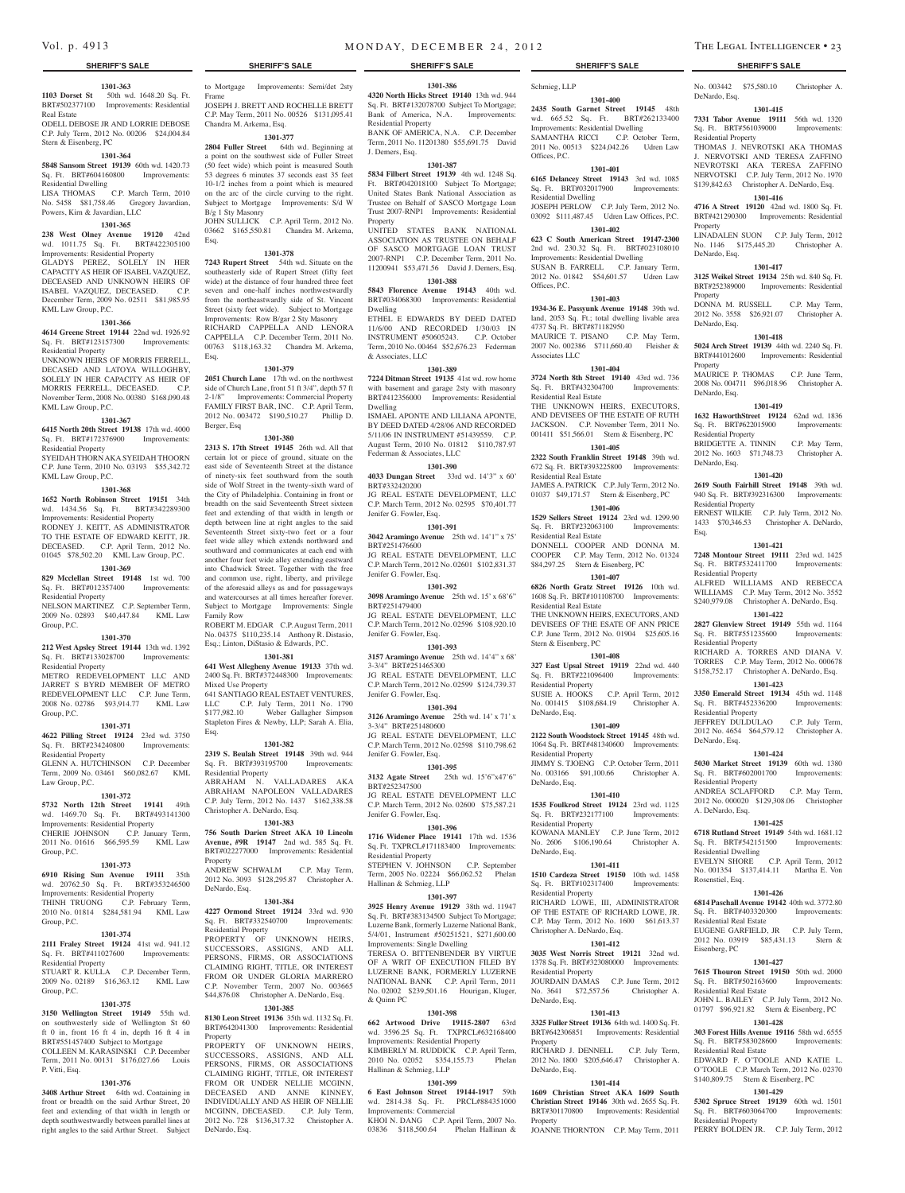## SHERIFF'S SALE

**1301-363**

**1103 Dorset St** 50th wd. 1648.20 Sq. Ft. BRT#502377100 Improvements: Residential Real Estate

ODELL DEBOSE JR AND LORRIE DEBOSE C.P. July Term, 2012 No. 00206 $24,004.84 Stern & Eisenberg, PC

**1301-364**

**5848 Sansom Street 19139** 60th wd. 1420.73 Sq. Ft. BRT#604160800 Improvements: Residential Dwelling

LISA THOMAS C.P. March Term, 2010 No. 5458 $81,758.46 Gregory Javardian, Powers, Kim & Javardian, LLC

**1301-365**

**238 West Olney Avenue 19120** 42nd wd. 1011.75 Sq. Ft. BRT#422305100 Improvements: Residential Property

GLADYS PEREZ, SOLELY IN HER CAPACITY AS HEIR OF ISABEL VAZQUEZ, DECEASED AND UNKNOWN HEIRS OF ISABEL VAZQUEZ, DECEASED. C.P. December Term, 2009 No. 02511 $81,985.95 KML Law Group, P.C.

**1301-366**

**4614 Greene Street 19144** 22nd wd. 1926.92 Sq. Ft. BRT#123157300 Improvements: Residential Property

UNKNOWN HEIRS OF MORRIS FERRELL, DECASED AND LATOYA WILLOGHBY, SOLELY IN HER CAPACITY AS HEIR OF MORRIS FERRELL, DECEASED. C.P. November Term, 2008 No. 00380 $168,090.48 KML Law Group, P.C.

**1301-367**

**6415 North 20th Street 19138** 17th wd. 4000 Sq. Ft. BRT#172376900 Improvements: Residential Property

SYEIDAH THORN AKA SYEIDAH THOORN C.P. June Term, 2010 No. 03193 $55,342.72 KML Law Group, P.C.

**1301-368**

**1652 North Robinson Street 19151** 34th wd. 1434.56 Sq. Ft. BRT#342289300 Improvements: Residential Property

RODNEY J. KEITT, AS ADMINISTRATOR TO THE ESTATE OF EDWARD KEITT, JR. DECEASED. C.P. April Term, 2012 No. 01045 $78,502.20 KML Law Group, P.C.

**1301-369**

**829 Mcclellan Street 19148** 1st wd. 700 Sq. Ft. BRT#012357400 Improvements: Residential Property

NELSON MARTINEZ C.P. September Term, 2009 No. 02893 $40,447.84 KML Law Group, P.C.

**1301-370**

**212 West Apsley Street 19144** 13th wd. 1392 Sq. Ft. BRT#133028700 Improvements: Residential Property

METRO REDEVELOPMENT LLC AND JARRET S BYRD MEMBER OF METRO REDEVELOPMENT LLC C.P. June Term, 2008 No. 02786 $93,914.77 KML Law Group, P.C.

**1301-371**

**4622 Pilling Street 19124** 23rd wd. 3750 Sq. Ft. BRT#234240800 Improvements: Residential Property

GLENN A. HUTCHINSON C.P. December Term, 2009 No. 03461 $60,082.67 KML Law Group, P.C.

**1301-372**

**5732 North 12th Street 19141** 49th wd. 1469.70 Sq. Ft. BRT#493141300 Improvements: Residential Property

CHERIE JOHNSON C.P. January Term, 2011 No. 01616 $66,595.59 KML Law Group, P.C.

**1301-373**

**6910 Rising Sun Avenue 19111** 35th wd. 20762.50 Sq. Ft. BRT#353246500 Improvements: Residential Property

THINH TRUONG C.P. February Term, 2010 No. 01814 $284,581.94 KML Law Group, P.C.

**1301-374**

**2111 Fraley Street 19124** 41st wd. 941.12 Sq. Ft. BRT#411027600 Improvements: Residential Property

STUART R. KULLA C.P. December Term, 2009 No. 02189 $16,363.12 KML Law Group, P.C.

**1301-375**

**3150 Wellington Street 19149** 55th wd. on southwesterly side of Wellington St 60 ft 0 in, front 16 ft 4 in, depth 16 ft 4 in BRT#551457400 Subject to Mortgage

COLLEEN M. KARASINSKI C.P. December Term, 2011 No. 00131 $176,027.66 Louis P. Vitti, Esq.

**1301-376**

**3408 Arthur Street** 64th wd. Containing in front or breadth on the said Arthur Street, 20 feet and extending of that width in length or depth southwestwardly between parallel lines at right angles to the said Arthur Street. Subject to Mortgage Improvements: Semi/det 2sty Frame

JOSEPH J. BRETT AND ROCHELLE BRETT C.P. May Term, 2011 No. 00526 $131,095.41 Chandra M. Arkema, Esq.

**1301-377**

**2804 Fuller Street** 64th wd. Beginning at a point on the southwest side of Fuller Street (50 feet wide) which point is measured South 53 degrees 6 minutes 37 seconds east 35 feet 10-1/2 inches from a point which is meaured on the arc of the circle curving to the right. Subject to Mortgage Improvements: S/d W B/g 1 Sty Masonry

JOHN SULLICK C.P. April Term, 2012 No. 03662 $165,550.81 Chandra M. Arkema, Esq.

**1301-378**

**7243 Rupert Street** 54th wd. Situate on the southeasterly side of Rupert Street (fifty feet wide) at the distance of four hundred three feet seven and one-half inches northwestwardly from the northeastwardly side of St. Vincent Street (sixty feet wide). Subject to Mortgage Improvements: Row B/gar 2 Sty Masonry

RICHARD CAPPELLA AND LENORA CAPPELLA C.P. December Term, 2011 No. 00763 $118,163.32 Chandra M. Arkema, Esq.

**1301-379**

**2051 Church Lane** 17th wd. on the northwest side of Church Lane, front 51 ft 3/4", depth 57 ft 2-1/8" Improvements: Commercial Property

FAMILY FIRST BAR, INC. C.P. April Term, 2012 No. 003472 $190,510.27 Phillip D. Berger, Esq

**1301-380**

**2313 S. 17th Street 19145** 26th wd. All that certain lot or piece of ground, situate on the east side of Seventeenth Street at the distance of ninety-six feet southward from the south side of Wolf Street in the twenty-sixth ward of the City of Philadelphia. Containing in front or breadth on the said Seventeenth Street sixteen feet and extending of that width in length or depth between line at right angles to the said Seventeenth Street sixty-two feet and a four feet wide alley which extends northward and southward and communicates at each end with another four feet wide alley extending eastward into Chadwick Street. Together with the free and common use, right, liberty, and privilege of the aforesaid alleys as and for passageways and watercourses at all times hereafter forever. Subject to Mortgage Improvements: Single Family Row

ROBERT M. EDGAR C.P. August Term, 2011 No. 04375 $110,235.14 Anthony R. Distasio, Esq.; Linton, DiStasio & Edwards, P.C.

**1301-381**

**641 West Allegheny Avenue 19133** 37th wd. 2400 Sq. Ft. BRT#372448300 Improvements: Mixed Use Property

641 SANTIAGO REAL ESTAET VENTURES, LLC C.P. July Term, 2011 No. 1790 $177,982.10 Weber Gallagher Simpson Stapleton Fires & Newby, LLP; Sarah A. Elia, Esq.

**1301-382**

**2319 S. Beulah Street 19148** 39th wd. 944 Sq. Ft. BRT#393195700 Improvements: Residential Property

ABRAHAM N. VALLADARES AKA ABRAHAM NAPOLEON VALLADARES C.P. July Term, 2012 No. 1437 $162,338.58 Christopher A. DeNardo, Esq.

**1301-383**

**756 South Darien Street AKA 10 Lincoln Avenue, #9R 19147** 2nd wd. 585 Sq. Ft. BRT#022277000 Improvements: Residential Property

ANDREW SCHWALM C.P. May Term, 2012 No. 3093 $128,295.87 Christopher A. DeNardo, Esq.

**1301-384**

**4227 Ormond Street 19124** 33rd wd. 930 Sq. Ft. BRT#332540700 Improvements: Residential Property

PROPERTY OF UNKNOWN HEIRS, SUCCESSORS, ASSIGNS, AND ALL PERSONS, FIRMS, OR ASSOCIATIONS CLAIMING RIGHT, TITLE, OR INTEREST FROM OR UNDER GLORIA MARRERO C.P. November Term, 2007 No. 003665 $44,876.08 Christopher A. DeNardo, Esq.

**1301-385**

**8130 Leon Street 19136** 35th wd. 1132 Sq. Ft. BRT#642041300 Improvements: Residential Property

PROPERTY OF UNKNOWN HEIRS, SUCCESSORS, ASSIGNS, AND ALL PERSONS, FIRMS, OR ASSOCIATIONS CLAIMING RIGHT, TITLE, OR INTEREST FROM OR UNDER NELLIE MCGINN, DECEASED AND ANNE KINNEY, INDIVIDUALLY AND AS HEIR OF NELLIE MCGINN, DECEASED. C.P. July Term, 2012 No. 728 $136,317.32 Christopher A. DeNardo, Esq.

**1301-386**

**4320 North Hicks Street 19140** 13th wd. 944 Sq. Ft. BRT#132078700 Subject To Mortgage; Bank of America, N.A. Improvements: Residential Property

BANK OF AMERICA, N.A. C.P. December Term, 2011 No. 11201380 $55,691.75 David J. Demers, Esq.

**1301-387**

**5834 Filbert Street 19139** 4th wd. 1248 Sq. Ft. BRT#042018100 Subject To Mortgage; United States Bank National Association as Trustee on Behalf of SASCO Mortgage Loan Trust 2007-RNP1 Improvements: Residential Property

UNITED STATES BANK NATIONAL ASSOCIATION AS TRUSTEE ON BEHALF OF SASCO MORTGAGE LOAN TRUST 2007-RNP1 C.P. December Term, 2011 No. 11200941 $53,471.56 David J. Demers, Esq.

**1301-388**

**5843 Florence Avenue 19143** 40th wd. BRT#034068300 Improvements: Residential Dwelling

ETHEL E EDWARDS BY DEED DATED 11/6/00 AND RECORDED 1/30/03 IN INSTRUMENT #50605243. C.P. October Term, 2010 No. 00464 $52,676.23 Federman & Associates, LLC

**1301-389**

**7224 Ditman Street 19135** 41st wd. row home with basement and garage 2sty with masonry BRT#412356000 Improvements: Residential Dwelling

ISMAEL APONTE AND LILIANA APONTE, BY DEED DATED 4/28/06 AND RECORDED 5/11/06 IN INSTRUMENT #51439559. C.P. August Term, 2010 No. 01812 $110,787.97 Federman & Associates, LLC

**1301-390**

**4033 Dungan Street** 33rd wd. 14'3" x 60' BRT#332420200

JG REAL ESTATE DEVELOPMENT, LLC C.P. March Term, 2012 No. 02595 $70,401.77 Jenifer G. Fowler, Esq.

**1301-391**

**3042 Aramingo Avenue** 25th wd. 14'1" x 75' BRT#251476600

JG REAL ESTATE DEVELOPMENT, LLC C.P. March Term, 2012 No. 02601 $102,831.37 Jenifer G. Fowler, Esq.

**1301-392**

**3098 Aramingo Avenue** 25th wd. 15' x 68'6" BRT#251479400

JG REAL ESTATE DEVELOPMENT, LLC C.P. March Term, 2012 No. 02596 $108,920.10 Jenifer G. Fowler, Esq.

**1301-393**

**3157 Aramingo Avenue** 25th wd. 14'4" x 68' 3-3/4" BRT#251465300

JG REAL ESTATE DEVELOPMENT, LLC C.P. March Term, 2012 No. 02599 $124,739.37 Jenifer G. Fowler, Esq.

**1301-394**

**3126 Aramingo Avenue** 25th wd. 14' x 71' x 3-3/4" BRT#251480600

JG REAL ESTATE DEVELOPMENT, LLC C.P. March Term, 2012 No. 02598 $110,798.62 Jenifer G. Fowler, Esq.

**1301-395**

**3132 Agate Street** 25th wd. 15'6"x47'6" BRT#252347500

JG REAL ESTATE DEVELOPMENT LLC C.P. March Term, 2012 No. 02600 $75,587.21 Jenifer G. Fowler, Esq.

**1301-396**

**1716 Widener Place 19141** 17th wd. 1536 Sq. Ft. TXPRCL#171183400 Improvements: Residential Property

STEPHEN V. JOHNSON C.P. September Term, 2005 No. 02224 $66,062.52 Phelan Hallinan & Schmieg, LLP

**1301-397**

**3925 Henry Avenue 19129** 38th wd. 11947 Sq. Ft. BRT#383134500 Subject To Mortgage; Luzerne Bank, formerly Luzerne National Bank, 5/4/01, Instrument #50251521, $271,600.00 Improvements: Single Dwelling

TERESA O. BITTENBENDER BY VIRTUE OF A WRIT OF EXECUTION FILED BY LUZERNE BANK, FORMERLY LUZERNE NATIONAL BANK C.P. April Term, 2011 No. 02002 $239,501.16 Hourigan, Kluger, & Quinn PC

**1301-398**

**662 Artwood Drive 19115-2807** 63rd wd. 3596.25 Sq. Ft. TXPRCL#632168400 Improvements: Residential Property

KIMBERLY M. RUDDICK C.P. April Term, 2010 No. 02052 $354,155.73 Phelan Hallinan & Schmieg, LLP

**1301-399**

**6 East Johnson Street 19144-1917** 59th wd. 2814.38 Sq. Ft. PRCL#884351000 Improvements: Commercial

KHOI N. DANG C.P. April Term, 2007 No. 03836 $118,500.64 Phelan Hallinan & Schmieg, LLP

**1301-400**

**2435 South Garnet Street 19145** 48th wd. 665.52 Sq. Ft. BRT#262133400 Improvements: Residential Dwelling

SAMANTHA RICCI C.P. October Term, 2011 No. 00513 $224,042.26 Udren Law Offices, P.C.

**1301-401**

**6165 Delancey Street 19143** 3rd wd. 1085 Sq. Ft. BRT#032017900 Improvements: Residential Dwelling

JOSEPH PERLOW C.P. July Term, 2012 No. 03092 $111,487.45 Udren Law Offices, P.C.

**1301-402**

**623 C South American Street 19147-2300** 2nd wd. 230.32 Sq. Ft. BRT#023108010 Improvements: Residential Dwelling

SUSAN B. FARRELL C.P. January Term, 2012 No. 01842 $54,601.57 Udren Law Offices, P.C.

**1301-403**

**1934-36 E. Passyunk Avenue 19148** 39th wd. land, 2053 Sq. Ft.; total dwelling livable area 4737 Sq. Ft. BRT#871182950

MAURICE T. PISANO C.P. May Term, 2007 No. 002386 $711,660.40 Fleisher & Associates LLC

**1301-404**

**3724 North 8th Street 19140** 43rd wd. 736 Sq. Ft. BRT#432304700 Improvements: Residential Real Estate

THE UNKNOWN HEIRS, EXECUTORS, AND DEVISEES OF THE ESTATE OF RUTH JACKSON. C.P. November Term, 2011 No. 001411 $51,566.01 Stern & Eisenberg, PC

**1301-405**

**2322 South Franklin Street 19148** 39th wd. 672 Sq. Ft. BRT#393225800 Improvements: Residential Real Estate

JAMES A. PATRICK C.P. July Term, 2012 No. 01037 $49,171.57 Stern & Eisenberg, PC

**1301-406**

**1529 Sellers Street 19124** 23rd wd. 1299.90 Sq. Ft. BRT#232063100 Improvements: Residential Real Estate

DONNELL COOPER AND DONNA M. COOPER C.P. May Term, 2012 No. 01324 $84,297.25 Stern & Eisenberg, PC

**1301-407**

**6826 North Gratz Street 19126** 10th wd. 1608 Sq. Ft. BRT#101108700 Improvements: Residential Real Estate

THE UNKNOWN HEIRS, EXECUTORS, AND DEVISEES OF THE ESATE OF ANN PRICE C.P. June Term, 2012 No. 01904 $25,605.16 Stern & Eisenberg, PC

**1301-408**

**327 East Upsal Street 19119** 22nd wd. 440 Sq. Ft. BRT#221096400 Improvements: Residential Property

SUSIE A. HOOKS C.P. April Term, 2012 No. 001415 $108,684.19 Christopher A. DeNardo, Esq.

**1301-409**

**2122 South Woodstock Street 19145** 48th wd. 1064 Sq. Ft. BRT#481340600 Improvements: Residential Property

JIMMY S. TJOENG C.P. October Term, 2011 No. 003166 $91,100.66 Christopher A. DeNardo, Esq.

**1301-410**

**1535 Foulkrod Street 19124** 23rd wd. 1125 Sq. Ft. BRT#232177100 Improvements: Residential Property

KOWANA MANLEY C.P. June Term, 2012 No. 2606 $106,190.64 Christopher A. DeNardo, Esq.

**1301-411**

**1510 Cardeza Street 19150** 10th wd. 1458 Sq. Ft. BRT#102317400 Improvements: Residential Property

RICHARD LOWE, III, ADMINISTRATOR OF THE ESTATE OF RICHARD LOWE, JR. C.P. May Term, 2012 No. 1600 $61,613.37 Christopher A. DeNardo, Esq.

**1301-412**

**3035 West Norris Street 19121** 32nd wd. 1378 Sq. Ft. BRT#323080000 Improvements: Residential Property

JOURDAIN DAMAS C.P. June Term, 2012 No. 3641 $72,557.56 Christopher A. DeNardo, Esq.

**1301-413**

**3325 Fuller Street 19136** 64th wd. 1400 Sq. Ft. BRT#642306851 Improvements: Residential Property

RICHARD J. DENNELL C.P. July Term, 2012 No. 1800 $205,646.47 Christopher A. DeNardo, Esq.

**1301-414**

**1609 Christian Street AKA 1609 South Christian Street 19146** 30th wd. 2655 Sq. Ft. BRT#301170800 Improvements: Residential Property

JOANNE THORNTON C.P. May Term, 2011 No. 003442 $75,580.10 Christopher A. DeNardo, Esq.

**1301-415**

**7331 Tabor Avenue 19111** 56th wd. 1320 Sq. Ft. BRT#561039000 Improvements: Residential Property

THOMAS J. NEVROTSKI AKA THOMAS J. NERVOTSKI AND TERESA ZAFFINO NEVROTSKI AKA TERESA ZAFFINO NERVOTSKI C.P. July Term, 2012 No. 1970 $139,842.63 Christopher A. DeNardo, Esq.

**1301-416**

**4716 A Street 19120** 42nd wd. 1800 Sq. Ft. BRT#421290300 Improvements: Residential Property

LINADALEN SUON C.P. July Term, 2012 No. 1146 $175,445.20 Christopher A. DeNardo, Esq.

**1301-417**

**3125 Weikel Street 19134** 25th wd. 840 Sq. Ft. BRT#252389000 Improvements: Residential Property

DONNA M. RUSSELL C.P. May Term, 2012 No. 3558 $26,921.07 Christopher A. DeNardo, Esq.

**1301-418**

**5024 Arch Street 19139** 44th wd. 2240 Sq. Ft. BRT#441012600 Improvements: Residential Property

MAURICE P. THOMAS C.P. June Term, 2008 No. 004711 $96,018.96 Christopher A. DeNardo, Esq.

**1301-419**

**1632 HaworthStreet 19124** 62nd wd. 1836 Sq. Ft. BRT#622015900 Improvements: Residential Property

BRIDGETTE A. TINNIN C.P. May Term, 2012 No. 1603 $71,748.73 Christopher A. DeNardo, Esq.

**1301-420**

**2619 South Fairhill Street 19148** 39th wd. 940 Sq. Ft. BRT#392316300 Improvements: Residential Property

ERNEST WILKIE C.P. July Term, 2012 No. 1433 $70,346.53 Christopher A. DeNardo, Esq.

**1301-421**

**7248 Montour Street 19111** 23rd wd. 1425 Sq. Ft. BRT#532411700 Improvements: Residential Property

ALFRED WILLIAMS AND REBECCA WILLIAMS C.P. May Term, 2012 No. 3552 $240,979.08 Christopher A. DeNardo, Esq.

**1301-422**

**2827 Glenview Street 19149** 55th wd. 1164 Sq. Ft. BRT#551235600 Improvements: Residential Property

RICHARD A. TORRES AND DIANA V. TORRES C.P. May Term, 2012 No. 000678 $158,752.17 Christopher A. DeNardo, Esq.

**1301-423**

**3350 Emerald Street 19134** 45th wd. 1148 Sq. Ft. BRT#452336200 Improvements: Residential Property

JEFFREY DULDULAO C.P. July Term, 2012 No. 4654 $64,579.12 Christopher A. DeNardo, Esq.

**1301-424**

**5030 Market Street 19139** 60th wd. 1380 Sq. Ft. BRT#602001700 Improvements: Residential Property

ANDREA SCLAFFORD C.P. May Term, 2012 No. 000020 $129,308.06 Christopher A. DeNardo, Esq.

**1301-425**

**6718 Rutland Street 19149** 54th wd. 1681.12 Sq. Ft. BRT#542151500 Improvements: Residential Dwelling

EVELYN SHORE C.P. April Term, 2012 No. 001354 $137,414.11 Martha E. Von Rosenstiel, Esq.

**1301-426**

**6814 Paschall Avenue 19142** 40th wd. 3772.80 Sq. Ft. BRT#403320300 Improvements: Residential Real Estate

EUGENE GARFIELD, JR C.P. July Term, 2012 No. 03919 $85,431.13 Stern & Eisenberg, PC

**1301-427**

**7615 Thouron Street 19150** 50th wd. 2000 Sq. Ft. BRT#502163600 Improvements: Residential Real Estate

JOHN L. BAILEY C.P. July Term, 2012 No. 01797 $96,921.82 Stern & Eisenberg, PC

**1301-428**

**303 Forest Hills Avenue 19116** 58th wd. 6555 Sq. Ft. BRT#583028600 Improvements: Residential Real Estate

EDWARD F. O'TOOLE AND KATIE L. O'TOOLE C.P. March Term, 2012 No. 02370 $140,809.75 Stern & Eisenberg, PC

**1301-429**

**5302 Spruce Street 19139** 60th wd. 1501 Sq. Ft. BRT#603064700 Improvements: Residential Property

PERRY BOLDEN JR. C.P. July Term, 2012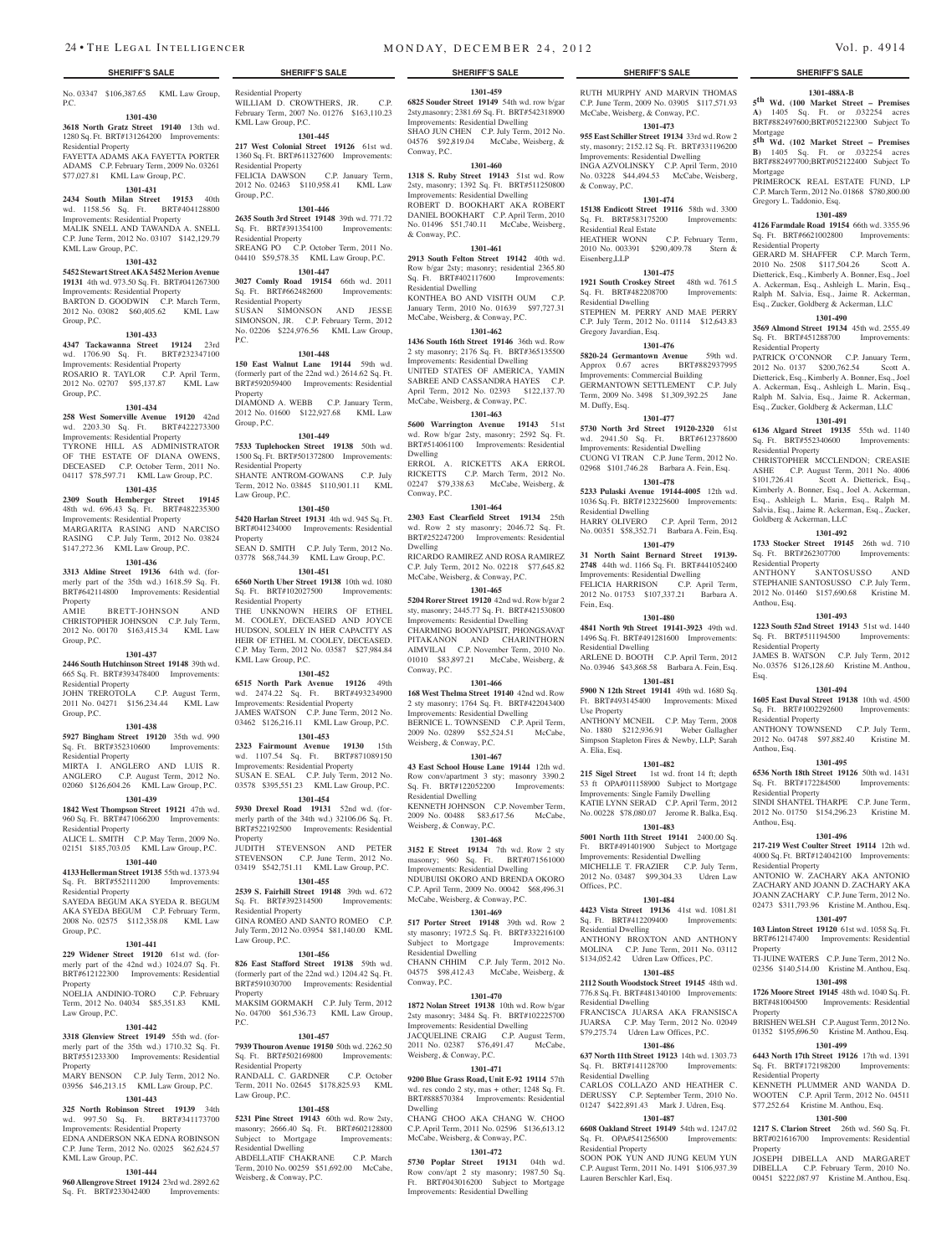No. 03347 $106,387.65 KML Law Group, P.C.

**1301-430**

**3618 North Gratz Street 19140** 13th wd. 1280 Sq. Ft. BRT#131264200 Improvements: Residential Property

FAYETTA ADAMS AKA FAYETTA PORTER ADAMS C.P. February Term, 2009 No. 03261 $77,027.81 KML Law Group, P.C.

**1301-431**

**2434 South Milan Street 19153** 40th wd. 1158.56 Sq. Ft. BRT#404128800 Improvements: Residential Property

MALIK SNELL AND TAWANDA A. SNELL C.P. June Term, 2012 No. 03107 $142,129.79 KML Law Group, P.C.

**1301-432**

**5452 Stewart Street AKA 5452 Merion Avenue 19131** 4th wd. 973.50 Sq. Ft. BRT#041267300 Improvements: Residential Property

BARTON D. GOODWIN C.P. March Term, 2012 No. 03082 $60,405.62 KML Law Group, P.C.

**1301-433**

**4347 Tackawanna Street 19124** 23rd wd. 1706.90 Sq. Ft. BRT#232347100 Improvements: Residential Property

ROSARIO R. TAYLOR C.P. April Term, 2012 No. 02707 $95,137.87 KML Law Group, P.C.

**1301-434**

**258 West Somerville Avenue 19120** 42nd wd. 2203.30 Sq. Ft. BRT#422273300 Improvements: Residential Property

TYRONE HILL AS ADMINISTRATOR OF THE ESTATE OF DIANA OWENS, DECEASED C.P. October Term, 2011 No. 04117 $78,597.71 KML Law Group, P.C.

**1301-435**

**2309 South Hemberger Street 19145** 48th wd. 696.43 Sq. Ft. BRT#482235300 Improvements: Residential Property

MARGARITA RASING AND NARCISO RASING C.P. July Term, 2012 No. 03824 $147,272.36 KML Law Group, P.C.

**1301-436**

**3313 Aldine Street 19136** 64th wd. (formerly part of the 35th wd.) 1618.59 Sq. Ft. BRT#642114800 Improvements: Residential Property

AMIE BRETT-JOHNSON AND CHRISTOPHER JOHNSON C.P. July Term, 2012 No. 00170 $163,415.34 KML Law Group, P.C.

**1301-437**

**2446 South Hutchinson Street 19148** 39th wd. 665 Sq. Ft. BRT#393478400 Improvements: Residential Property

JOHN TREROTOLA C.P. August Term, 2011 No. 04271 $156,234.44 KML Law Group, P.C.

**1301-438**

**5927 Bingham Street 19120** 35th wd. 990 Sq. Ft. BRT#352310600 Improvements: Residential Property

MIRTA I. ANGLERO AND LUIS R. ANGLERO C.P. August Term, 2012 No. 02060 $126,604.26 KML Law Group, P.C.

**1301-439**

**1842 West Thompson Street 19121** 47th wd. 960 Sq. Ft. BRT#471066200 Improvements: Residential Property

ALICE L. SMITH C.P. May Term, 2009 No. 02151 $185,703.05 KML Law Group, P.C.

**1301-440**

**4133 Hellerman Street 19135** 55th wd. 1373.94 Sq. Ft. BRT#552111200 Improvements: Residential Property

SAYEDA BEGUM AKA SYEDA R. BEGUM AKA SYEDA BEGUM C.P. February Term, 2008 No. 02575 $112,358.08 KML Law Group, P.C.

**1301-441**

**229 Widener Street 19120** 61st wd. (formerly part of the 42nd wd.) 1024.07 Sq. Ft. BRT#612122300 Improvements: Residential Property

NOELIA ANDINIO-TORO C.P. February Term, 2012 No. 04034 $85,351.83 KML Law Group, P.C.

**1301-442**

**3318 Glenview Street 19149** 55th wd. (formerly part of the 35th wd.) 1710.32 Sq. Ft. BRT#551233300 Improvements: Residential Property

MARY BENSON C.P. July Term, 2012 No. 03956 $46,213.15 KML Law Group, P.C.

**1301-443**

**325 North Robinson Street 19139** 34th wd. 997.50 Sq. Ft. BRT#341173700 Improvements: Residential Property

EDNA ANDERSON NKA EDNA ROBINSON C.P. June Term, 2012 No. 02025 $62,624.57 KML Law Group, P.C.

**1301-444**

**960 Allengrove Street 19124** 23rd wd. 2892.62 Sq. Ft. BRT#233042400 Improvements: Residential Property

WILLIAM D. CROWTHERS, JR. C.P. February Term, 2007 No. 01276 $163,110.23 KML Law Group, P.C.

**1301-445**

**217 West Colonial Street 19126** 61st wd. 1360 Sq. Ft. BRT#611327600 Improvements: Residential Property

FELICIA DAWSON C.P. January Term, 2012 No. 02463 $110,958.41 KML Law Group, P.C.

**1301-446**

**2635 South 3rd Street 19148** 39th wd. 771.72 Sq. Ft. BRT#391354100 Improvements: Residential Property

SREANG PO C.P. October Term, 2011 No. 04410 $59,578.35 KML Law Group, P.C.

**1301-447**

**3027 Comly Road 19154** 66th wd. 2011 Sq. Ft. BRT#662482600 Improvements: Residential Property

SUSAN SIMONSON AND JESSE SIMONSON, JR. C.P. February Term, 2012 No. 02206 $224,976.56 KML Law Group, P.C.

**1301-448**

**150 East Walnut Lane 19144** 59th wd. (formerly part of the 22nd wd.) 2614.62 Sq. Ft. BRT#592059400 Improvements: Residential Property

DIAMOND A. WEBB C.P. January Term, 2012 No. 01600 $122,927.68 KML Law Group, P.C.

**1301-449**

**7533 Tuplehocken Street 19138** 50th wd. 1500 Sq. Ft. BRT#501372800 Improvements: Residential Property

SHANTE ANTROM-GOWANS C.P. July Term, 2012 No. 03845 $110,901.11 KML Law Group, P.C.

**1301-450**

**5420 Harlan Street 19131** 4th wd. 945 Sq. Ft. BRT#041234000 Improvements: Residential Property

SEAN D. SMITH C.P. July Term, 2012 No. 03778 $68,744.39 KML Law Group, P.C.

**1301-451**

**6560 North Uber Street 19138** 10th wd. 1080 Sq. Ft. BRT#102027500 Improvements: Residential Property

THE UNKNOWN HEIRS OF ETHEL M. COOLEY, DECEASED AND JOYCE HUDSON, SOLELY IN HER CAPACITY AS HEIR OF ETHEL M. COOLEY, DECEASED. C.P. May Term, 2012 No. 03587 $27,984.84 KML Law Group, P.C.

**1301-452**

**6515 North Park Avenue 19126** 49th wd. 2474.22 Sq. Ft. BRT#493234900 Improvements: Residential Property

JAMES WATSON C.P. June Term, 2012 No. 03462 $126,216.11 KML Law Group, P.C.

**1301-453**

**2323 Fairmount Avenue 19130** 15th wd. 1107.54 Sq. Ft. BRT#871089150 Improvements: Residential Property

SUSAN E. SEAL C.P. July Term, 2012 No. 03578 $395,551.23 KML Law Group, P.C.

**1301-454**

**5930 Drexel Road 19131** 52nd wd. (formerly part of the 34th wd.) 32106.06 Sq. Ft. BRT#522192500 Improvements: Residential Property

JUDITH STEVENSON AND PETER STEVENSON C.P. June Term, 2012 No. 03419 $542,751.11 KML Law Group, P.C.

**1301-455**

**2539 S. Fairhill Street 19148** 39th wd. 672 Sq. Ft. BRT#392314500 Improvements: Residential Property

GINA ROMEO AND SANTO ROMEO C.P. July Term, 2012 No. 03954 $81,140.00 KML Law Group, P.C.

**1301-456**

**826 East Stafford Street 19138** 59th wd. (formerly part of the 22nd wd.) 1204.42 Sq. Ft. BRT#591030700 Improvements: Residential Property

MAKSIM GORMAKH C.P. July Term, 2012 No. 04700 $61,536.73 KML Law Group, P.C.

**1301-457**

**7939 Thouron Avenue 19150** 50th wd. 2262.50 Sq. Ft. BRT#502169800 Improvements: Residential Property

RANDALL C. GARDNER C.P. October Term, 2011 No. 02645 $178,825.93 KML Law Group, P.C.

**1301-458**

**5231 Pine Street 19143** 60th wd. Row 2sty, masonry; 2666.40 Sq. Ft. BRT#602128800 Subject to Mortgage Improvements: Residential Dwelling

ABDELLATIF CHAKRANE C.P. March Term, 2010 No. 00259 $51,692.00 McCabe, Weisberg, & Conway, P.C.

**1301-459**

**6825 Souder Street 19149** 54th wd. row b/gar 2sty,masonry; 2381.69 Sq. Ft. BRT#542318900 Improvements: Residential Dwelling

SHAO JUN CHEN C.P. July Term, 2012 No. 04576 $92,819.04 McCabe, Weisberg, & Conway, P.C.

**1301-460**

**1318 S. Ruby Street 19143** 51st wd. Row 2sty, masonry; 1392 Sq. Ft. BRT#511250800 Improvements: Residential Dwelling

ROBERT D. BOOKHART AKA ROBERT DANIEL BOOKHART C.P. April Term, 2010 No. 01496 $51,740.11 McCabe, Weisberg, & Conway, P.C.

**1301-461**

**2913 South Felton Street 19142** 40th wd. Row b/gar 2sty; masonry; residential 2365.80 Sq. Ft. BRT#402117600 Improvements: Residential Dwelling

KONTHEA BO AND VISITH OUM C.P. January Term, 2010 No. 01639 $97,727.31 McCabe, Weisberg, & Conway, P.C.

**1301-462**

**1436 South 16th Street 19146** 36th wd. Row 2 sty masonry; 2176 Sq. Ft. BRT#365135500 Improvements: Residential Dwelling

UNITED STATES OF AMERICA, YAMIN SABREE AND CASSANDRA HAYES C.P. April Term, 2012 No. 02393 $122,137.70 McCabe, Weisberg, & Conway, P.C.

**1301-463**

**5600 Warrington Avenue 19143** 51st wd. Row b/gar 2sty, masonry; 2592 Sq. Ft. BRT#514061100 Improvements: Residential Dwelling

ERROL A. RICKETTS AKA ERROL RICKETTS C.P. March Term, 2012 No. 02247 $79,338.63 McCabe, Weisberg, & Conway, P.C.

**1301-464**

**2303 East Clearfield Street 19134** 25th wd. Row 2 sty masonry; 2046.72 Sq. Ft. BRT#252247200 Improvements: Residential Dwelling

RICARDO RAMIREZ AND ROSA RAMIREZ C.P. July Term, 2012 No. 02218 $77,645.82 McCabe, Weisberg, & Conway, P.C.

**1301-465**

**5204 Rorer Street 19120** 42nd wd. Row b/gar 2 sty, masonry; 2445.77 Sq. Ft. BRT#421530800 Improvements: Residential Dwelling

CHARMING BOONYAPISIT, PHONGSAVAT PITAKANON AND CHARINTHORN AIMVILAI C.P. November Term, 2010 No. 01010 $83,897.21 McCabe, Weisberg, & Conway, P.C.

**1301-466**

**168 West Thelma Street 19140** 42nd wd. Row 2 sty masonry; 1764 Sq. Ft. BRT#422043400 Improvements: Residential Dwelling

BERNICE L. TOWNSEND C.P. April Term, 2009 No. 02899 $52,524.51 McCabe, Weisberg, & Conway, P.C.

**1301-467**

**43 East School House Lane 19144** 12th wd. Row conv/apartment 3 sty; masonry 3390.2 Sq. Ft. BRT#122052200 Improvements: Residential Dwelling

KENNETH JOHNSON C.P. November Term, 2009 No. 00488 $83,617.56 McCabe, Weisberg, & Conway, P.C.

**1301-468**

**3152 E Street 19134** 7th wd. Row 2 sty masonry; 960 Sq. Ft. BRT#071561000 Improvements: Residential Dwelling

NDUBUISI OKORO AND BRENDA OKORO C.P. April Term, 2009 No. 00042 $68,496.31 McCabe, Weisberg, & Conway, P.C.

**1301-469**

**517 Porter Street 19148** 39th wd. Row 2 sty masonry; 1972.5 Sq. Ft. BRT#332216100 Subject to Mortgage Improvements: Residential Dwelling

CHANN CHHIM C.P. July Term, 2012 No. 04575 $98,412.43 McCabe, Weisberg, & Conway, P.C.

**1301-470**

**1872 Nolan Street 19138** 10th wd. Row b/gar 2sty masonry; 3484 Sq. Ft. BRT#102225700 Improvements: Residential Dwelling

JACQUELINE CRAIG C.P. August Term, 2011 No. 02387 $76,491.47 McCabe, Weisberg, & Conway, P.C.

**1301-471**

**9200 Blue Grass Road, Unit E-92 19114** 57th wd. res condo 2 sty, mas + other; 1248 Sq. Ft. BRT#888570384 Improvements: Residential Dwelling

CHANG CHOO AKA CHANG W. CHOO C.P. April Term, 2011 No. 02596 $136,613.12 McCabe, Weisberg, & Conway, P.C.

**1301-472**

**5730 Poplar Street 19131** 04th wd. Row conv/apt 2 sty masonry; 1987.50 Sq. Ft. BRT#043016200 Subject to Mortgage Improvements: Residential Dwelling

RUTH MURPHY AND MARVIN THOMAS C.P. June Term, 2009 No. 03905 $117,571.93 McCabe, Weisberg, & Conway, P.C.

**1301-473**

**955 East Schiller Street 19134** 33rd wd. Row 2 sty, masonry; 2152.12 Sq. Ft. BRT#331196200 Improvements: Residential Dwelling

INGA AZVOLINSKY C.P. April Term, 2010 No. 03228 $44,494.53 McCabe, Weisberg, & Conway, P.C.

**1301-474**

**15138 Endicott Street 19116** 58th wd. 3300 Sq. Ft. BRT#583175200 Improvements: Residential Real Estate

HEATHER WONN C.P. February Term, 2010 No. 003391 $290,409.78 Stern & Eisenberg,LLP

**1301-475**

**1921 South Croskey Street** 48th wd. 761.5 Sq. Ft. BRT#482208700 Improvements: Residential Dwelling

STEPHEN M. PERRY AND MAE PERRY C.P. July Term, 2012 No. 01114 $12,643.83 Gregory Javardian, Esq.

**1301-476**

**5820-24 Germantown Avenue** 59th wd. Approx 0.67 acres BRT#882937995 Improvements: Commercial Building

GERMANTOWN SETTLEMENT C.P. July Term, 2009 No. 3498 $1,309,392.25 Jane M. Duffy, Esq.

**1301-477**

**5730 North 3rd Street 19120-2320** 61st wd. 2941.50 Sq. Ft. BRT#612378600 Improvements: Residential Property

CUONG VI TRAN C.P. June Term, 2012 No. 02968 $101,746.28 Barbara A. Fein, Esq.

**1301-478**

**5233 Pulaski Avenue 19144-4005** 12th wd. 1036 Sq. Ft. BRT#123225600 Improvements: Residential Dwelling

HARRY OLIVERO C.P. April Term, 2012 No. 00351 $58,352.71 Barbara A. Fein, Esq.

**1301-479**

**31 North Saint Bernard Street 19139-2748** 44th wd. 1166 Sq. Ft. BRT#441052400 Improvements: Residential Dwelling

FELICIA HARRISON C.P. April Term, 2012 No. 01753 $107,337.21 Barbara A. Fein, Esq.

**1301-480**

**4841 North 9th Street 19141-3923** 49th wd. 1496 Sq. Ft. BRT#491281600 Improvements: Residential Dwelling

ARLENE D. BOOTH C.P. April Term, 2012 No. 03946 $43,868.58 Barbara A. Fein, Esq.

**1301-481**

**5900 N 12th Street 19141** 49th wd. 1680 Sq. Ft. BRT#493145400 Improvements: Mixed Use Property

ANTHONY MCNEIL C.P. May Term, 2008 No. 1880 $212,936.91 Weber Gallagher Simpson Stapleton Fires & Newby, LLP; Sarah A. Elia, Esq.

**1301-482**

**215 Sigel Street** 1st wd. front 14 ft; depth 53 ft OPA#011158900 Subject to Mortgage Improvements: Single Family Dwelling

KATIE LYNN SERAD C.P. April Term, 2012 No. 00228 $78,080.07 Jerome R. Balka, Esq.

**1301-483**

**5001 North 11th Street 19141** 2400.00 Sq. Ft. BRT#491401900 Subject to Mortgage Improvements: Residential Dwelling

MICHELLE T. FRAZIER C.P. July Term, 2012 No. 03487 $99,304.33 Udren Law Offices, P.C.

**1301-484**

**4423 Vista Street 19136** 41st wd. 1081.81 Sq. Ft. BRT#412209400 Improvements: Residential Dwelling

ANTHONY BROXTON AND ANTHONY MOLINA C.P. June Term, 2011 No. 03112 $134,052.42 Udren Law Offices, P.C.

**1301-485**

**2112 South Woodstock Street 19145** 48th wd. 776.8 Sq. Ft. BRT#481340100 Improvements: Residential Dwelling

FRANCISCA JUARSA AKA FRANSISCA JUARSA C.P. May Term, 2012 No. 02049 $79,275.74 Udren Law Offices, P.C.

**1301-486**

**637 North 11th Street 19123** 14th wd. 1303.73 Sq. Ft. BRT#141128700 Improvements: Residential Dwelling

CARLOS COLLAZO AND HEATHER C. DERUSSY C.P. September Term, 2010 No. 01247 $422,891.43 Mark J. Udren, Esq.

**1301-487**

**6608 Oakland Street 19149** 54th wd. 1247.02 Sq. Ft. OPA#541256500 Improvements: Residential Property

SOON POK YUN AND JUNG KEUM YUN C.P. August Term, 2011 No. 1491 $106,937.39 Lauren Berschler Karl, Esq.

**1301-488A-B**

**5th Wd. (100 Market Street – Premises A)** 1405 Sq. Ft. or .032254 acres BRT#882497600;BRT#052122300 Subject To Mortgage

**5th Wd. (102 Market Street – Premises B)** 1405 Sq. Ft. or .032254 acres BRT#882497700;BRT#052122400 Subject To Mortgage

PRIMEROCK REAL ESTATE FUND, LP C.P. March Term, 2012 No. 01868 $780,800.00 Gregory L. Taddonio, Esq.

**1301-489**

**4126 Farmdale Road 19154** 66th wd. 3355.96 Sq. Ft. BRT#6621002800 Improvements: Residential Property

GERARD M. SHAFFER C.P. March Term, 2010 No. 2508 $117,504.26 Scott A. Dietterick, Esq., Kimberly A. Bonner, Esq., Joel A. Ackerman, Esq., Ashleigh L. Marin, Esq., Ralph M. Salvia, Esq., Jaime R. Ackerman, Esq., Zucker, Goldberg & Ackerman, LLC

**1301-490**

**3569 Almond Street 19134** 45th wd. 2555.49 Sq. Ft. BRT#451288700 Improvements: Residential Property

PATRICK O'CONNOR C.P. January Term, 2012 No. 0137 $200,762.54 Scott A. Dietterick, Esq., Kimberly A. Bonner, Esq., Joel A. Ackerman, Esq., Ashleigh L. Marin, Esq., Ralph M. Salvia, Esq., Jaime R. Ackerman, Esq., Zucker, Goldberg & Ackerman, LLC

**1301-491**

**6136 Algard Street 19135** 55th wd. 1140 Sq. Ft. BRT#552340600 Improvements: Residential Property

CHRISTOPHER MCCLENDON; CREASIE ASHE C.P. August Term, 2011 No. 4006 $101,726.41 Scott A. Dietterick, Esq., Kimberly A. Bonner, Esq., Joel A. Ackerman, Esq., Ashleigh L. Marin, Esq., Ralph M. Salvia, Esq., Jaime R. Ackerman, Esq., Zucker, Goldberg & Ackerman, LLC

**1301-492**

**1733 Stocker Street 19145** 26th wd. 710 Sq. Ft. BRT#262307700 Improvements: Residential Property

ANTHONY SANTOSUSSO AND STEPHANIE SANTOSUSSO C.P. July Term, 2012 No. 01460 $157,690.68 Kristine M. Anthou, Esq.

**1301-493**

**1223 South 52nd Street 19143** 51st wd. 1440 Sq. Ft. BRT#511194500 Improvements: Residential Property

JAMES B. WATSON C.P. July Term, 2012 No. 03576 $126,128.60 Kristine M. Anthou, Esq.

**1301-494**

**1605 East Duval Street 19138** 10th wd. 4500 Sq. Ft. BRT#1002292600 Improvements: Residential Property

ANTHONY TOWNSEND C.P. July Term, 2012 No. 04748 $97,882.40 Kristine M. Anthou, Esq.

**1301-495**

**6536 North 18th Street 19126** 50th wd. 1431 Sq. Ft. BRT#172284500 Improvements: Residential Property

SINDI SHANTEL THARPE C.P. June Term, 2012 No. 01750 $154,296.23 Kristine M. Anthou, Esq.

**1301-496**

**217-219 West Coulter Street 19114** 12th wd. 4000 Sq. Ft. BRT#124042100 Improvements: Residential Property

ANTONIO W. ZACHARY AKA ANTONIO ZACHARY AND JOANN D. ZACHARY AKA JOANN ZACHARY C.P. June Term, 2012 No. 02473 $311,793.96 Kristine M. Anthou, Esq.

**1301-497**

**103 Linton Street 19120** 61st wd. 1058 Sq. Ft. BRT#612147400 Improvements: Residential Property

TI-JUINE WATERS C.P. June Term, 2012 No. 02356 $140,514.00 Kristine M. Anthou, Esq.

**1301-498**

**1726 Moore Street 19145** 48th wd. 1040 Sq. Ft. BRT#481004500 Improvements: Residential Property

BRISHEN WELSH C.P. August Term, 2012 No. 01352 $195,696.50 Kristine M. Anthou, Esq.

**1301-499**

**6443 North 17th Street 19126** 17th wd. 1391 Sq. Ft. BRT#172198200 Improvements: Residential Property

KENNETH PLUMMER AND WANDA D. WOOTEN C.P. April Term, 2012 No. 04511 $77,252.64 Kristine M. Anthou, Esq.

**1301-500**

**1217 S. Clarion Street** 26th wd. 560 Sq. Ft. BRT#021616700 Improvements: Residential Property

JOSEPH DIBELLA AND MARGARET DIBELLA C.P. February Term, 2010 No. 00451 $222,087.97 Kristine M. Anthou, Esq.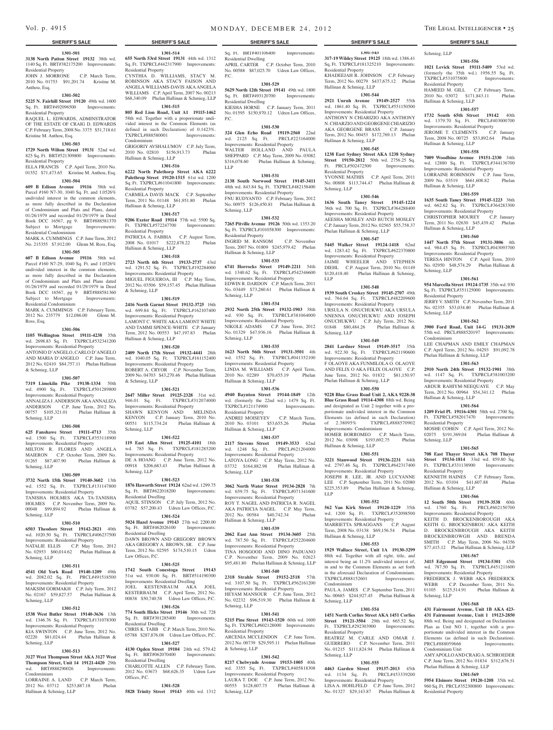## SHERIFF'S SALE

**1301-501**

**3138 North Patton Street 19132** 38th wd. 1140 Sq. Ft. BRT#382175200 Improvements: Residential Property
JOHN J. MORRONE C.P. March Term, 2010 No. 01753 $91,201.74 Kristine M. Anthou, Esq.

**1301-502**

**5225 N. Fairhill Street 19120** 49th wd. 1600 Sq. Ft. BRT#492096500 Improvements: Residential Property
RAQUEL L. EDWARDS, ADMINSTRATOR OF THE ESTATE OF CRAIG D. EDWARDS C.P. February Term, 2008 No. 3375 $51,718.61 Kristine M. Anthou, Esq.

**1301-503**

**1729 North Wilton Street 19131** 52nd wd. 825 Sq. Ft. BRT#521309800 Improvements: Residential Property
ELLA FRANCIS C.P. April Term, 2010 No. 01552 $71,473.65 Kristine M. Anthou, Esq.

**1301-504**

**609 B Edison Avenue 19116** 58th wd. Parcel #160 N7-30, 1040 Sq. Ft. and 1.0526% undivided interest in the common elements, as more fully described in the Declaration of Condominium and Plats and Plans, dated 01/26/1979 and recorded 01/29/1979 in Deed Book DCC 16567, pg 9. BRT#888581370 Subject to Mortgage Improvements: Residential Condominium
MARK A. CUMMINGS C.P. June Term, 2012 No. 215355 $7,912.00 Glenn M. Ross, Esq.

**1301-505**

**607 B Edison Avenue 19116** 58th wd. Parcel #160 N7-29, 1040 Sq. Ft. and 1.0526% undivided interest in the common elements, as more fully described in the Declaration of Condominium and Plats and Plans dated 01/26/1979 and recorded 01/29/1979 in Deed Book DCC 16567, pg 9 BRT#888581360 Subject to Mortgage Improvements: Residential Condominium
MARK A. CUMMINGS C.P. February Term, 2012 No. 235779 $12,086.00 Glenn M. Ross, Esq.

**1301-506**

**1105 Wellington Street 19111-4238** 35th wd. 2698.83 Sq. Ft. TXPRCL#532341200 Improvements: Residential Property
ANTONIO D'ANGELO, CARLO D'ANGELO AND MARIA D'ANGELO C.P. June Term, 2012 No. 02410 $84,757.11 Phelan Hallinan & Schmieg, LLP

**1301-507**

**7319 Limekiln Pike 19138-1334** 50th wd. 4900 Sq. Ft. TXPRCL#501289800 Improvements: Residential Property
ANNALIZA J. ANDERSON AKA ANNALIZA ANDERSON C.P. June Term, 2012 No. 00757 $105,321.01 Phelan Hallinan & Schmieg, LLP

**1301-508**

**625 Fanshawe Street 19111-4713** 35th wd. 1500 Sq. Ft. TXPRCL#353118900 Improvements: Residential Property
MILTON R. FLORES AND ANGELA MAIERON C.P. October Term, 2009 No. 01265 $87,407.90 Phelan Hallinan & Schmieg, LLP

**1301-509**

**3732 North 15th Street 19140-3602** 13th wd. 1552 Sq. Ft. TXPRCL#131147800 Improvements: Residential Property
TANISHA HOLMES AKA TA-TANISHA HOLMES C.P. November Term, 2009 No. 00048 $99,894.92 Phelan Hallinan & Schmieg, LLP

**1301-510**

**6503 Theodore Street 19142-2821** 40th wd. 1020.50 Sq. Ft. TXPRCL#406237500 Improvements: Residential Property
NATALIE ELLIS C.P. May Term, 2012 No. 02953 $60,014.62 Phelan Hallinan & Schmieg, LLP

**1301-511**

**4541 Old York Road 19140-1209** 49th wd. 2082.02 Sq. Ft. PRCL#491518500 Improvements: Residential Property
MAKSIM GORMAKH C.P. July Term, 2012 No. 02167 $59,827.57 Phelan Hallinan & Schmieg, LLP

**1301-512**

**1538 West Butler Street 19140-3636** 13th wd. 1346.76 Sq. Ft. TXPRCL#131078300 Improvements: Residential Property
KIA SWINTON C.P. June Term, 2012 No. 02220 $81,024.44 Phelan Hallinan & Schmieg, LLP

**1301-513**

**3127 West Thompson Street AKA 3127 West Thompson Street, Unit 14 19121-4420** 29th wd. BRT#888290026 Improvements: Condominium
LORRAINE A. LAND C.P. March Term, 2012 No. 03712 $253,887.18 Phelan Hallinan & Schmieg, LLP

**1301-514**

**655 North 53rd Street 19131** 44th wd. 1312 Sq. Ft. TXPRCL#442317900 Improvements: Residential Property
CYNTHIA D. WILLIAMS, STACY M. ROBINSON AKA STACY FAISON AND ANGELA WILLIAMS-DAVIS AKA ANGELA WILLIAMS C.P. April Term, 2007 No. 00213 $68,340.09 Phelan Hallinan & Schmieg, LLP

**1301-515**

**805 Red Lion Road, Unit A1 19115-1462** 58th wd. Together with a proporionate undivided interest in the Common Elements (as defined in such Declaration) of 0.1423%. TXPRCL#888580001 Improvements: Condominium
GRIGORIY AVSHALUMOV C.P. July Term, 2010 No. 02810 $156,913.73 Phelan Hallinan & Schmieg, LLP

**1301-516**

**6222 North Palethorp Street AKA 6222 Palethrop Street 19120-1515** 61st wd. 1200 Sq. Ft. TXPRCL#611041800 Improvements: Residential Property
CARMELA DAVIS MACK C.P. September Term, 2011 No. 01148 $61,951.80 Phelan Hallinan & Schmieg, LLP

**1301-517**

**9206 Exeter Road 19114** 57th wd. 5500 Sq. Ft. TXPRCL#572247700 Improvements: Residential Property
PATRICIA A. FABBIA C.P. August Term, 2008 No. 01017 $222,878.22 Phelan Hallinan & Schmieg, LLP

**1301-518**

**2723 North 6th Street 19133-2737** 43rd wd. 1291.52 Sq. Ft. TXPRCL#192284000 Improvements: Residential Property
MIGUEL FIGUEROA, III C.P. May Term, 2012 No. 03506 $59,157.45 Phelan Hallinan & Schmieg, LLP

**1301-519**

**2416 North Garnet Street 19132-3725** 16th wd. 699.84 Sq. Ft. TXPRCL#162107400 Improvements: Residential Property
LAMONT C. WHITE AKA LAMONT WHITE AND TAMMI SPENCE-WHITE C.P. January Term, 2012 No. 00553 $47,197.83 Phelan Hallinan & Schmieg, LLP

**1301-520**

**2409 North 17th Street 19132-4441** 28th wd. 1040.05 Sq. Ft. TXPRCL#161152400 Improvements: Residential Property
ROBERT A. CRYOR C.P. November Term, 2009 No. 04703 $43,270.46 Phelan Hallinan & Schmieg, LLP

**1301-521**

**2647 Miller Street 19125-2328** 31st wd. 946.01 Sq. Ft. TXPRCL#312074000 Improvements: Residential Property
SHAWN KENYON AND MELINDA KENYON C.P. January Term, 2010 No. 00551 $115,734.24 Phelan Hallinan & Schmieg, LLP

**1301-522**

**119 East Allen Street 19125-4101** 18th wd. 785 Sq. Ft. TXPRCL#181285200 Improvements: Residential Property
DE A HOANG C.P. June Term, 2012 No. 00918 $206,683.43 Phelan Hallinan & Schmieg, LLP

**1301-523**

**1876 Haworth Street 19124** 62nd wd. 1299.75 Sq. Ft. BRT#622018200 Improvements: Residential Dwelling
AQUIL STINSON C.P. July Term, 2012 No. 03782 $57,200.43 Udren Law Offices, P.C.

**1301-524**

**5024 Hazel Avenue 19143** 27th wd. 2200.00 Sq. Ft. BRT#462026100 Improvements: Residential Dwelling
DAWN BROWN AND GREGORY BROWN AKA GREGORY A. BROWN, SR. C.P. June Term, 2012 No. 02595 $174,510.15 Udren Law Offices, P.C.

**1301-525**

**1742 South Conestoga Street 19143** 51st wd. 930.00 Sq. Ft. BRT#514190300 Improvements: Residential Dwelling
JOEL KESTENBAUM AKA JOEL KESTERBAUM C.P. April Term, 2012 No. 00838 $50,740.58 Udren Law Offices, P.C.

**1301-526**

**774 South Hicks Street 19146** 30th wd. 728 Sq. Ft. BRT#301285400 Improvements: Residential Dwelling
CHRIS K. TABB C.P. March Term, 2010 No. 05788 $287,876.08 Udren Law Offices, P.C.

**1301-527**

**4130 Ogden Street 19104** 24th wd. 579.42 Sq. Ft. BRT#062070400 Improvements: Residential Dwelling
CHARLOTTE ALLEN C.P. February Term, 2012 No. 03673 $68,626.35 Udren Law Offices, P.C.

**1301-528**

**5828 Trinity Street 19143** 40th wd. 1312 Sq. Ft. BRT#401106400 Improvements: Residential Dwelling
APRIL CARTER C.P. October Term, 2010 No. 00588 $87,025.70 Udren Law Offices, P.C.

**1301-529**

**5629 North 12th Street 19141** 49th wd. 1800 Sq. Ft. BRT#493120700 Improvements: Residential Dwelling
KIESHA HORNE C.P. January Term, 2011 No. 01595 $150,970.12 Udren Law Offices, P.C.

**1301-530**

**324 Glen Echo Road 19119-2560** 22nd wd. 2125 Sq. Ft. PRCL#223164000 Improvements: Residential Property
WALTER HOLLAND AND PAULA SHEPPARD C.P. May Term, 2009 No. 03082 $316,078.60 Phelan Hallinan & Schmieg, LLP

**1301-531**

**2138 South Norwood Street 19145-3411** 48th wd. 843.84 Sq. Ft. TXPRCL#482158400 Improvements: Residential Property
FNU RUDYANTO C.P. February Term, 2012 No. 00975 $126,450.81 Phelan Hallinan & Schmieg, LLP

**1301-532**

**7265 Pitville Avenue 19126** 50th wd. 1353.20 Sq. Ft. TXPRCL#101058300 Improvements: Residential Property
INGRID M. RANSOM C.P. November Term, 2007 No. 01809 $245,979.42 Phelan Hallinan & Schmieg, LLP

**1301-533**

**6741 Horrocks Street 19149-2211** 54th wd. 1340.62 Sq. Ft. TXPRCL#542346600 Improvements: Residential Property
EDWIN R. DARDON C.P. March Term, 2011 No. 03449 $73,260.61 Phelan Hallinan & Schmieg, LLP

**1301-534**

**2932 North 25th Street 19132-1903** 38th wd. 930 Sq. Ft. TXPRCL#381064000 Improvements: Residential Property
NIKOLE ADAMS C.P. June Term, 2012 No. 01329 $47,936.16 Phelan Hallinan & Schmieg, LLP

**1301-535**

**1623 North 56th Street 19131-3501** 4th wd. 1552 Sq. Ft. TXPRCL#041352100 Improvements: Residential Property
LINDA M. WILLIAMS C.P. April Term, 2010 No. 02289 $70,455.19 Phelan Hallinan & Schmieg, LLP

**1301-536**

**4940 Baynton Street 19144-1849** 12th wd. (formerly the 22nd wd.) 1479 Sq. Ft. TXPRCL#121174900 Improvements: Residential Property
ANDREI MOISEYEV C.P. March Term, 2010 No. 03101 $53,655.26 Phelan Hallinan & Schmieg, LLP

**1301-537**

**2117 Stevens Street 19149-3533** 62nd wd. 1248 Sq. Ft. PRCL#621204000 Improvements: Residential Property
LATOYA LONG C.P. May Term, 2012 No. 03732 $164,882.98 Phelan Hallinan & Schmieg, LLP

**1301-538**

**3062 North Water Street 19134-2828** 7th wd. 659.75 Sq. Ft. TXPRCL#071341600 Improvements: Residential Property
ROY T. NAGEL AND PATRICIA R. NAGEL AKA PATRICIA NAGEL C.P. May Term, 2012 No. 00584 $40,742.34 Phelan Hallinan & Schmieg, LLP

**1301-539**

**2062 East Ann Street 19134-3605** 25th wd. 787.50 Sq. Ft. TXPRCL#252204600 Improvements: Residential Property
TINA HOSGOOD AND DINO PADUANO C.P. November Term, 2009 No. 02623 $95,481.80 Phelan Hallinan & Schmieg, LLP

**1301-540**

**2318 Strahle Street 19152-2518** 57th wd. 3107.50 Sq. Ft. TXPRCL#562161200 Improvements: Residential Property
HEYAM MANSOUR C.P. June Term, 2012 No. 02232 $96,519.30 Phelan Hallinan & Schmieg, LLP

**1301-541**

**5215 Pine Street 19143-1520** 60th wd. 1600 Sq. Ft. TXPRCL#602128000 Improvements: Residential Property
ARCENIA MCCLENDON C.P. June Term, 2012 No. 00739 $29,595.11 Phelan Hallinan & Schmieg, LLP

**1301-542**

**8217 Chelwynde Avenue 19153-1005** 40th wd. 3355 Sq. Ft. TXPRCL#405818308 Improvements: Residential Property
LAURA T. DOE C.P. June Term, 2012 No. 00555 $128,607.75 Phelan Hallinan & Schmieg, LLP

**1301-543**

**317-19 Wildey Street 19125** 18th wd. 1386.41 Sq. Ft. TXPRCL#181325210 Improvements: Residential Property
KHADEEJAH R. JOHNSON C.P. February Term, 2012 No. 00279 $437,675.12 Phelan Hallinan & Schmieg, LLP

**1301-544**

**2921 Unruh Avenue 19149-2527** 55th wd. 1861.40 Sq. Ft. TXPRCL#551150500 Improvements: Residential Property
ANTHONY N CHIARIZIO AKA ANTHONY N. CHIARZIO AND GEORGENE CHIARIZIO AKA GEORGENE BRASS C.P. January Term, 2012 No. 00453 $172,769.13 Phelan Hallinan & Schmieg, LLP

**1301-545**

**1238 East Sydney Street AKA 1238 Sydney Street 19150-2812** 50th wd. 2756.25 Sq. Ft. PRCL#502472500 Improvements: Residential Property
YVONNE MATHIS C.P. April Term, 2011 No. 00808 $113,744.47 Phelan Hallinan & Schmieg, LLP

**1301-546**

**1636 South Taney Street 19145-1224** 36th wd. 700 Sq. Ft. TXPRCL#364288400 Improvements: Residential Property
AEESHA MOSLEY AND BUTCH MOSLEY C.P. January Term, 2012 No. 02565 $55,758.37 Phelan Hallinan & Schmieg, LLP

**1301-547**

**5445 Walker Street 19124-1418** 62nd wd. 1283.42 Sq. Ft. TXPRCL#622370800 Improvements: Residential Property
JAIME WHEELER AND STEPHEN DIEHL C.P. August Term, 2010 No. 01149 $120,418.40 Phelan Hallinan & Schmieg, LLP

**1301-548**

**1939 South Croskey Street 19145-2707** 49th wd. 764.64 Sq. Ft. TXPRCL#482209600 Improvements: Residential Property
URSULA N. ONUCHUKWU AKA URSULA NNENNA ONUCHUKWU AND JOSEPH ONUCHUKWU C.P. July Term, 2012 No. 01848 $80,484.26 Phelan Hallinan & Schmieg, LLP

**1301-549**

**2841 Lardner Street 19149-3517** 35th wd. 922.30 Sq. Ft. TXPRCL#621190600 Improvements: Residential Property
F OLAOYE AKA FUNMILOLA O. OLAOYE AND FELIX O AKA FELIX OLAOYE C.P. June Term, 2012 No. 01832 $81,150.97 Phelan Hallinan & Schmieg, LLP

**1301-550**

**9228 Blue Grass Road Unit 2, AKA 9228-38 Blue Grass Road 19114-4308** 88th wd. Being and designated as Unit 2 together with a proporiionate undivided interest in the Common Elements (as defined in such Declaration) of 2.38095% TXPRCL#888570902 Improvements: Condominium
HOMER BORROMEO C.P. March Term, 2012 No. 03098 $193,692.75 Phelan Hallinan & Schmieg, LLP

**1301-551**

**3221 Stanwood Street 19136-2231** 64th wd. 2797.46 Sq. Ft. TXPRCL#642317400 Improvements: Residential Property
JOSEPH R. LEE, JR. AND LUCYANNE LEE C.P. September Term, 2011 No. 02080 $225,353.89 Phelan Hallinan & Schmieg, LLP

**1301-552**

**562 Van Kirk Street 19120-1229** 35th wd. 1200 Sq. Ft. TXPRCL#352098500 Improvements: Residential Property
MARRIETTA SPRAGGANS C.P. August Term, 2008 No. 03138 $69,156.54 Phelan Hallinan & Schmieg, LLP

**1301-553**

**1929 Wallace Street, Unit 1A 19130-3299** 88th wd. Together with all right, title, and interest being an 11.2% undivided interest of, in and to the Common Elements as set forth in the aforesaid Declaration of Condominium. TXPRCL#888152601 Improvements: Condominium
PAUL A. JAMES C.P. September Term, 2011 No. 00685 $244,927.45 Phelan Hallinan & Schmieg, LLP

**1301-554**

**1451 North Corlies Street AKA 1451 Corlies Street 19121-3504** 29th wd. 665.52 Sq. Ft. TXPRCL#292303900 Improvements: Residential Property
BEATRIZ M. CARLE AND OMAR J. GUERRERO C.P. November Term, 2011 No. 01215 $111,824.94 Phelan Hallinan & Schmieg, LLP

**1301-555**

**4463 Garden Street 19137-2013** 45th wd. 1134 Sq. Ft. PRCL#453339200 Improvements: Residential Property
LISA A. HOHLFELD C.P. June Term, 2012 No. 01327 $29,143.87 Phelan Hallinan & Schmieg, LLP

**1301-556**

**1021 Levick Street 19111-5409** 53rd wd. (formerly the 35th wd.) 1956.55 Sq. Ft. TXPRCL#531075800 Improvements: Residential Property
HAMEED M. GILL C.P. February Term, 2010 No. 03072 $171,843.11 Phelan Hallinan & Schmieg, LLP

**1301-557**

**1732 South 65th Street 19142** 40th wd. 1379.70 Sq. Ft. PRCL#403000700 Improvements: Residential Property
JEROME T. CLEMENTS C.P. January Term, 2008 No. 00725 $53,892.64 Phelan Hallinan & Schmieg, LLP

**1301-558**

**7009 Woodbine Avenue 19151-2330** 34th wd. 12880 Sq. Ft. TXPRCL#344136700 Improvements: Residential Property
LORRAINE ROBINSON C.P. June Term, 2009 No. 03519 $661,608.82 Phelan Hallinan & Schmieg, LLP

**1301-559**

**1635 South Taney Street 19145-1223** 36th wd. 662.62 Sq. Ft. TXPRCL#364283300 Improvements: Residential Property
CHRISTOPHER MOUREY C.P. January Term, 2011 No. 02630 $45,439.42 Phelan Hallinan & Schmieg, LLP

**1301-560**

**1447 North 57th Street 19131-3806** 4th wd. 984.45 Sq. Ft. TXPRCL#043093700 Improvements: Residential Property
TERESA HINTON C.P. April Term, 2010 No. 02950 $48,574.29 Phelan Hallinan & Schmieg, LLP

**1301-561**

**954 Marcella Street 19124-1735** 35th wd. 930 Sq. Ft. TXPRCL#351125000 Improvements: Residential Property
JERRY V. SMITH C.P. November Term, 2011 No. 02355 $53,034.80 Phelan Hallinan & Schmieg, LLP

**1301-562**

**3900 Ford Road, Unit 14-G 19131-2039** 55th wd. PRCL#888520197 Improvements: Condominium
LEE CHAPMAN AND EMILY CHAPMAN C.P. April Term, 2012 No. 04293 $91,092.78 Phelan Hallinan & Schmieg, LLP

**1301-563**

**2910 North 24th Street 19132-1901** 38th wd. 1147 Sq. Ft. TXPRCL#381003200 Improvements: Residential Property
ABDUR RAHIYM-NEEQUAYE C.P. May Term, 2012 No. 00964 $54,341.12 Phelan Hallinan & Schmieg, LLP

**1301-564**

**1209 Friel Pl. 19116-4301** 58th wd. 2700 Sq. Ft. TXPRCL#582017470 Improvements: Residential Property
MOSHE COHEN C.P. April Term, 2012 No. 02075 $191,369.04 Phelan Hallinan & Schmieg, LLP

**1301-565**

**708 East Thayer Street AKA 708 Thayer Street 19134-1814** 33rd wd. 859.80 Sq. Ft. TXPRCL#331138900 Improvements: Residential Property
KENNETH HAINES C.P. February Term, 2012 No. 03104 $41,607.88 Phelan Hallinan & Schmieg, LLP

**1301-566**

**12 South 50th Street 19139-3538** 60th wd. 1760 Sq. Ft. PRCL#602150700 Improvements: Residential Property
KEITH D. BROCKENBOROUGH AKA KEITH G. BROCKENBROU AKA KEITH D. BROCKENBROUGH AKA KEITH BROCKENBROWGH AND BRENDA SMITH C.P. May Term, 2006 No. 04356 $77,415.12 Phelan Hallinan & Schmieg, LLP

**1301-567**

**3415 Edgemont Street 19134-5301** 45th wd. 787.50 Sq. Ft. TXPRCL#451211600 Improvements: Residential Property
FREDERICK J. WEBB AKA FREDERICK WEBB C.P. December Term, 2011 No. 01105 $125,514.91 Phelan Hallinan & Schmieg, LLP

**1301-568**

**431 Fairmount Avenue, Unit 1B AKA 423-431 Fairmount Avenue, Unit 1 19123-2850** 88th wd. Being and designated on Declaration Plan as Unit NO 1, together with a proportionate undivided interest in the Common Elements (as defined in such Declaration). PRCL#888059666 Improvements: Condominium Unit
AMY APOLLO AND CRAIG A. SCHROEDER C.P. June Term, 2012 No. 01834 $312,676.51 Phelan Hallinan & Schmieg, LLP

**1301-569**

**5954 Elsinore Street 19120-1208** 35th wd. 960 Sq. Ft. PRCL#352300800 Improvements: Residential Property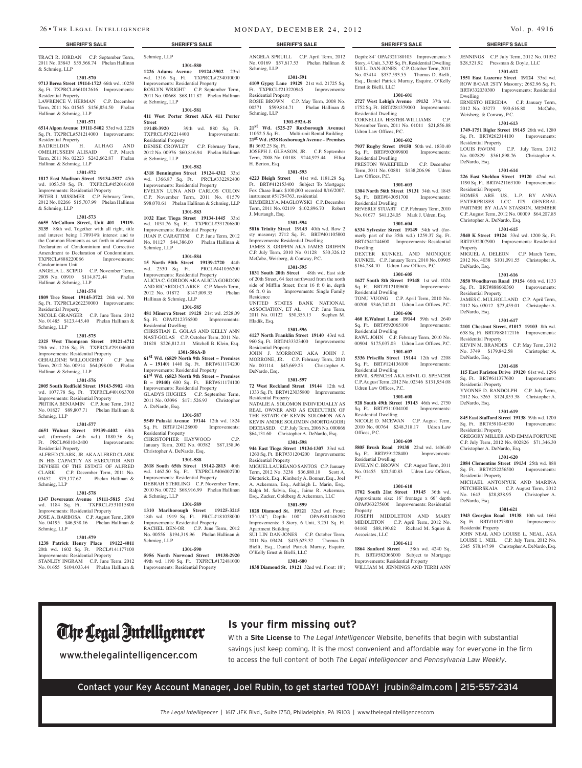## SHERIFF'S SALE

TRACI R. JORDAN C.P. September Term, 2011 No. 03843 $55,568.74 Phelan Hallinan & Schmieg, LLP

**1301-570**

**9713 Berea Street 19114-1723** 66th wd. 10250 Sq. Ft. TXPRCL#661012616 Improvements: Residential Property
LAWRENCE V. HERMAN C.P. December Term, 2011 No. 01545 $156,854.50 Phelan Hallinan & Schmieg, LLP

**1301-571**

**6514 Algon Avenue 19111-5402** 53rd wd. 2226 Sq. Ft. TXPRCL#531214000 Improvements: Residential Property
BADRELDIN H. ALHAG AND OMELHUSSEIN ALISAID C.P. March Term, 2011 No. 02223 $242,662.87 Phelan Hallinan & Schmieg, LLP

**1301-572**

**1817 East Madison Street 19134-2527** 45th wd. 1053.50 Sq. Ft. TXPRCL#452016100 Improvements: Residential Property
PETER I. MISSIMER C.P. February Term, 2012 No. 02266 $15,707.99 Phelan Hallinan & Schmieg, LLP

**1301-573**

**6655 McCallum Street, Unit 401 19119-3135** 88th wd. Together with all right, title and interest being 1.78914% interest and to the Common Elements as set forth in aforesaid Declaration of Condominium and Corrective Amendment to Declaration of Condominium. TXPRCL#888220086 Improvements: Condominium Unit
ANGELA L. SCIPIO C.P. November Term, 2009 No. 00910 $114,872.44 Phelan Hallinan & Schmieg, LLP

**1301-574**

**1809 Tree Street 19145-3722** 26th wd. 700 Sq. Ft. TXPRCL#262230000 Improvements: Residential Property
NICOLE GRANGER C.P. June Term, 2012 No. 01485 $123,445.40 Phelan Hallinan & Schmieg, LLP

**1301-575**

**2325 West Thompson Street 19121-4712** 29th wd. 1216 Sq. Ft. TXPRCL#291046000 Improvements: Residential Property
GERALDINE WILLOUGHBY C.P. June Term, 2012 No. 00914 $64,098.00 Phelan Hallinan & Schmieg, LLP

**1301-576**

**2005 South Redfield Street 19143-5902** 40th wd. 1077.78 Sq. Ft. TXPRCL#401063700 Improvements: Residential Property
PRITIKA BENJAMIN C.P. June Term, 2012 No. 01827 $89,807.71 Phelan Hallinan & Schmieg, LLP

**1301-577**

**4651 Walnut Street 19139-4402** 60th wd. (formerly 46th wd.) 1880.56 Sq. Ft. PRCL#601042400 Improvements: Residential Property
ALFRED CLARK, JR. AKA ALFRED CLARK IN HIS CAPACITY AS EXECUTOR AND DEVISEE OF THE ESTATE OF ALFRED CLARK C.P. December Term, 2011 No. 03452 $79,177.62 Phelan Hallinan & Schmieg, LLP

**1301-578**

**1347 Devereaux Avenue 19111-5815** 53rd wd. 1184 Sq. Ft. TXPRCL#531015800 Improvements: Residential Property
JOSE A. BARBOSA C.P. August Term, 2009 No. 04195 $46,938.16 Phelan Hallinan & Schmieg, LLP

**1301-579**

**1238 Patrick Henry Place 19122-4011** 20th wd. 1602 Sq. Ft. PRCL#141177100 Improvements: Residential Property
STANLEY INGRAM C.P. June Term, 2012 No. 01655 $104,033.44 Phelan Hallinan & Schmieg, LLP

**1301-580**

**1226 Adams Avenue 19124-3902** 23rd wd. 1516 Sq. Ft. TXPRCL#234010000 Improvements: Residential Property
ROSLYN WRIGHT C.P. September Term, 2011 No. 00668 $68,111.82 Phelan Hallinan & Schmieg, LLP

**1301-581**

**411 West Porter Street AKA 411 Porter Street**
**19148-3920** 39th wd. 880 Sq. Ft. TXPRCL#392214400 Improvements: Residential Property
DENISE CROWLEY C.P. February Term, 2012 No. 00976 $60,816.94 Phelan Hallinan & Schmieg, LLP

**1301-582**

**4318 Bennington Street 19124-4312** 33rd wd. 1366.87 Sq. Ft. PRCL#332292400 Improvements: Residential Property
EVELYN LUNA AND CARLOS COLON C.P. November Term, 2011 No. 01579 $98,070.61 Phelan Hallinan & Schmieg, LLP

**1301-583**

**1032 East Tioga Street 19134-1445** 33rd wd. 1031.76 Sq. Ft. TXPRCL#331206800 Improvements: Residential Property
JUAN P. CARATTINI C.P. June Term, 2012 No. 01127 $44,386.00 Phelan Hallinan & Schmieg, LLP

**1301-584**

**15 North 50th Street 19139-2720** 44th wd. 2530 Sq. Ft. PRCL#441056200 Improvements: Residential Property
ALICIA C. GORDON AKA ALICIA GORDON AND RICARDO CLARKE C.P. March Term, 2012 No. 01872 $147,009.35 Phelan Hallinan & Schmieg, LLP

**1301-585**

**481 Minerva Street 19128** 21st wd. 2528.09 Sq. Ft. OPA#212376500 Improvements: Residential Dwelling
CHRISTIAN E. GOLAS AND KELLY ANN NAST-GOLAS C.P. October Term, 2011 No. 01628 $226,812.11 Mitchell B. Klein, Esq.

**1301-586A-B**

**61st Wd. (6829 North 9th Street – Premises A – 19140)** 1440 Sq. Ft. BRT#611174200 Improvements: Residential Property
**61st Wd. (6823 North 9th Street – Premises B – 19140)** 600 Sq. Ft. BRT#611174100 Improvements: Residential Property
GLADYS HUGHES C.P. September Term, 2011 No. 03096 $171,526.93 Christopher A. DeNardo, Esq.

**1301-587**

**5549 Pulaski Avenue 19144** 12th wd. 1824 Sq. Ft. BRT#124128600 Improvements: Residential Property
CHRISTOPHER HAYWOOD C.P. January Term, 2002 No. 00382 $87,158.96 Christopher A. DeNardo, Esq.

**1301-588**

**2618 South 65th Street 19142-2813** 40th wd. 1462.50 Sq. Ft. TXPRCL#406002700 Improvements: Residential Property
DEBRAH STERLING C.P. November Term, 2010 No. 00722 $68,916.99 Phelan Hallinan & Schmieg, LLP

**1301-589**

**1310 Marlborough Street 19125-3215** 18th wd. 1919 Sq. Ft. PRCL#181058000 Improvements: Residential Property
RACHEL BEN-OR C.P. June Term, 2012 No. 00556 $194,319.96 Phelan Hallinan & Schmieg, LLP

**1301-590**

**5956 North Norwood Street 19138-2920** 49th wd. 1190 Sq. Ft. TXPRCL#172481000 Improvements: Residential Property
ANGELA SPRUILL C.P. April Term, 2012 No. 00169 $57,617.53 Phelan Hallinan & Schmieg, LLP

**1301-591**

**4109 Gypsy Lane 19129** 21st wd. 21725 Sq. Ft. TXPRCL#213220945 Improvements: Residential Property
ROSIE BROWN C.P. May Term, 2008 No. 00571 $599,814.71 Phelan Hallinan & Schmieg, LLP

**1301-592A-B**

**21st Wd. (525-27 Roxborough Avenue)** 11052.5 Sq. Ft. Multi-unit Rental Building
**21st Wd. (528 Roxborough Avenue – Premises B)** 3692.25 Sq. Ft.
JOSEPH J. GLEASON, JR. C.P. September Term, 2008 No. 00188 $244,925.44 Elliot H. Berton, Esq.

**1301-593**

**4223 Bleigh Street** 41st wd. 1181.28 Sq. Ft. BRT#412153400 Subject To Mortgage; Fox Chase Bank $100,000 recorded 8/16/2007, instrument #51754763, residential
KIMBERLY A. MAGLOWSKI C.P. December Term, 2011 No. 02119 $102,896.70 Robert J. Murtaugh, Esq.

**1301-594**

**5816 Trinity Street 19143** 40th wd. Row 2 sty masonry; 2712 Sq. Ft. BRT#401105800 Improvements: Residential Dwelling
JAMES S. GRIFFIN AKA JAMES GRIFFIN C.P. July Term, 2010 No. 01128 $30,326.12 McCabe, Weisberg, & Conway, P.C.

**1301-595**

**1831 South 20th Street** 48th wd. East side of 20th Street, 64 feet northward from the north side of Mifflin Street; front 16 ft 0 in, depth 66 ft, 0 in Improvements: Single Family Residence
UNITED STATES BANK NATIONAL ASSOCIATION, ET AL. C.P. June Term, 2011 No. 01122 $50,355.13 Stephen M. Hladik, Esq.

**1301-596**

**4127 North Franklin Street 19140** 43rd wd. 960 Sq. Ft. BRT#433323400 Improvements: Residential Property
JOHN J. MORRONE AKA JOHN J. MORRONE, JR. C.P. February Term, 2010 No. 001114 $45,669.23 Christopher A. DeNardo, Esq.

**1301-597**

**72 West Rockland Street 19144** 12th wd. 1333 Sq. Ft. BRT#123035800 Improvements: Residential Property
NATALIE A. SOLOMON INDIVIDUALLY AS REAL OWNER AND AS EXECUTRIX OF THE ESTATE OF KEVIN SOLOMON AKA KEVIN ANDRE SOLOMON (MORTGAGOR) DECEASED. C.P. July Term, 2006 No. 000866 $64,131.60 Christopher A. DeNardo, Esq.

**1301-598**

**944 East Tioga Street 19134-1307** 33rd wd. 1260 Sq. Ft. PRCL#331204200 Improvements: Residential Property
MIGUEL LAUREANO SANTOS C.P. January Term, 2012 No. 3238 $36,880.18 Scott A. Dietterick, Esq., Kimberly A. Bonner, Esq., Joel A. Ackerman, Esq., Ashleigh L. Marin, Esq., Ralph M. Salvia, Esq., Jaime R. Ackerman, Esq., Zucker, Goldberg & Ackerman, LLC

**1301-599**

**1828 Diamond St. 19121** 32nd wd. Front: 17'-1/4"; Depth: 100' OPA#881146290 Improvements: 3 Story, 6 Unit, 3,251 Sq. Ft. Apartment Building
SUI LIN DAN-JONES C.P. October Term, 2011 No. 03424 $455,623.32 Thomas D. Bielli, Esq., Daniel Patrick Murray, Esquire, O'Kelly Ernst & Bielli, LLC

**1301-600**

**1838 Diamond St. 19121** 32nd wd. Front: 18'; Depth: 84' OPA#321180105 Improvements: 3 Story, 4 Unit, 3,305 Sq. Ft. Residential Dwelling
SUI L. DAN-JONES C.P. October Term, 2011 No. 03414 $337,593.55 Thomas D. Bielli, Esq., Daniel Patrick Murray, Esquire, O'Kelly Ernst & Bielli, LLC

**1301-601**

**2727 West Lehigh Avenue 19132** 37th wd. 1752 Sq. Ft. BRT#281379000 Improvements: Residential Dwelling
CORNELLIA HESTER-WILLIAMS C.P. November Term, 2011 No. 01011 $21,856.88 Udren Law Offices, P.C.

**1301-602**

**7937 Rugby Street 19150** 50th wd. 1830.40 Sq. Ft. BRT#502099800 Improvements: Residential Dwelling
PRESTON WAKEFIELD C.P. December Term, 2011 No. 00881 $138,206.96 Udren Law Offices, P.C.

**1301-603**

**1304 North 56th Street 19131** 34th wd. 1845 Sq. Ft. BRT#043051700 Improvements: Residential Dwelling
BEVERLY STUART C.P. February Term, 2010 No. 01677 $41,124.05 Mark J. Udren, Esq.

**1301-604**

**6334 Sylvester Street 19149** 54th wd. (formerly part of the 35th wd.) 1259.37 Sq. Ft. BRT#541244600 Improvements: Residential Dwelling
DEXTER KUNKEL AND MONIQUE KUNKEL C.P. January Term, 2010 No. 00905 $164,284.10 Udren Law Offices, P.C.

**1301-605**

**1627 South 8th Street 19148** 1st wd. 1024 Sq. Ft. BRT#012189600 Improvements: Residential Dwelling
TONU VUONG C.P. April Term, 2010 No. 00208 $346,742.01 Udren Law Offices, P.C.

**1301-606**

**460 E.Walnut Lane 19144** 59th wd. 2640 Sq. Ft. BRT#592065100 Improvements: Residential Dwelling
RAWL JOHN C.P. February Term, 2010 No. 00904 $175,037.03 Udren Law Offices, P.C.

**1301-607**

**5336 Priscilla Street 19144** 12th wd. 2208 Sq. Ft. BRT#124136100 Improvements: Residential Dwelling
ERVIL SPENCER AKA ERVIL G. SPENCER C.P. August Term, 2012 No. 02346 $131,954.08 Udren Law Offices, P.C.

**1301-608**

**928 South 49th Street 19143** 46th wd. 2750 Sq. Ft. BRT#511004100 Improvements: Residential Dwelling
NICOLE D. MCEWAN C.P. August Term, 2010 No. 00764 $248,318.17 Udren Law Offices, P.C.

**1301-609**

**5805 Brush Road 19138** 22nd wd. 1406.40 Sq. Ft. BRT#591228400 Improvements: Residential Dwelling
EVELYN C. BROWN C.P. August Term, 2011 No. 01455 $20,540.83 Udren Law Offices, P.C.

**1301-610**

**1702 South 21st Street 19145** 36th wd. Approximate size: 16' frontage x 66' depth OPA#363275600 Improvements: Residential Property
JOSEPH MIDDLETON AND MARY MIDDLETON C.P. April Term, 2012 No. 04160 $88,190.62 Richard M. Squire & Associates, LLC

**1301-611**

**1864 Sanford Street** 58th wd. 4240 Sq. Ft. BRT#582066000 Subject to Mortgage Improvements: Residential Property
WILLIAM M. JENNINGS AND TERRI ANN JENNINGS C.P. July Term, 2012 No. 01952 $28,521.92 Pressman & Doyle, LLC

**1301-612**

**1551 East Luzerne Street 19124** 33rd wd. ROW B/GAR 2STY Masonry; 2682.96 Sq. Ft. BRT#332030300 Improvements: Residential Dwelling
ERNESTO HEREDIA C.P. January Term, 2012 No. 03273 $90,616.80 McCabe, Weisberg, & Conway, P.C.

**1301-613**

**1749-1751 Bigler Street 19145** 26th wd. 1280 Sq. Ft. BRT#262314100 Improvements: Residential Property
LOUIS PAVONI C.P. July Term, 2012 No. 002829 $361,898.76 Christopher A. DeNardo, Esq.

**1301-614**

**226 East Sheldon Street 19120** 42nd wd. 1190 Sq. Ft. BRT#421163100 Improvements: Residential Property
HOMES ARE US, L.P. BY ANNA ENTERPRISES LCC ITS GENERAL PARTNER BY ALAN STASSON, MEMBER C.P. August Term, 2012 No. 00009 $64,207.85 Christopher A. DeNardo, Esq.

**1301-615**

**3840 K Street 19124** 33rd wd. 1200 Sq. Ft. BRT#332307900 Improvements: Residential Property
MIGUEL A. DELEON C.P. March Term, 2012 No. 4038 $101,091.55 Christopher A. DeNardo, Esq.

**1301-616**

**3850 Woodhaven Road 19154** 66th wd. 1133 Sq. Ft. BRT#888660360 Improvements: Residential Property
JAMES C. MULHOLLAND C.P. April Term, 2012 No. 03012 $73,459.01 Christopher A. DeNardo, Esq.

**1301-617**

**2101 Chestnut Street, #1017 19103** 8th wd. 658 Sq. Ft. BRT#888112116 Improvements: Residential Property
KEVIN M. BRANDES C.P. May Term, 2012 No. 3749 $179,842.58 Christopher A. DeNardo, Esq.

**1301-618**

**115 East Fariston Drive 19120** 61st wd. 1296 Sq. Ft. BRT#611377600 Improvements: Residential Property
YVONNE D. RANDOLPH C.P. July Term, 2012 No. 3265 $124,853.38 Christopher A. DeNardo, Esq.

**1301-619**

**845 East Stafford Street 19138** 59th wd. 1200 Sq. Ft. BRT#591046300 Improvements: Residential Property
GREGORY MILLER AND EMMA FORTUNE C.P. July Term, 2012 No. 002826 $71,346.30 Christopher A. DeNardo, Esq.

**1301-620**

**2084 Clementine Street 19134** 25th wd. 888 Sq. Ft. BRT#252256500 Improvements: Residential Property
MICHAEL ANTONYUK AND MARINA PETCHERSKAIA C.P. August Term, 2012 No. 1643 $28,838.95 Christopher A. DeNardo, Esq.

**1301-621**

**1943 Georgian Road 19138** 10th wd. 1664 Sq. Ft. BRT#101273800 Improvements: Residential Property
JOHN NEAL AND LOUISE L. NEAL, AKA LOUISE L. NEIL C.P. July Term, 2012 No. 2345 $78,147.99 Christopher A. DeNardo, Esq.

---

**The Legal Intelligencer**

www.thelegalintelligencer.com

## Is your firm missing out?

With a **Site License** to *The Legal Intelligencer* Website, benefits that begin with substantial savings just keep coming. It is the most convenient and affordable way for everyone in the firm to access the full content of both *The Legal Intelligencer* and *Pennsylvania Law Weekly*.

Contact your Key Account Manager, Joel Rubin, to get started TODAY! jrubin@alm.com | 215-557-2314

*The Legal Intelligencer* | 1617 JFK Blvd., Suite 1750, Philadelphia, PA 19103 | www.thelegalintelligencer.com